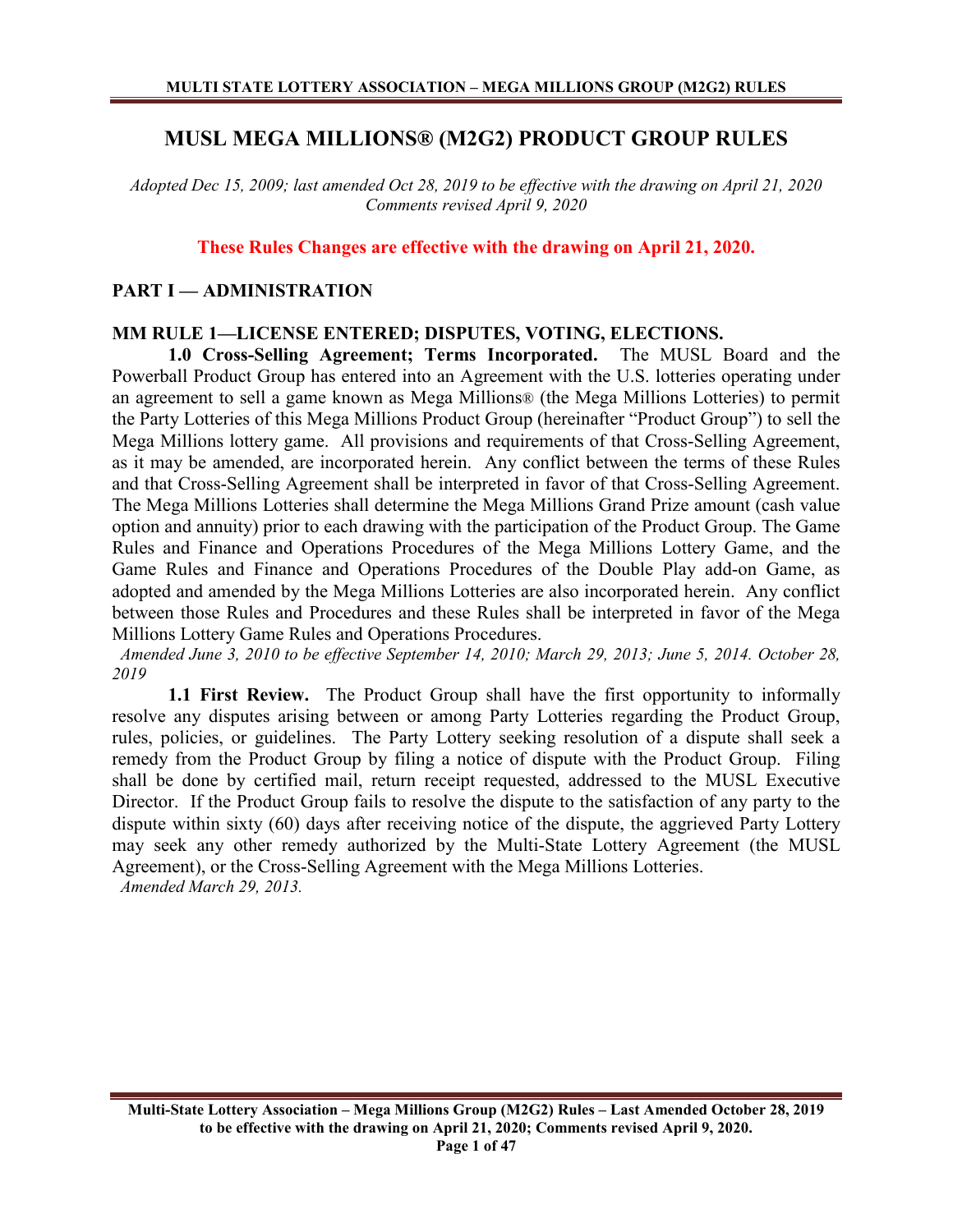# MUSL MEGA MILLIONS® (M2G2) PRODUCT GROUP RULES

*Adopted Dec 15, 2009; last amended Oct 28, 2019 to be effective with the drawing on April 21, 2020*
*Comments revised April 9, 2020*

**These Rules Changes are effective with the drawing on April 21, 2020.**

## PART I — ADMINISTRATION

### MM RULE 1—LICENSE ENTERED; DISPUTES, VOTING, ELECTIONS.

**1.0 Cross-Selling Agreement; Terms Incorporated.** The MUSL Board and the Powerball Product Group has entered into an Agreement with the U.S. lotteries operating under an agreement to sell a game known as Mega Millions® (the Mega Millions Lotteries) to permit the Party Lotteries of this Mega Millions Product Group (hereinafter "Product Group") to sell the Mega Millions lottery game. All provisions and requirements of that Cross-Selling Agreement, as it may be amended, are incorporated herein. Any conflict between the terms of these Rules and that Cross-Selling Agreement shall be interpreted in favor of that Cross-Selling Agreement. The Mega Millions Lotteries shall determine the Mega Millions Grand Prize amount (cash value option and annuity) prior to each drawing with the participation of the Product Group. The Game Rules and Finance and Operations Procedures of the Mega Millions Lottery Game, and the Game Rules and Finance and Operations Procedures of the Double Play add-on Game, as adopted and amended by the Mega Millions Lotteries are also incorporated herein. Any conflict between those Rules and Procedures and these Rules shall be interpreted in favor of the Mega Millions Lottery Game Rules and Operations Procedures.

*Amended June 3, 2010 to be effective September 14, 2010; March 29, 2013; June 5, 2014. October 28, 2019*

**1.1 First Review.** The Product Group shall have the first opportunity to informally resolve any disputes arising between or among Party Lotteries regarding the Product Group, rules, policies, or guidelines. The Party Lottery seeking resolution of a dispute shall seek a remedy from the Product Group by filing a notice of dispute with the Product Group. Filing shall be done by certified mail, return receipt requested, addressed to the MUSL Executive Director. If the Product Group fails to resolve the dispute to the satisfaction of any party to the dispute within sixty (60) days after receiving notice of the dispute, the aggrieved Party Lottery may seek any other remedy authorized by the Multi-State Lottery Agreement (the MUSL Agreement), or the Cross-Selling Agreement with the Mega Millions Lotteries.

*Amended March 29, 2013.*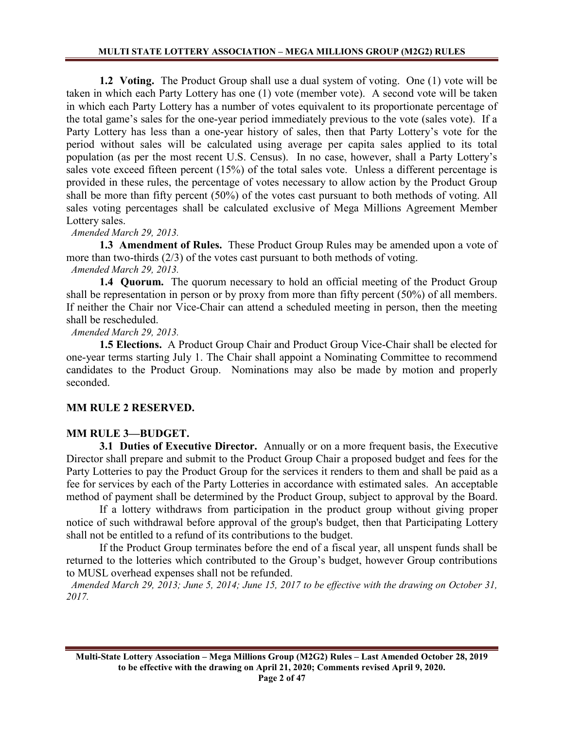**1.2 Voting.** The Product Group shall use a dual system of voting. One (1) vote will be taken in which each Party Lottery has one (1) vote (member vote). A second vote will be taken in which each Party Lottery has a number of votes equivalent to its proportionate percentage of the total game's sales for the one-year period immediately previous to the vote (sales vote). If a Party Lottery has less than a one-year history of sales, then that Party Lottery's vote for the period without sales will be calculated using average per capita sales applied to its total population (as per the most recent U.S. Census). In no case, however, shall a Party Lottery's sales vote exceed fifteen percent (15%) of the total sales vote. Unless a different percentage is provided in these rules, the percentage of votes necessary to allow action by the Product Group shall be more than fifty percent (50%) of the votes cast pursuant to both methods of voting. All sales voting percentages shall be calculated exclusive of Mega Millions Agreement Member Lottery sales.

*Amended March 29, 2013.*

**1.3 Amendment of Rules.** These Product Group Rules may be amended upon a vote of more than two-thirds (2/3) of the votes cast pursuant to both methods of voting.

*Amended March 29, 2013.*

**1.4 Quorum.** The quorum necessary to hold an official meeting of the Product Group shall be representation in person or by proxy from more than fifty percent (50%) of all members. If neither the Chair nor Vice-Chair can attend a scheduled meeting in person, then the meeting shall be rescheduled.

*Amended March 29, 2013.*

**1.5 Elections.** A Product Group Chair and Product Group Vice-Chair shall be elected for one-year terms starting July 1. The Chair shall appoint a Nominating Committee to recommend candidates to the Product Group. Nominations may also be made by motion and properly seconded.

## MM RULE 2 RESERVED.

## MM RULE 3—BUDGET.

**3.1 Duties of Executive Director.** Annually or on a more frequent basis, the Executive Director shall prepare and submit to the Product Group Chair a proposed budget and fees for the Party Lotteries to pay the Product Group for the services it renders to them and shall be paid as a fee for services by each of the Party Lotteries in accordance with estimated sales. An acceptable method of payment shall be determined by the Product Group, subject to approval by the Board.

If a lottery withdraws from participation in the product group without giving proper notice of such withdrawal before approval of the group's budget, then that Participating Lottery shall not be entitled to a refund of its contributions to the budget.

If the Product Group terminates before the end of a fiscal year, all unspent funds shall be returned to the lotteries which contributed to the Group's budget, however Group contributions to MUSL overhead expenses shall not be refunded.

*Amended March 29, 2013; June 5, 2014; June 15, 2017 to be effective with the drawing on October 31, 2017.*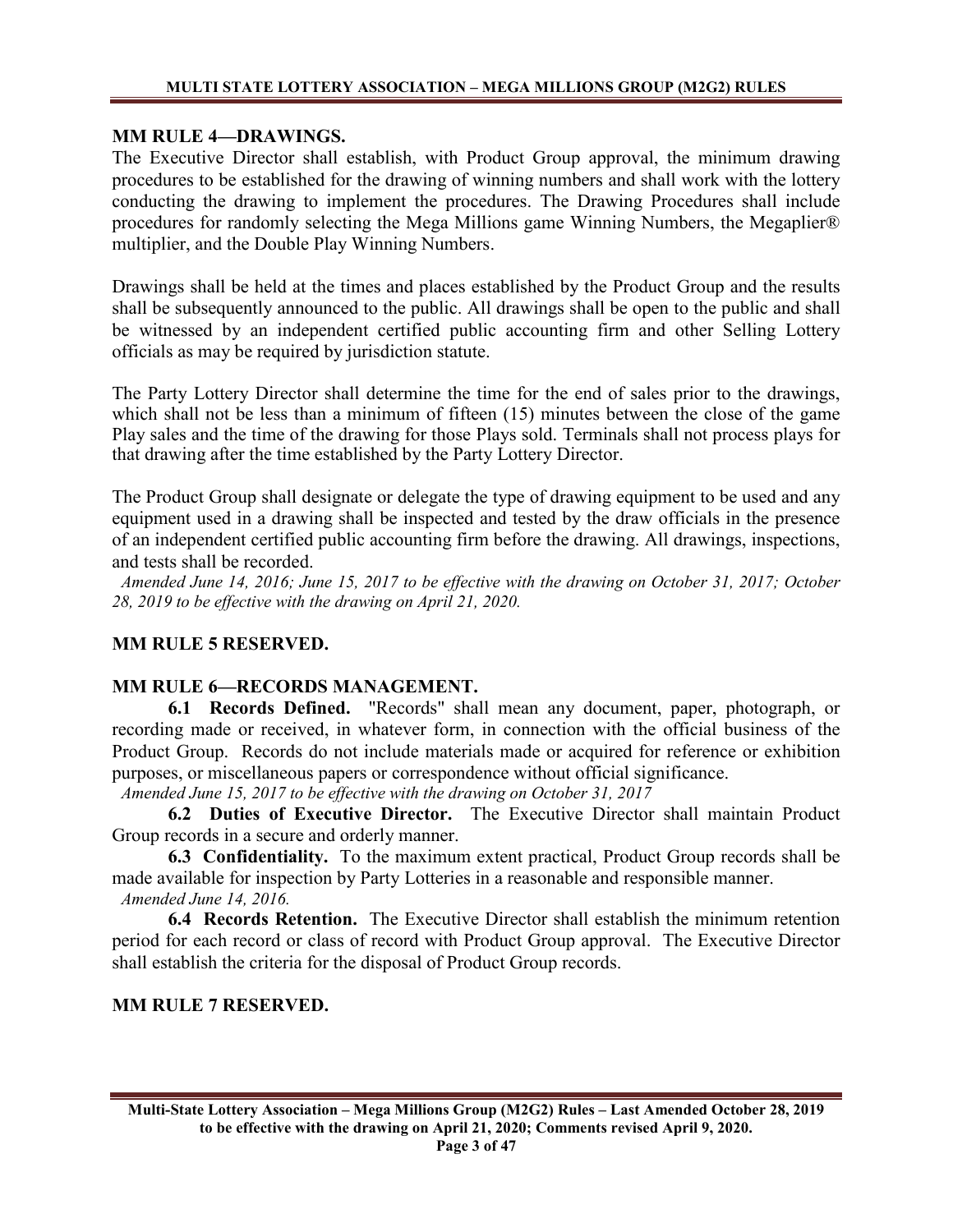## MM RULE 4—DRAWINGS.

The Executive Director shall establish, with Product Group approval, the minimum drawing procedures to be established for the drawing of winning numbers and shall work with the lottery conducting the drawing to implement the procedures. The Drawing Procedures shall include procedures for randomly selecting the Mega Millions game Winning Numbers, the Megaplier® multiplier, and the Double Play Winning Numbers.

Drawings shall be held at the times and places established by the Product Group and the results shall be subsequently announced to the public. All drawings shall be open to the public and shall be witnessed by an independent certified public accounting firm and other Selling Lottery officials as may be required by jurisdiction statute.

The Party Lottery Director shall determine the time for the end of sales prior to the drawings, which shall not be less than a minimum of fifteen (15) minutes between the close of the game Play sales and the time of the drawing for those Plays sold. Terminals shall not process plays for that drawing after the time established by the Party Lottery Director.

The Product Group shall designate or delegate the type of drawing equipment to be used and any equipment used in a drawing shall be inspected and tested by the draw officials in the presence of an independent certified public accounting firm before the drawing. All drawings, inspections, and tests shall be recorded.

*Amended June 14, 2016; June 15, 2017 to be effective with the drawing on October 31, 2017; October 28, 2019 to be effective with the drawing on April 21, 2020.*

## MM RULE 5 RESERVED.

## MM RULE 6—RECORDS MANAGEMENT.

**6.1 Records Defined.** "Records" shall mean any document, paper, photograph, or recording made or received, in whatever form, in connection with the official business of the Product Group. Records do not include materials made or acquired for reference or exhibition purposes, or miscellaneous papers or correspondence without official significance.

*Amended June 15, 2017 to be effective with the drawing on October 31, 2017*

**6.2 Duties of Executive Director.** The Executive Director shall maintain Product Group records in a secure and orderly manner.

**6.3 Confidentiality.** To the maximum extent practical, Product Group records shall be made available for inspection by Party Lotteries in a reasonable and responsible manner.

*Amended June 14, 2016.*

**6.4 Records Retention.** The Executive Director shall establish the minimum retention period for each record or class of record with Product Group approval. The Executive Director shall establish the criteria for the disposal of Product Group records.

## MM RULE 7 RESERVED.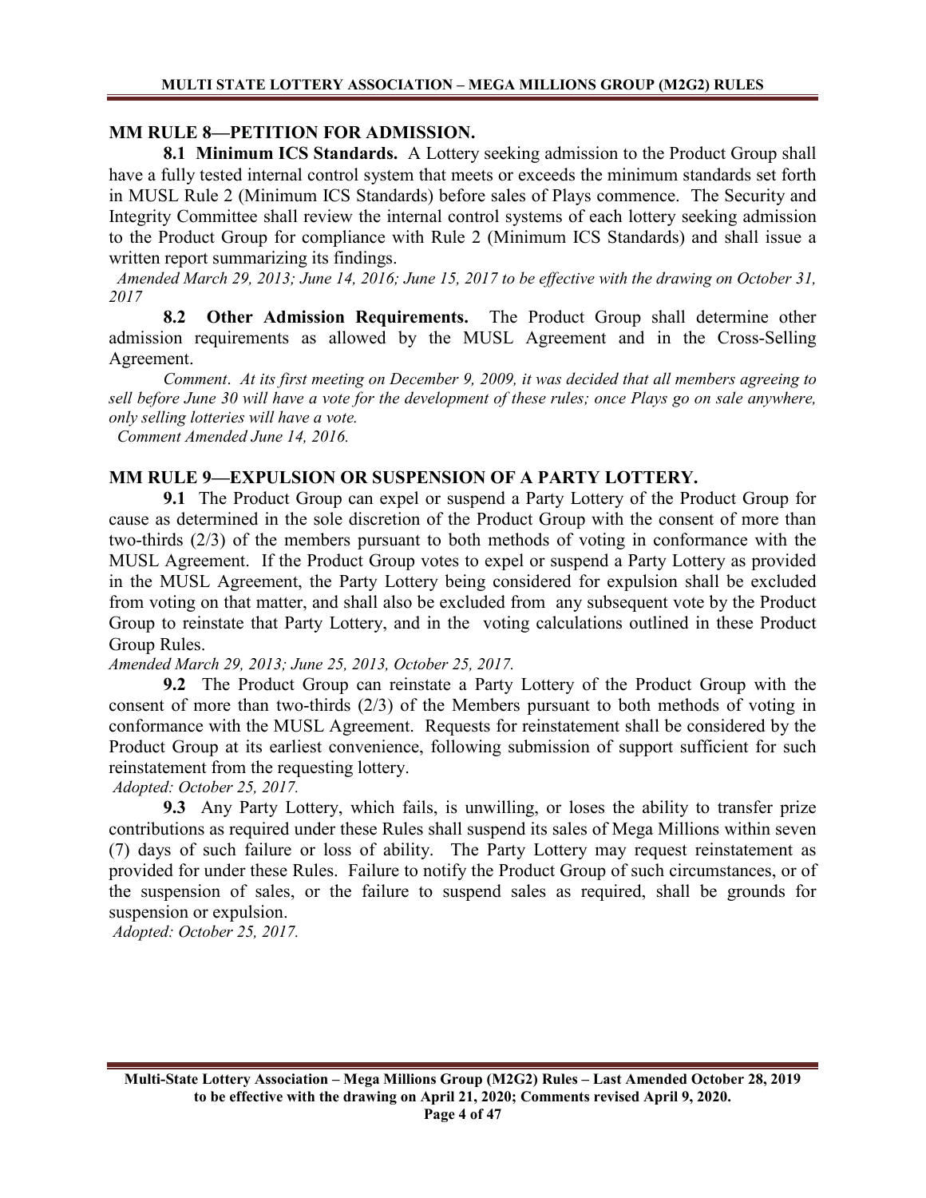## MM RULE 8—PETITION FOR ADMISSION.

**8.1 Minimum ICS Standards.** A Lottery seeking admission to the Product Group shall have a fully tested internal control system that meets or exceeds the minimum standards set forth in MUSL Rule 2 (Minimum ICS Standards) before sales of Plays commence. The Security and Integrity Committee shall review the internal control systems of each lottery seeking admission to the Product Group for compliance with Rule 2 (Minimum ICS Standards) and shall issue a written report summarizing its findings.

*Amended March 29, 2013; June 14, 2016; June 15, 2017 to be effective with the drawing on October 31, 2017*

**8.2 Other Admission Requirements.** The Product Group shall determine other admission requirements as allowed by the MUSL Agreement and in the Cross-Selling Agreement.

*Comment. At its first meeting on December 9, 2009, it was decided that all members agreeing to sell before June 30 will have a vote for the development of these rules; once Plays go on sale anywhere, only selling lotteries will have a vote.*

*Comment Amended June 14, 2016.*

## MM RULE 9—EXPULSION OR SUSPENSION OF A PARTY LOTTERY.

**9.1** The Product Group can expel or suspend a Party Lottery of the Product Group for cause as determined in the sole discretion of the Product Group with the consent of more than two-thirds (2/3) of the members pursuant to both methods of voting in conformance with the MUSL Agreement. If the Product Group votes to expel or suspend a Party Lottery as provided in the MUSL Agreement, the Party Lottery being considered for expulsion shall be excluded from voting on that matter, and shall also be excluded from any subsequent vote by the Product Group to reinstate that Party Lottery, and in the voting calculations outlined in these Product Group Rules.

*Amended March 29, 2013; June 25, 2013, October 25, 2017.*

**9.2** The Product Group can reinstate a Party Lottery of the Product Group with the consent of more than two-thirds (2/3) of the Members pursuant to both methods of voting in conformance with the MUSL Agreement. Requests for reinstatement shall be considered by the Product Group at its earliest convenience, following submission of support sufficient for such reinstatement from the requesting lottery.

*Adopted: October 25, 2017.*

**9.3** Any Party Lottery, which fails, is unwilling, or loses the ability to transfer prize contributions as required under these Rules shall suspend its sales of Mega Millions within seven (7) days of such failure or loss of ability. The Party Lottery may request reinstatement as provided for under these Rules. Failure to notify the Product Group of such circumstances, or of the suspension of sales, or the failure to suspend sales as required, shall be grounds for suspension or expulsion.

*Adopted: October 25, 2017.*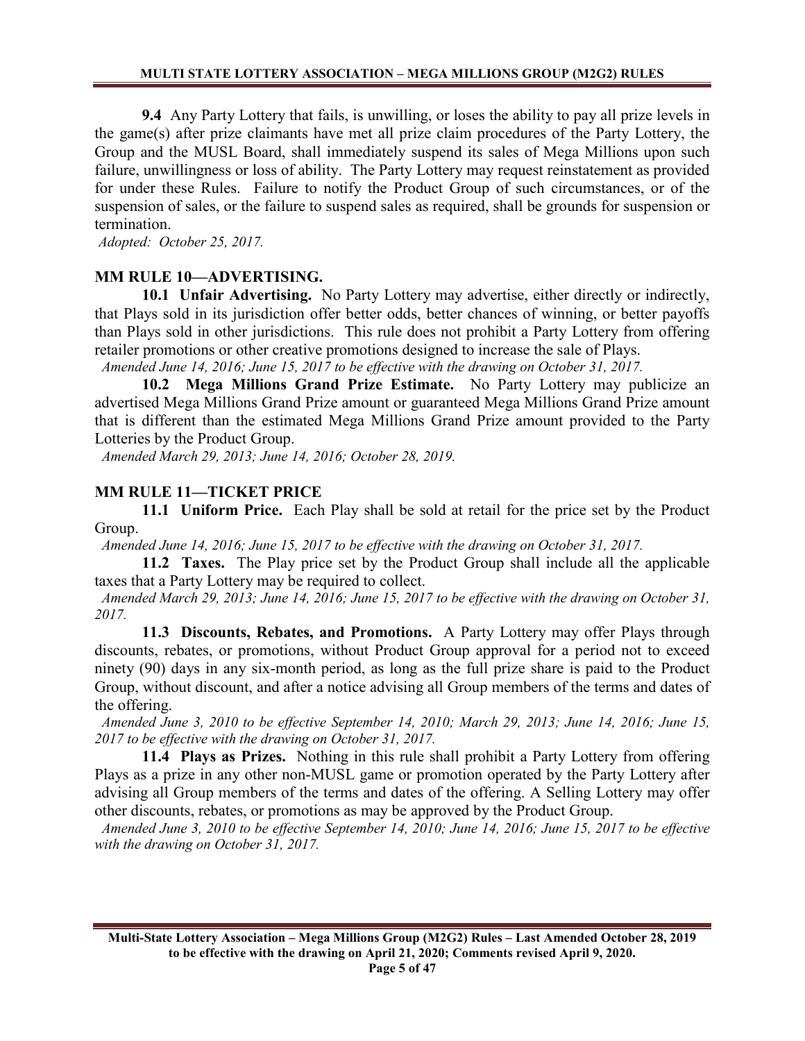**9.4** Any Party Lottery that fails, is unwilling, or loses the ability to pay all prize levels in the game(s) after prize claimants have met all prize claim procedures of the Party Lottery, the Group and the MUSL Board, shall immediately suspend its sales of Mega Millions upon such failure, unwillingness or loss of ability. The Party Lottery may request reinstatement as provided for under these Rules. Failure to notify the Product Group of such circumstances, or of the suspension of sales, or the failure to suspend sales as required, shall be grounds for suspension or termination.

*Adopted: October 25, 2017.*

## MM RULE 10—ADVERTISING.

**10.1 Unfair Advertising.** No Party Lottery may advertise, either directly or indirectly, that Plays sold in its jurisdiction offer better odds, better chances of winning, or better payoffs than Plays sold in other jurisdictions. This rule does not prohibit a Party Lottery from offering retailer promotions or other creative promotions designed to increase the sale of Plays.

*Amended June 14, 2016; June 15, 2017 to be effective with the drawing on October 31, 2017.*

**10.2 Mega Millions Grand Prize Estimate.** No Party Lottery may publicize an advertised Mega Millions Grand Prize amount or guaranteed Mega Millions Grand Prize amount that is different than the estimated Mega Millions Grand Prize amount provided to the Party Lotteries by the Product Group.

*Amended March 29, 2013; June 14, 2016; October 28, 2019.*

## MM RULE 11—TICKET PRICE

**11.1 Uniform Price.** Each Play shall be sold at retail for the price set by the Product Group.

*Amended June 14, 2016; June 15, 2017 to be effective with the drawing on October 31, 2017.*

**11.2 Taxes.** The Play price set by the Product Group shall include all the applicable taxes that a Party Lottery may be required to collect.

*Amended March 29, 2013; June 14, 2016; June 15, 2017 to be effective with the drawing on October 31, 2017.*

**11.3 Discounts, Rebates, and Promotions.** A Party Lottery may offer Plays through discounts, rebates, or promotions, without Product Group approval for a period not to exceed ninety (90) days in any six-month period, as long as the full prize share is paid to the Product Group, without discount, and after a notice advising all Group members of the terms and dates of the offering.

*Amended June 3, 2010 to be effective September 14, 2010; March 29, 2013; June 14, 2016; June 15, 2017 to be effective with the drawing on October 31, 2017.*

**11.4 Plays as Prizes.** Nothing in this rule shall prohibit a Party Lottery from offering Plays as a prize in any other non-MUSL game or promotion operated by the Party Lottery after advising all Group members of the terms and dates of the offering. A Selling Lottery may offer other discounts, rebates, or promotions as may be approved by the Product Group.

*Amended June 3, 2010 to be effective September 14, 2010; June 14, 2016; June 15, 2017 to be effective with the drawing on October 31, 2017.*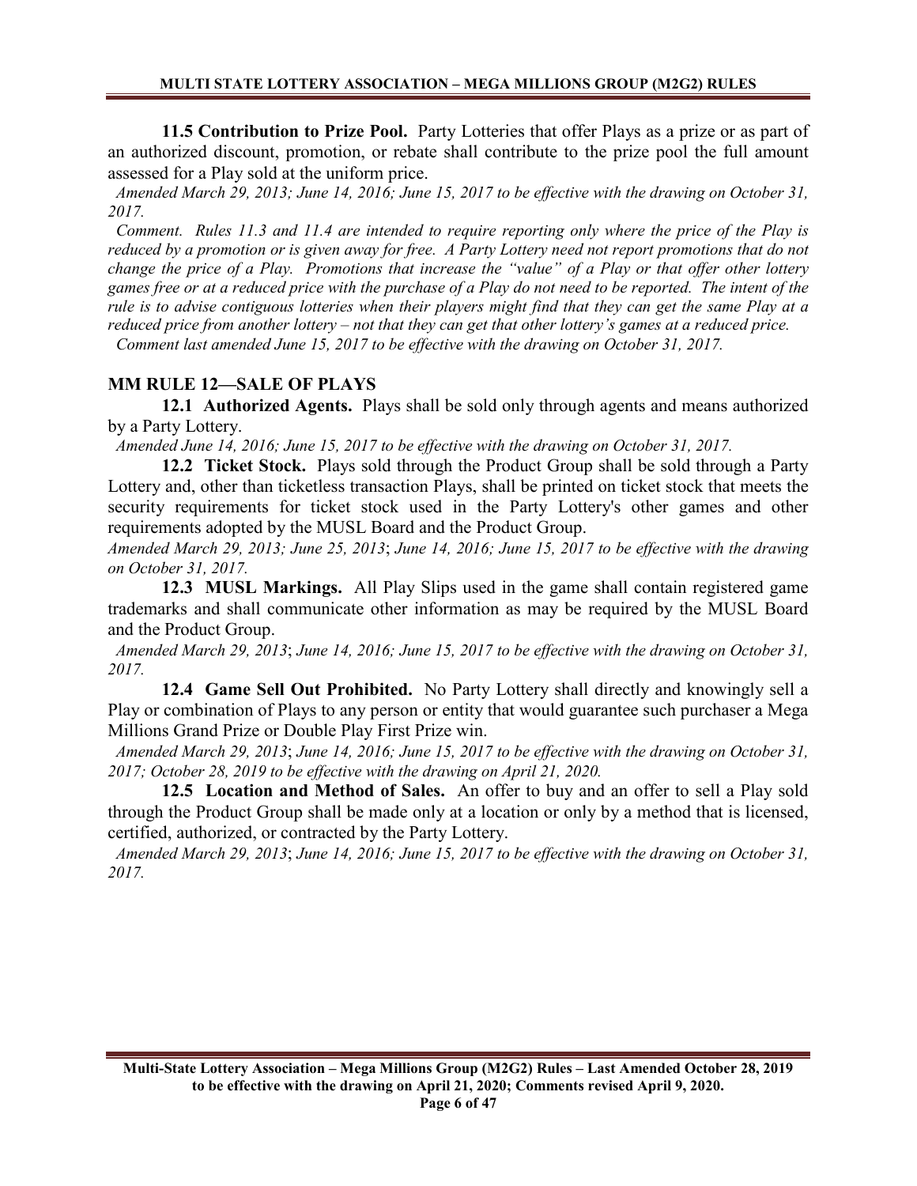**11.5 Contribution to Prize Pool.** Party Lotteries that offer Plays as a prize or as part of an authorized discount, promotion, or rebate shall contribute to the prize pool the full amount assessed for a Play sold at the uniform price.

*Amended March 29, 2013; June 14, 2016; June 15, 2017 to be effective with the drawing on October 31, 2017.*

*Comment. Rules 11.3 and 11.4 are intended to require reporting only where the price of the Play is reduced by a promotion or is given away for free. A Party Lottery need not report promotions that do not change the price of a Play. Promotions that increase the "value" of a Play or that offer other lottery games free or at a reduced price with the purchase of a Play do not need to be reported. The intent of the rule is to advise contiguous lotteries when their players might find that they can get the same Play at a reduced price from another lottery – not that they can get that other lottery's games at a reduced price.*

*Comment last amended June 15, 2017 to be effective with the drawing on October 31, 2017.*

## MM RULE 12—SALE OF PLAYS

**12.1 Authorized Agents.** Plays shall be sold only through agents and means authorized by a Party Lottery.

*Amended June 14, 2016; June 15, 2017 to be effective with the drawing on October 31, 2017.*

**12.2 Ticket Stock.** Plays sold through the Product Group shall be sold through a Party Lottery and, other than ticketless transaction Plays, shall be printed on ticket stock that meets the security requirements for ticket stock used in the Party Lottery's other games and other requirements adopted by the MUSL Board and the Product Group.

*Amended March 29, 2013; June 25, 2013; June 14, 2016; June 15, 2017 to be effective with the drawing on October 31, 2017.*

**12.3 MUSL Markings.** All Play Slips used in the game shall contain registered game trademarks and shall communicate other information as may be required by the MUSL Board and the Product Group.

*Amended March 29, 2013; June 14, 2016; June 15, 2017 to be effective with the drawing on October 31, 2017.*

**12.4 Game Sell Out Prohibited.** No Party Lottery shall directly and knowingly sell a Play or combination of Plays to any person or entity that would guarantee such purchaser a Mega Millions Grand Prize or Double Play First Prize win.

*Amended March 29, 2013; June 14, 2016; June 15, 2017 to be effective with the drawing on October 31, 2017; October 28, 2019 to be effective with the drawing on April 21, 2020.*

**12.5 Location and Method of Sales.** An offer to buy and an offer to sell a Play sold through the Product Group shall be made only at a location or only by a method that is licensed, certified, authorized, or contracted by the Party Lottery.

*Amended March 29, 2013; June 14, 2016; June 15, 2017 to be effective with the drawing on October 31, 2017.*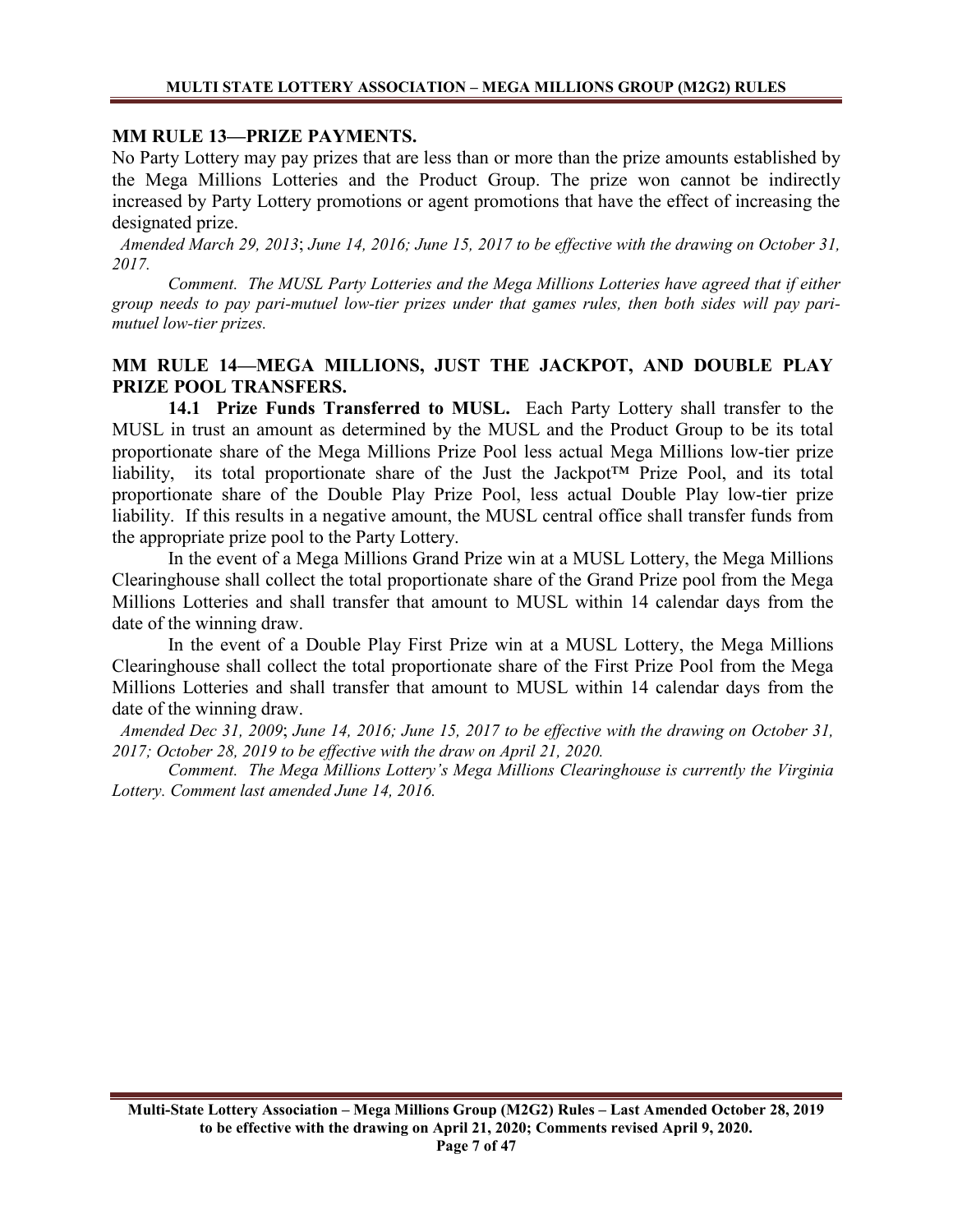## MM RULE 13—PRIZE PAYMENTS.

No Party Lottery may pay prizes that are less than or more than the prize amounts established by the Mega Millions Lotteries and the Product Group. The prize won cannot be indirectly increased by Party Lottery promotions or agent promotions that have the effect of increasing the designated prize.

*Amended March 29, 2013; June 14, 2016; June 15, 2017 to be effective with the drawing on October 31, 2017.*

*Comment. The MUSL Party Lotteries and the Mega Millions Lotteries have agreed that if either group needs to pay pari-mutuel low-tier prizes under that games rules, then both sides will pay pari-mutuel low-tier prizes.*

## MM RULE 14—MEGA MILLIONS, JUST THE JACKPOT, AND DOUBLE PLAY PRIZE POOL TRANSFERS.

**14.1 Prize Funds Transferred to MUSL.** Each Party Lottery shall transfer to the MUSL in trust an amount as determined by the MUSL and the Product Group to be its total proportionate share of the Mega Millions Prize Pool less actual Mega Millions low-tier prize liability, its total proportionate share of the Just the Jackpot™ Prize Pool, and its total proportionate share of the Double Play Prize Pool, less actual Double Play low-tier prize liability. If this results in a negative amount, the MUSL central office shall transfer funds from the appropriate prize pool to the Party Lottery.

In the event of a Mega Millions Grand Prize win at a MUSL Lottery, the Mega Millions Clearinghouse shall collect the total proportionate share of the Grand Prize pool from the Mega Millions Lotteries and shall transfer that amount to MUSL within 14 calendar days from the date of the winning draw.

In the event of a Double Play First Prize win at a MUSL Lottery, the Mega Millions Clearinghouse shall collect the total proportionate share of the First Prize Pool from the Mega Millions Lotteries and shall transfer that amount to MUSL within 14 calendar days from the date of the winning draw.

*Amended Dec 31, 2009; June 14, 2016; June 15, 2017 to be effective with the drawing on October 31, 2017; October 28, 2019 to be effective with the draw on April 21, 2020.*

*Comment. The Mega Millions Lottery's Mega Millions Clearinghouse is currently the Virginia Lottery. Comment last amended June 14, 2016.*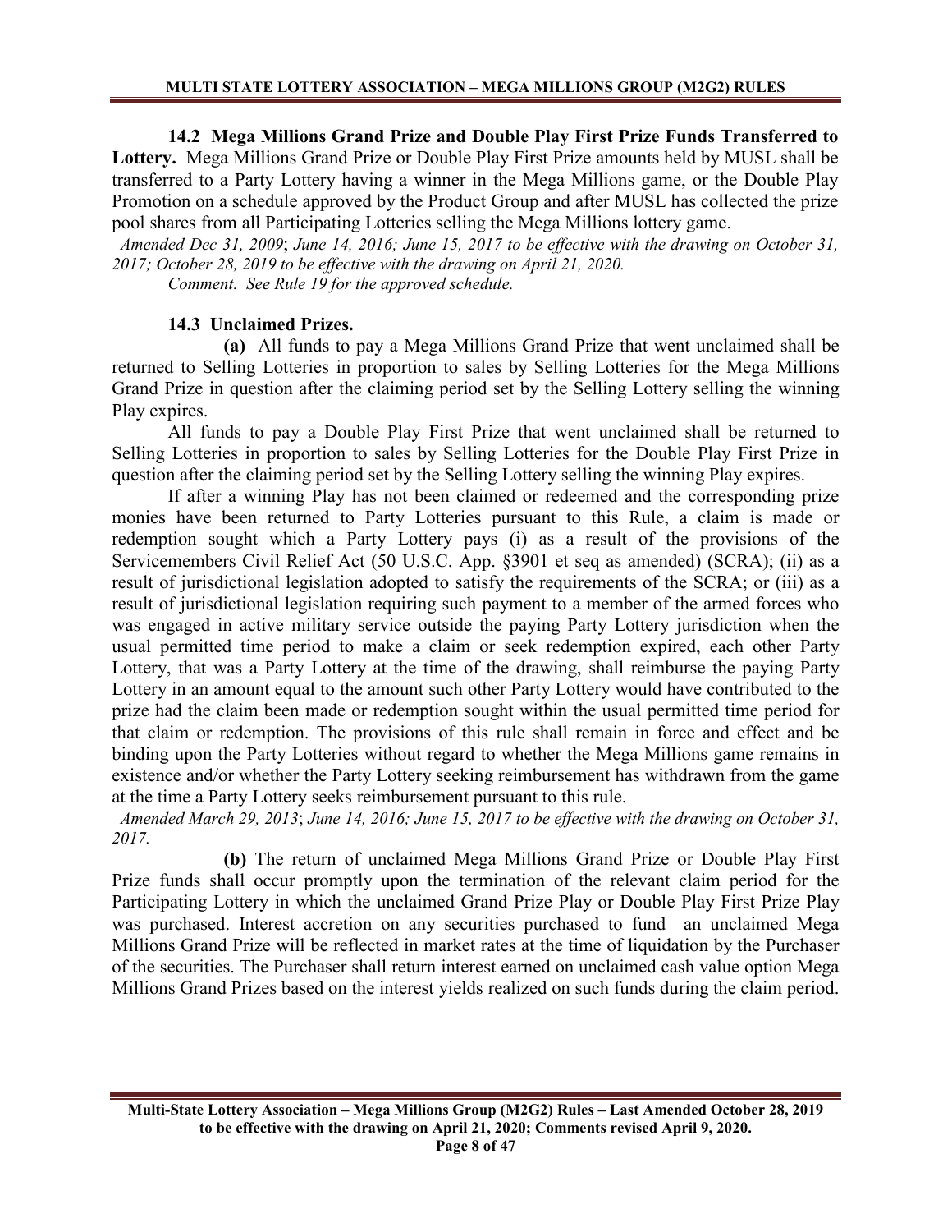**14.2 Mega Millions Grand Prize and Double Play First Prize Funds Transferred to Lottery.** Mega Millions Grand Prize or Double Play First Prize amounts held by MUSL shall be transferred to a Party Lottery having a winner in the Mega Millions game, or the Double Play Promotion on a schedule approved by the Product Group and after MUSL has collected the prize pool shares from all Participating Lotteries selling the Mega Millions lottery game.

*Amended Dec 31, 2009; June 14, 2016; June 15, 2017 to be effective with the drawing on October 31, 2017; October 28, 2019 to be effective with the drawing on April 21, 2020.*

*Comment. See Rule 19 for the approved schedule.*

**14.3 Unclaimed Prizes.**

**(a)** All funds to pay a Mega Millions Grand Prize that went unclaimed shall be returned to Selling Lotteries in proportion to sales by Selling Lotteries for the Mega Millions Grand Prize in question after the claiming period set by the Selling Lottery selling the winning Play expires.

All funds to pay a Double Play First Prize that went unclaimed shall be returned to Selling Lotteries in proportion to sales by Selling Lotteries for the Double Play First Prize in question after the claiming period set by the Selling Lottery selling the winning Play expires.

If after a winning Play has not been claimed or redeemed and the corresponding prize monies have been returned to Party Lotteries pursuant to this Rule, a claim is made or redemption sought which a Party Lottery pays (i) as a result of the provisions of the Servicemembers Civil Relief Act (50 U.S.C. App. §3901 et seq as amended) (SCRA); (ii) as a result of jurisdictional legislation adopted to satisfy the requirements of the SCRA; or (iii) as a result of jurisdictional legislation requiring such payment to a member of the armed forces who was engaged in active military service outside the paying Party Lottery jurisdiction when the usual permitted time period to make a claim or seek redemption expired, each other Party Lottery, that was a Party Lottery at the time of the drawing, shall reimburse the paying Party Lottery in an amount equal to the amount such other Party Lottery would have contributed to the prize had the claim been made or redemption sought within the usual permitted time period for that claim or redemption. The provisions of this rule shall remain in force and effect and be binding upon the Party Lotteries without regard to whether the Mega Millions game remains in existence and/or whether the Party Lottery seeking reimbursement has withdrawn from the game at the time a Party Lottery seeks reimbursement pursuant to this rule.

*Amended March 29, 2013; June 14, 2016; June 15, 2017 to be effective with the drawing on October 31, 2017.*

**(b)** The return of unclaimed Mega Millions Grand Prize or Double Play First Prize funds shall occur promptly upon the termination of the relevant claim period for the Participating Lottery in which the unclaimed Grand Prize Play or Double Play First Prize Play was purchased. Interest accretion on any securities purchased to fund an unclaimed Mega Millions Grand Prize will be reflected in market rates at the time of liquidation by the Purchaser of the securities. The Purchaser shall return interest earned on unclaimed cash value option Mega Millions Grand Prizes based on the interest yields realized on such funds during the claim period.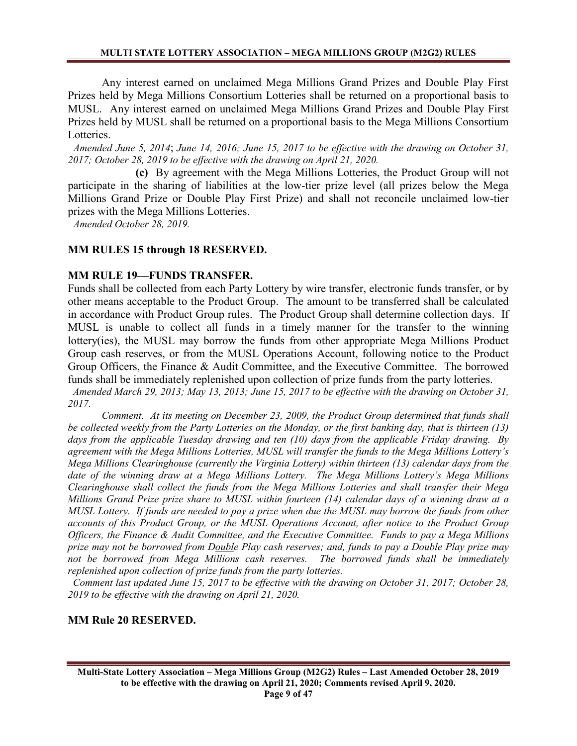Any interest earned on unclaimed Mega Millions Grand Prizes and Double Play First Prizes held by Mega Millions Consortium Lotteries shall be returned on a proportional basis to MUSL. Any interest earned on unclaimed Mega Millions Grand Prizes and Double Play First Prizes held by MUSL shall be returned on a proportional basis to the Mega Millions Consortium Lotteries.

*Amended June 5, 2014; June 14, 2016; June 15, 2017 to be effective with the drawing on October 31, 2017; October 28, 2019 to be effective with the drawing on April 21, 2020.*

**(c)** By agreement with the Mega Millions Lotteries, the Product Group will not participate in the sharing of liabilities at the low-tier prize level (all prizes below the Mega Millions Grand Prize or Double Play First Prize) and shall not reconcile unclaimed low-tier prizes with the Mega Millions Lotteries.

*Amended October 28, 2019.*

## MM RULES 15 through 18 RESERVED.

## MM RULE 19—FUNDS TRANSFER.

Funds shall be collected from each Party Lottery by wire transfer, electronic funds transfer, or by other means acceptable to the Product Group. The amount to be transferred shall be calculated in accordance with Product Group rules. The Product Group shall determine collection days. If MUSL is unable to collect all funds in a timely manner for the transfer to the winning lottery(ies), the MUSL may borrow the funds from other appropriate Mega Millions Product Group cash reserves, or from the MUSL Operations Account, following notice to the Product Group Officers, the Finance & Audit Committee, and the Executive Committee. The borrowed funds shall be immediately replenished upon collection of prize funds from the party lotteries.

*Amended March 29, 2013; May 13, 2013; June 15, 2017 to be effective with the drawing on October 31, 2017.*

*Comment. At its meeting on December 23, 2009, the Product Group determined that funds shall be collected weekly from the Party Lotteries on the Monday, or the first banking day, that is thirteen (13) days from the applicable Tuesday drawing and ten (10) days from the applicable Friday drawing. By agreement with the Mega Millions Lotteries, MUSL will transfer the funds to the Mega Millions Lottery's Mega Millions Clearinghouse (currently the Virginia Lottery) within thirteen (13) calendar days from the date of the winning draw at a Mega Millions Lottery. The Mega Millions Lottery's Mega Millions Clearinghouse shall collect the funds from the Mega Millions Lotteries and shall transfer their Mega Millions Grand Prize prize share to MUSL within fourteen (14) calendar days of a winning draw at a MUSL Lottery. If funds are needed to pay a prize when due the MUSL may borrow the funds from other accounts of this Product Group, or the MUSL Operations Account, after notice to the Product Group Officers, the Finance & Audit Committee, and the Executive Committee. Funds to pay a Mega Millions prize may not be borrowed from Double Play cash reserves; and, funds to pay a Double Play prize may not be borrowed from Mega Millions cash reserves. The borrowed funds shall be immediately replenished upon collection of prize funds from the party lotteries.*

*Comment last updated June 15, 2017 to be effective with the drawing on October 31, 2017; October 28, 2019 to be effective with the drawing on April 21, 2020.*

## MM Rule 20 RESERVED.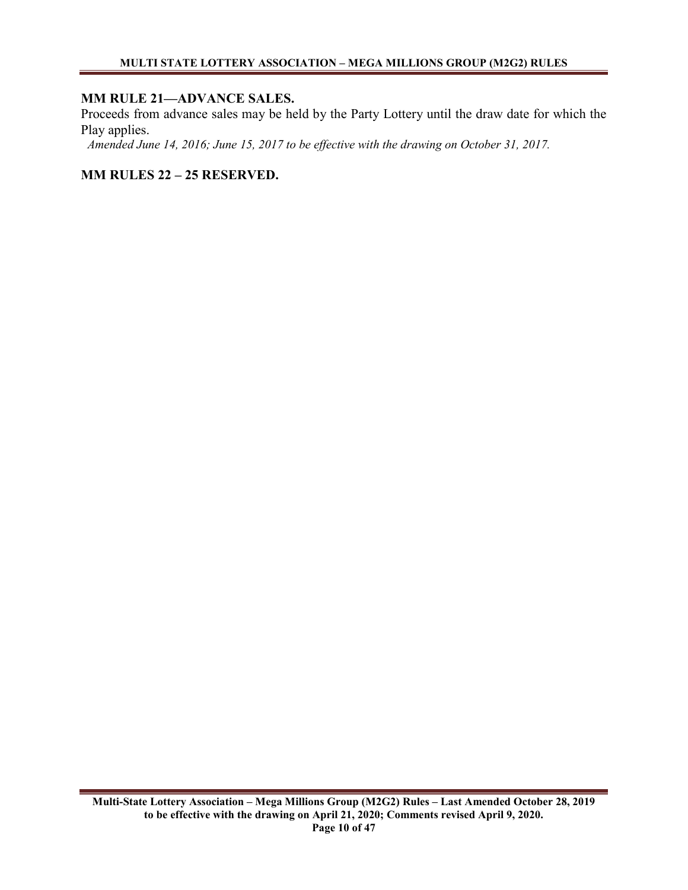## MM RULE 21—ADVANCE SALES.

Proceeds from advance sales may be held by the Party Lottery until the draw date for which the Play applies.

*Amended June 14, 2016; June 15, 2017 to be effective with the drawing on October 31, 2017.*

## MM RULES 22 – 25 RESERVED.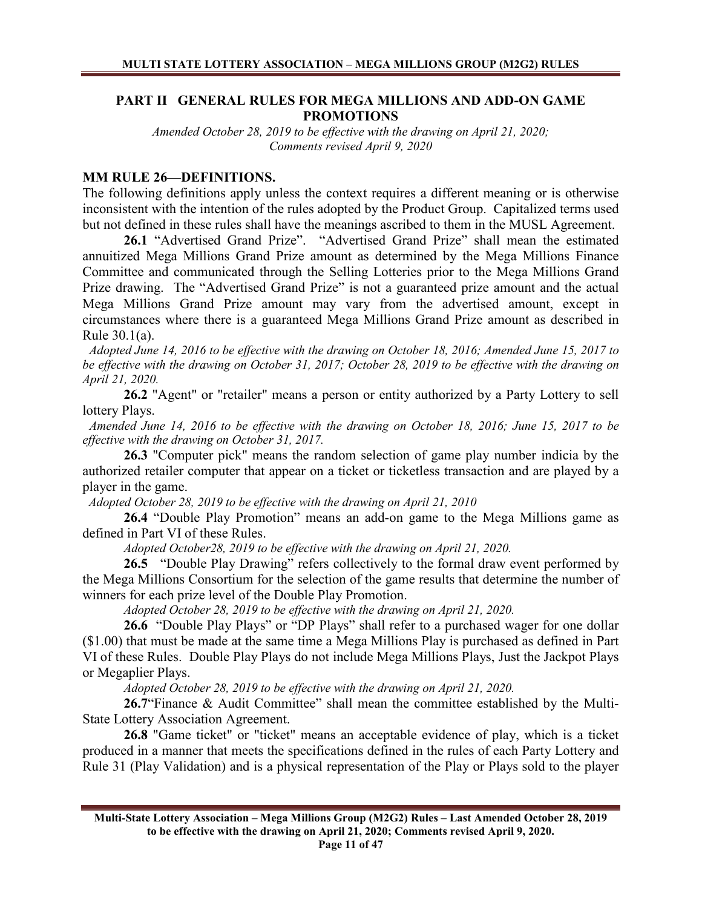## PART II GENERAL RULES FOR MEGA MILLIONS AND ADD-ON GAME PROMOTIONS

*Amended October 28, 2019 to be effective with the drawing on April 21, 2020; Comments revised April 9, 2020*

### MM RULE 26—DEFINITIONS.

The following definitions apply unless the context requires a different meaning or is otherwise inconsistent with the intention of the rules adopted by the Product Group. Capitalized terms used but not defined in these rules shall have the meanings ascribed to them in the MUSL Agreement.

**26.1** "Advertised Grand Prize". "Advertised Grand Prize" shall mean the estimated annuitized Mega Millions Grand Prize amount as determined by the Mega Millions Finance Committee and communicated through the Selling Lotteries prior to the Mega Millions Grand Prize drawing. The "Advertised Grand Prize" is not a guaranteed prize amount and the actual Mega Millions Grand Prize amount may vary from the advertised amount, except in circumstances where there is a guaranteed Mega Millions Grand Prize amount as described in Rule 30.1(a).

*Adopted June 14, 2016 to be effective with the drawing on October 18, 2016; Amended June 15, 2017 to be effective with the drawing on October 31, 2017; October 28, 2019 to be effective with the drawing on April 21, 2020.*

**26.2** "Agent" or "retailer" means a person or entity authorized by a Party Lottery to sell lottery Plays.

*Amended June 14, 2016 to be effective with the drawing on October 18, 2016; June 15, 2017 to be effective with the drawing on October 31, 2017.*

**26.3** "Computer pick" means the random selection of game play number indicia by the authorized retailer computer that appear on a ticket or ticketless transaction and are played by a player in the game.

*Adopted October 28, 2019 to be effective with the drawing on April 21, 2010*

**26.4** "Double Play Promotion" means an add-on game to the Mega Millions game as defined in Part VI of these Rules.

*Adopted October28, 2019 to be effective with the drawing on April 21, 2020.*

**26.5** "Double Play Drawing" refers collectively to the formal draw event performed by the Mega Millions Consortium for the selection of the game results that determine the number of winners for each prize level of the Double Play Promotion.

*Adopted October 28, 2019 to be effective with the drawing on April 21, 2020.*

**26.6** "Double Play Plays" or "DP Plays" shall refer to a purchased wager for one dollar ($1.00) that must be made at the same time a Mega Millions Play is purchased as defined in Part VI of these Rules. Double Play Plays do not include Mega Millions Plays, Just the Jackpot Plays or Megaplier Plays.

*Adopted October 28, 2019 to be effective with the drawing on April 21, 2020.*

**26.7**"Finance & Audit Committee" shall mean the committee established by the Multi-State Lottery Association Agreement.

**26.8** "Game ticket" or "ticket" means an acceptable evidence of play, which is a ticket produced in a manner that meets the specifications defined in the rules of each Party Lottery and Rule 31 (Play Validation) and is a physical representation of the Play or Plays sold to the player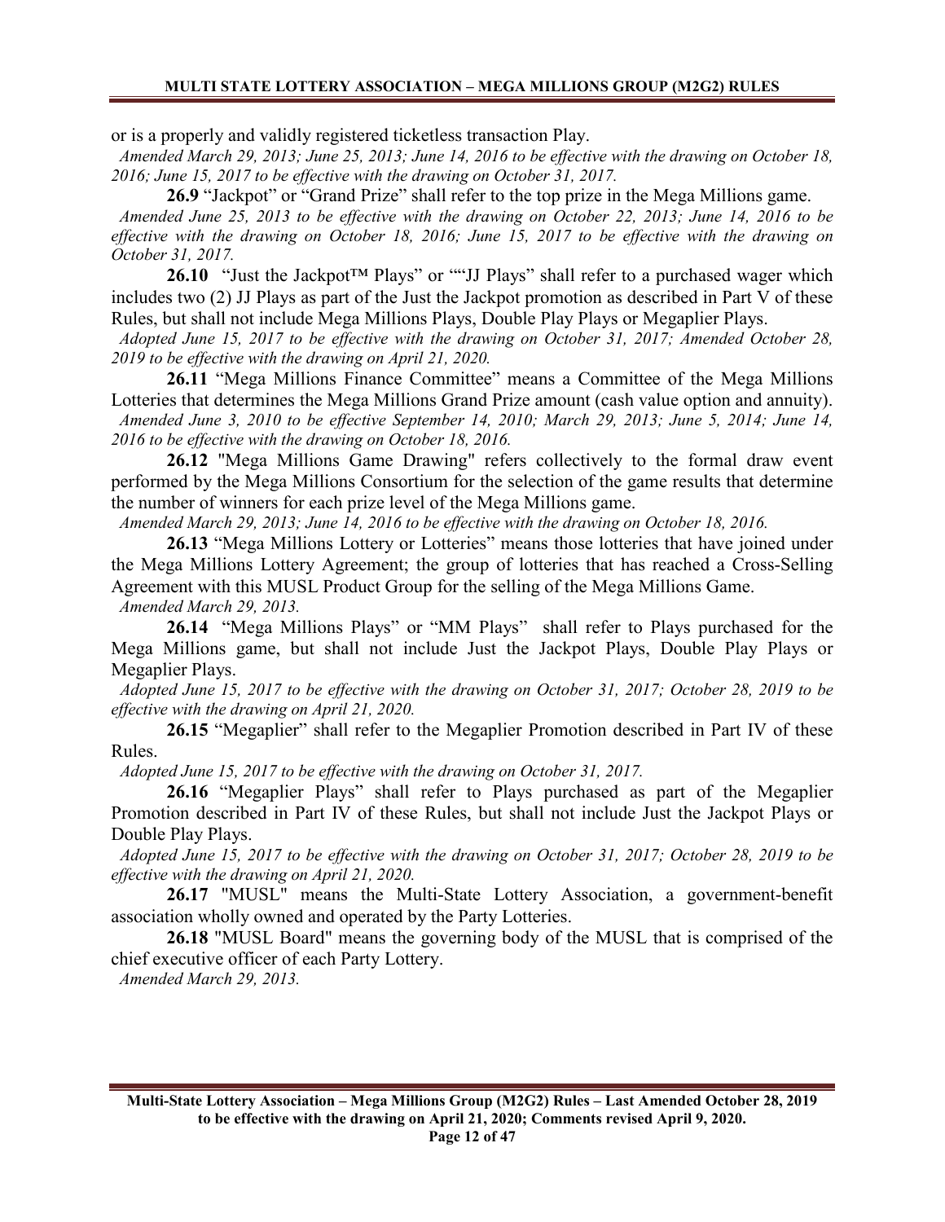or is a properly and validly registered ticketless transaction Play.

*Amended March 29, 2013; June 25, 2013; June 14, 2016 to be effective with the drawing on October 18, 2016; June 15, 2017 to be effective with the drawing on October 31, 2017.*

**26.9** "Jackpot" or "Grand Prize" shall refer to the top prize in the Mega Millions game.

*Amended June 25, 2013 to be effective with the drawing on October 22, 2013; June 14, 2016 to be effective with the drawing on October 18, 2016; June 15, 2017 to be effective with the drawing on October 31, 2017.*

**26.10** "Just the Jackpot™ Plays" or ""JJ Plays" shall refer to a purchased wager which includes two (2) JJ Plays as part of the Just the Jackpot promotion as described in Part V of these Rules, but shall not include Mega Millions Plays, Double Play Plays or Megaplier Plays.

*Adopted June 15, 2017 to be effective with the drawing on October 31, 2017; Amended October 28, 2019 to be effective with the drawing on April 21, 2020.*

**26.11** "Mega Millions Finance Committee" means a Committee of the Mega Millions Lotteries that determines the Mega Millions Grand Prize amount (cash value option and annuity).

*Amended June 3, 2010 to be effective September 14, 2010; March 29, 2013; June 5, 2014; June 14, 2016 to be effective with the drawing on October 18, 2016.*

**26.12** "Mega Millions Game Drawing" refers collectively to the formal draw event performed by the Mega Millions Consortium for the selection of the game results that determine the number of winners for each prize level of the Mega Millions game.

*Amended March 29, 2013; June 14, 2016 to be effective with the drawing on October 18, 2016.*

**26.13** "Mega Millions Lottery or Lotteries" means those lotteries that have joined under the Mega Millions Lottery Agreement; the group of lotteries that has reached a Cross-Selling Agreement with this MUSL Product Group for the selling of the Mega Millions Game.

*Amended March 29, 2013.*

**26.14** "Mega Millions Plays" or "MM Plays" shall refer to Plays purchased for the Mega Millions game, but shall not include Just the Jackpot Plays, Double Play Plays or Megaplier Plays.

*Adopted June 15, 2017 to be effective with the drawing on October 31, 2017; October 28, 2019 to be effective with the drawing on April 21, 2020.*

**26.15** "Megaplier" shall refer to the Megaplier Promotion described in Part IV of these Rules.

*Adopted June 15, 2017 to be effective with the drawing on October 31, 2017.*

**26.16** "Megaplier Plays" shall refer to Plays purchased as part of the Megaplier Promotion described in Part IV of these Rules, but shall not include Just the Jackpot Plays or Double Play Plays.

*Adopted June 15, 2017 to be effective with the drawing on October 31, 2017; October 28, 2019 to be effective with the drawing on April 21, 2020.*

**26.17** "MUSL" means the Multi-State Lottery Association, a government-benefit association wholly owned and operated by the Party Lotteries.

**26.18** "MUSL Board" means the governing body of the MUSL that is comprised of the chief executive officer of each Party Lottery.

*Amended March 29, 2013.*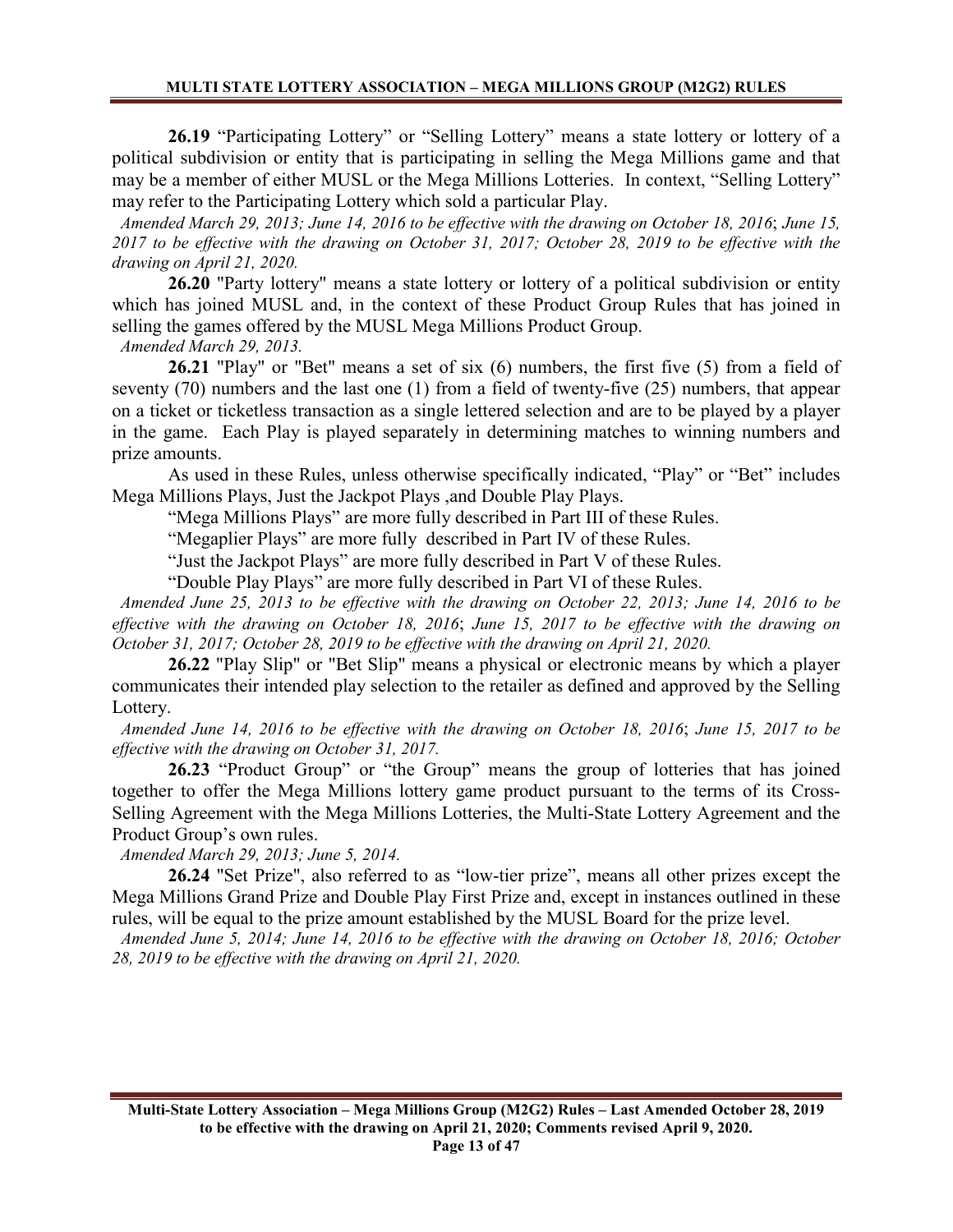**26.19** "Participating Lottery" or "Selling Lottery" means a state lottery or lottery of a political subdivision or entity that is participating in selling the Mega Millions game and that may be a member of either MUSL or the Mega Millions Lotteries. In context, "Selling Lottery" may refer to the Participating Lottery which sold a particular Play.

*Amended March 29, 2013; June 14, 2016 to be effective with the drawing on October 18, 2016; June 15, 2017 to be effective with the drawing on October 31, 2017; October 28, 2019 to be effective with the drawing on April 21, 2020.*

**26.20** "Party lottery" means a state lottery or lottery of a political subdivision or entity which has joined MUSL and, in the context of these Product Group Rules that has joined in selling the games offered by the MUSL Mega Millions Product Group.

*Amended March 29, 2013.*

**26.21** "Play" or "Bet" means a set of six (6) numbers, the first five (5) from a field of seventy (70) numbers and the last one (1) from a field of twenty-five (25) numbers, that appear on a ticket or ticketless transaction as a single lettered selection and are to be played by a player in the game. Each Play is played separately in determining matches to winning numbers and prize amounts.

As used in these Rules, unless otherwise specifically indicated, "Play" or "Bet" includes Mega Millions Plays, Just the Jackpot Plays ,and Double Play Plays.

"Mega Millions Plays" are more fully described in Part III of these Rules.

"Megaplier Plays" are more fully described in Part IV of these Rules.

"Just the Jackpot Plays" are more fully described in Part V of these Rules.

"Double Play Plays" are more fully described in Part VI of these Rules.

*Amended June 25, 2013 to be effective with the drawing on October 22, 2013; June 14, 2016 to be effective with the drawing on October 18, 2016; June 15, 2017 to be effective with the drawing on October 31, 2017; October 28, 2019 to be effective with the drawing on April 21, 2020.*

**26.22** "Play Slip" or "Bet Slip" means a physical or electronic means by which a player communicates their intended play selection to the retailer as defined and approved by the Selling Lottery.

*Amended June 14, 2016 to be effective with the drawing on October 18, 2016; June 15, 2017 to be effective with the drawing on October 31, 2017.*

**26.23** "Product Group" or "the Group" means the group of lotteries that has joined together to offer the Mega Millions lottery game product pursuant to the terms of its Cross-Selling Agreement with the Mega Millions Lotteries, the Multi-State Lottery Agreement and the Product Group's own rules.

*Amended March 29, 2013; June 5, 2014.*

**26.24** "Set Prize", also referred to as "low-tier prize", means all other prizes except the Mega Millions Grand Prize and Double Play First Prize and, except in instances outlined in these rules, will be equal to the prize amount established by the MUSL Board for the prize level.

*Amended June 5, 2014; June 14, 2016 to be effective with the drawing on October 18, 2016; October 28, 2019 to be effective with the drawing on April 21, 2020.*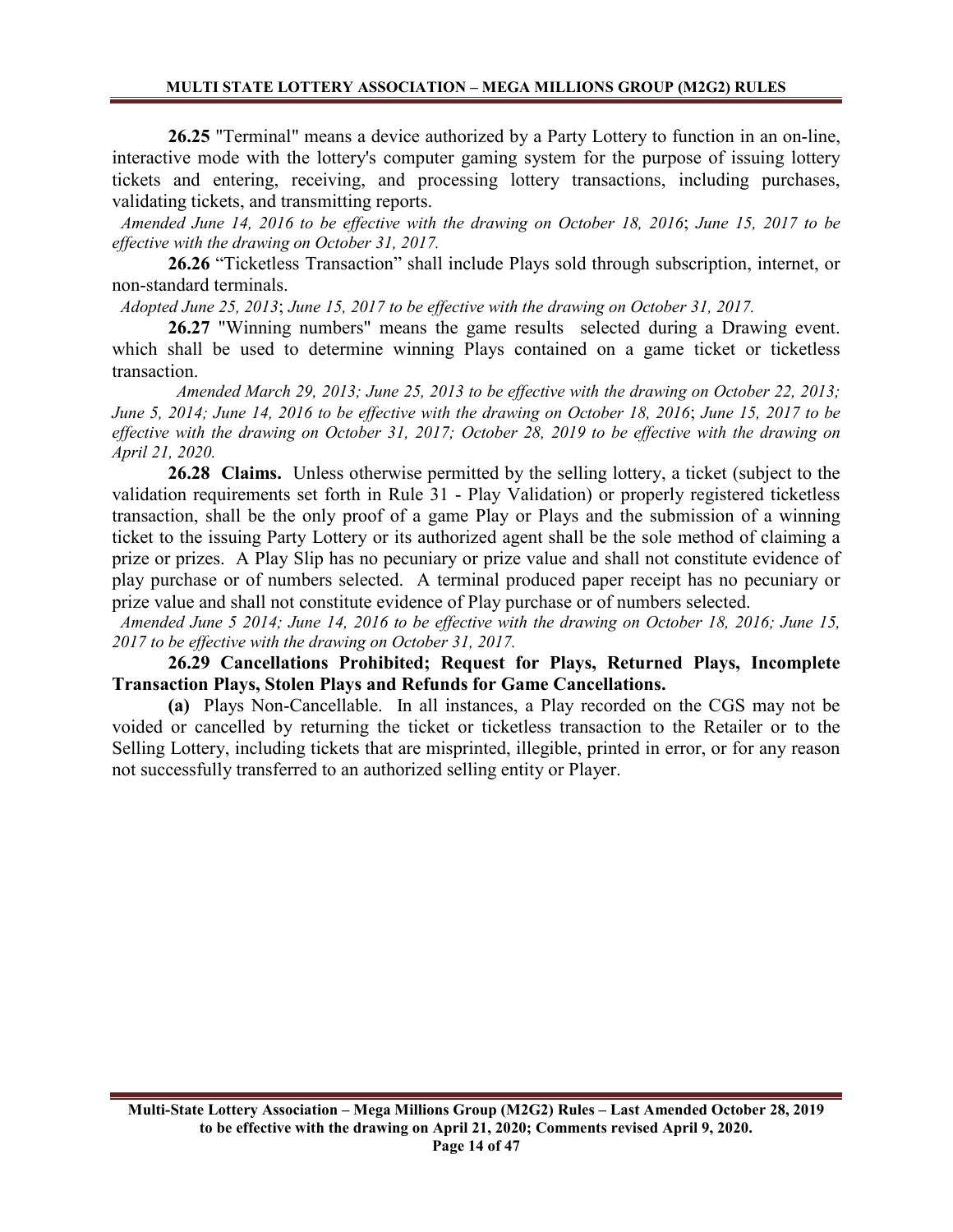**26.25** "Terminal" means a device authorized by a Party Lottery to function in an on-line, interactive mode with the lottery's computer gaming system for the purpose of issuing lottery tickets and entering, receiving, and processing lottery transactions, including purchases, validating tickets, and transmitting reports.

*Amended June 14, 2016 to be effective with the drawing on October 18, 2016; June 15, 2017 to be effective with the drawing on October 31, 2017.*

**26.26** "Ticketless Transaction" shall include Plays sold through subscription, internet, or non-standard terminals.

*Adopted June 25, 2013; June 15, 2017 to be effective with the drawing on October 31, 2017.*

**26.27** "Winning numbers" means the game results selected during a Drawing event. which shall be used to determine winning Plays contained on a game ticket or ticketless transaction.

*Amended March 29, 2013; June 25, 2013 to be effective with the drawing on October 22, 2013; June 5, 2014; June 14, 2016 to be effective with the drawing on October 18, 2016; June 15, 2017 to be effective with the drawing on October 31, 2017; October 28, 2019 to be effective with the drawing on April 21, 2020.*

**26.28 Claims.** Unless otherwise permitted by the selling lottery, a ticket (subject to the validation requirements set forth in Rule 31 - Play Validation) or properly registered ticketless transaction, shall be the only proof of a game Play or Plays and the submission of a winning ticket to the issuing Party Lottery or its authorized agent shall be the sole method of claiming a prize or prizes. A Play Slip has no pecuniary or prize value and shall not constitute evidence of play purchase or of numbers selected. A terminal produced paper receipt has no pecuniary or prize value and shall not constitute evidence of Play purchase or of numbers selected.

*Amended June 5 2014; June 14, 2016 to be effective with the drawing on October 18, 2016; June 15, 2017 to be effective with the drawing on October 31, 2017.*

**26.29 Cancellations Prohibited; Request for Plays, Returned Plays, Incomplete Transaction Plays, Stolen Plays and Refunds for Game Cancellations.**

**(a)** Plays Non-Cancellable. In all instances, a Play recorded on the CGS may not be voided or cancelled by returning the ticket or ticketless transaction to the Retailer or to the Selling Lottery, including tickets that are misprinted, illegible, printed in error, or for any reason not successfully transferred to an authorized selling entity or Player.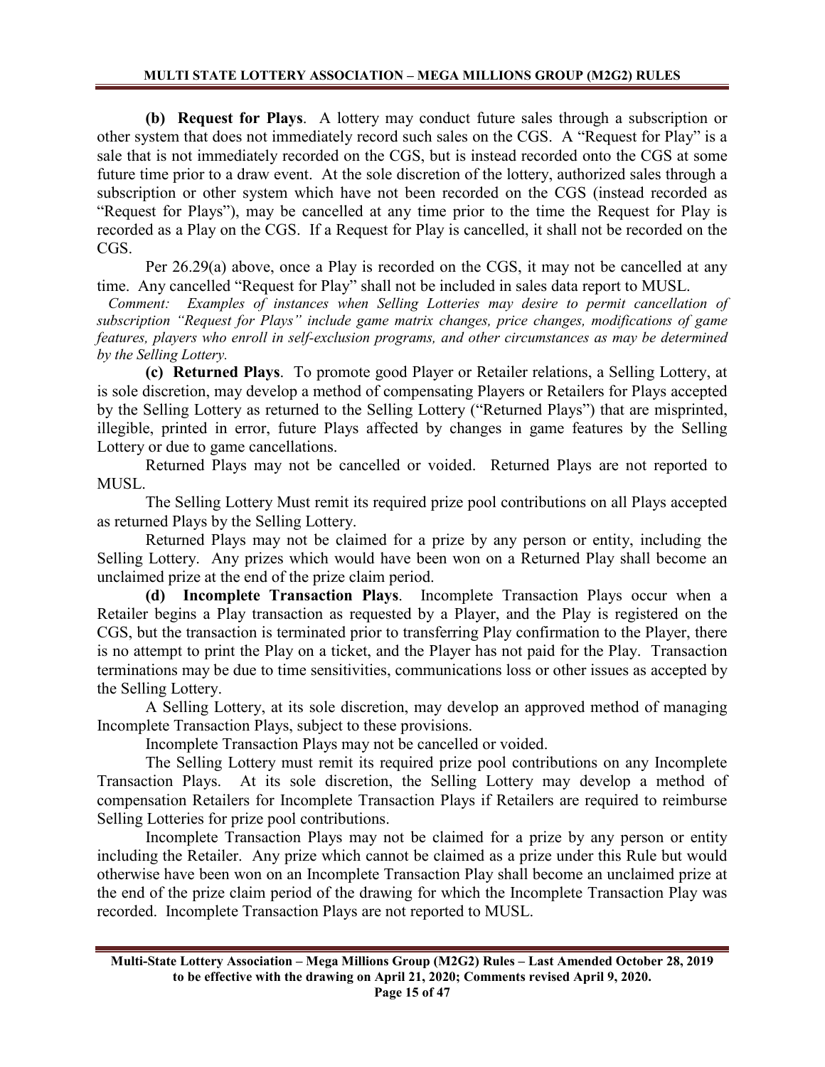**(b) Request for Plays**. A lottery may conduct future sales through a subscription or other system that does not immediately record such sales on the CGS. A "Request for Play" is a sale that is not immediately recorded on the CGS, but is instead recorded onto the CGS at some future time prior to a draw event. At the sole discretion of the lottery, authorized sales through a subscription or other system which have not been recorded on the CGS (instead recorded as "Request for Plays"), may be cancelled at any time prior to the time the Request for Play is recorded as a Play on the CGS. If a Request for Play is cancelled, it shall not be recorded on the CGS.

Per 26.29(a) above, once a Play is recorded on the CGS, it may not be cancelled at any time. Any cancelled "Request for Play" shall not be included in sales data report to MUSL.

*Comment: Examples of instances when Selling Lotteries may desire to permit cancellation of subscription "Request for Plays" include game matrix changes, price changes, modifications of game features, players who enroll in self-exclusion programs, and other circumstances as may be determined by the Selling Lottery.*

**(c) Returned Plays**. To promote good Player or Retailer relations, a Selling Lottery, at is sole discretion, may develop a method of compensating Players or Retailers for Plays accepted by the Selling Lottery as returned to the Selling Lottery ("Returned Plays") that are misprinted, illegible, printed in error, future Plays affected by changes in game features by the Selling Lottery or due to game cancellations.

Returned Plays may not be cancelled or voided. Returned Plays are not reported to MUSL.

The Selling Lottery Must remit its required prize pool contributions on all Plays accepted as returned Plays by the Selling Lottery.

Returned Plays may not be claimed for a prize by any person or entity, including the Selling Lottery. Any prizes which would have been won on a Returned Play shall become an unclaimed prize at the end of the prize claim period.

**(d) Incomplete Transaction Plays**. Incomplete Transaction Plays occur when a Retailer begins a Play transaction as requested by a Player, and the Play is registered on the CGS, but the transaction is terminated prior to transferring Play confirmation to the Player, there is no attempt to print the Play on a ticket, and the Player has not paid for the Play. Transaction terminations may be due to time sensitivities, communications loss or other issues as accepted by the Selling Lottery.

A Selling Lottery, at its sole discretion, may develop an approved method of managing Incomplete Transaction Plays, subject to these provisions.

Incomplete Transaction Plays may not be cancelled or voided.

The Selling Lottery must remit its required prize pool contributions on any Incomplete Transaction Plays. At its sole discretion, the Selling Lottery may develop a method of compensation Retailers for Incomplete Transaction Plays if Retailers are required to reimburse Selling Lotteries for prize pool contributions.

Incomplete Transaction Plays may not be claimed for a prize by any person or entity including the Retailer. Any prize which cannot be claimed as a prize under this Rule but would otherwise have been won on an Incomplete Transaction Play shall become an unclaimed prize at the end of the prize claim period of the drawing for which the Incomplete Transaction Play was recorded. Incomplete Transaction Plays are not reported to MUSL.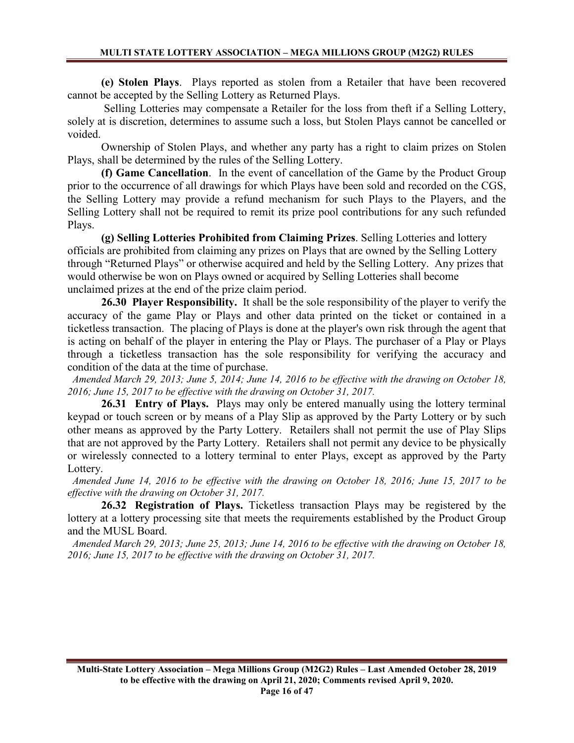**(e) Stolen Plays**. Plays reported as stolen from a Retailer that have been recovered cannot be accepted by the Selling Lottery as Returned Plays.

Selling Lotteries may compensate a Retailer for the loss from theft if a Selling Lottery, solely at is discretion, determines to assume such a loss, but Stolen Plays cannot be cancelled or voided.

Ownership of Stolen Plays, and whether any party has a right to claim prizes on Stolen Plays, shall be determined by the rules of the Selling Lottery.

**(f) Game Cancellation**. In the event of cancellation of the Game by the Product Group prior to the occurrence of all drawings for which Plays have been sold and recorded on the CGS, the Selling Lottery may provide a refund mechanism for such Plays to the Players, and the Selling Lottery shall not be required to remit its prize pool contributions for any such refunded Plays.

**(g) Selling Lotteries Prohibited from Claiming Prizes**. Selling Lotteries and lottery officials are prohibited from claiming any prizes on Plays that are owned by the Selling Lottery through "Returned Plays" or otherwise acquired and held by the Selling Lottery. Any prizes that would otherwise be won on Plays owned or acquired by Selling Lotteries shall become unclaimed prizes at the end of the prize claim period.

**26.30 Player Responsibility.** It shall be the sole responsibility of the player to verify the accuracy of the game Play or Plays and other data printed on the ticket or contained in a ticketless transaction. The placing of Plays is done at the player's own risk through the agent that is acting on behalf of the player in entering the Play or Plays. The purchaser of a Play or Plays through a ticketless transaction has the sole responsibility for verifying the accuracy and condition of the data at the time of purchase.

*Amended March 29, 2013; June 5, 2014; June 14, 2016 to be effective with the drawing on October 18, 2016; June 15, 2017 to be effective with the drawing on October 31, 2017.*

**26.31 Entry of Plays.** Plays may only be entered manually using the lottery terminal keypad or touch screen or by means of a Play Slip as approved by the Party Lottery or by such other means as approved by the Party Lottery. Retailers shall not permit the use of Play Slips that are not approved by the Party Lottery. Retailers shall not permit any device to be physically or wirelessly connected to a lottery terminal to enter Plays, except as approved by the Party Lottery.

*Amended June 14, 2016 to be effective with the drawing on October 18, 2016; June 15, 2017 to be effective with the drawing on October 31, 2017.*

**26.32 Registration of Plays.** Ticketless transaction Plays may be registered by the lottery at a lottery processing site that meets the requirements established by the Product Group and the MUSL Board.

*Amended March 29, 2013; June 25, 2013; June 14, 2016 to be effective with the drawing on October 18, 2016; June 15, 2017 to be effective with the drawing on October 31, 2017.*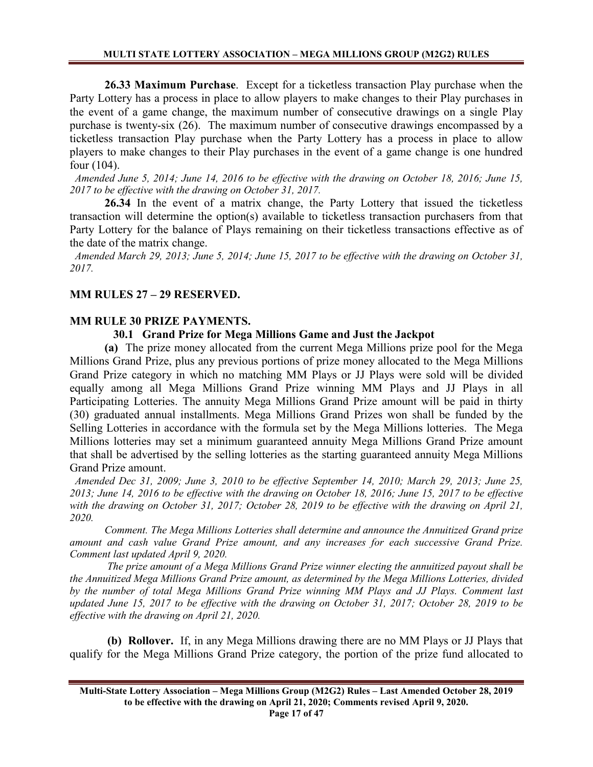**26.33 Maximum Purchase**. Except for a ticketless transaction Play purchase when the Party Lottery has a process in place to allow players to make changes to their Play purchases in the event of a game change, the maximum number of consecutive drawings on a single Play purchase is twenty-six (26). The maximum number of consecutive drawings encompassed by a ticketless transaction Play purchase when the Party Lottery has a process in place to allow players to make changes to their Play purchases in the event of a game change is one hundred four (104).

*Amended June 5, 2014; June 14, 2016 to be effective with the drawing on October 18, 2016; June 15, 2017 to be effective with the drawing on October 31, 2017.*

**26.34** In the event of a matrix change, the Party Lottery that issued the ticketless transaction will determine the option(s) available to ticketless transaction purchasers from that Party Lottery for the balance of Plays remaining on their ticketless transactions effective as of the date of the matrix change.

*Amended March 29, 2013; June 5, 2014; June 15, 2017 to be effective with the drawing on October 31, 2017.*

## MM RULES 27 – 29 RESERVED.

## MM RULE 30 PRIZE PAYMENTS.

### 30.1 Grand Prize for Mega Millions Game and Just the Jackpot

**(a)** The prize money allocated from the current Mega Millions prize pool for the Mega Millions Grand Prize, plus any previous portions of prize money allocated to the Mega Millions Grand Prize category in which no matching MM Plays or JJ Plays were sold will be divided equally among all Mega Millions Grand Prize winning MM Plays and JJ Plays in all Participating Lotteries. The annuity Mega Millions Grand Prize amount will be paid in thirty (30) graduated annual installments. Mega Millions Grand Prizes won shall be funded by the Selling Lotteries in accordance with the formula set by the Mega Millions lotteries. The Mega Millions lotteries may set a minimum guaranteed annuity Mega Millions Grand Prize amount that shall be advertised by the selling lotteries as the starting guaranteed annuity Mega Millions Grand Prize amount.

*Amended Dec 31, 2009; June 3, 2010 to be effective September 14, 2010; March 29, 2013; June 25, 2013; June 14, 2016 to be effective with the drawing on October 18, 2016; June 15, 2017 to be effective with the drawing on October 31, 2017; October 28, 2019 to be effective with the drawing on April 21, 2020.*

*Comment. The Mega Millions Lotteries shall determine and announce the Annuitized Grand prize amount and cash value Grand Prize amount, and any increases for each successive Grand Prize. Comment last updated April 9, 2020.*

*The prize amount of a Mega Millions Grand Prize winner electing the annuitized payout shall be the Annuitized Mega Millions Grand Prize amount, as determined by the Mega Millions Lotteries, divided by the number of total Mega Millions Grand Prize winning MM Plays and JJ Plays. Comment last updated June 15, 2017 to be effective with the drawing on October 31, 2017; October 28, 2019 to be effective with the drawing on April 21, 2020.*

**(b) Rollover.** If, in any Mega Millions drawing there are no MM Plays or JJ Plays that qualify for the Mega Millions Grand Prize category, the portion of the prize fund allocated to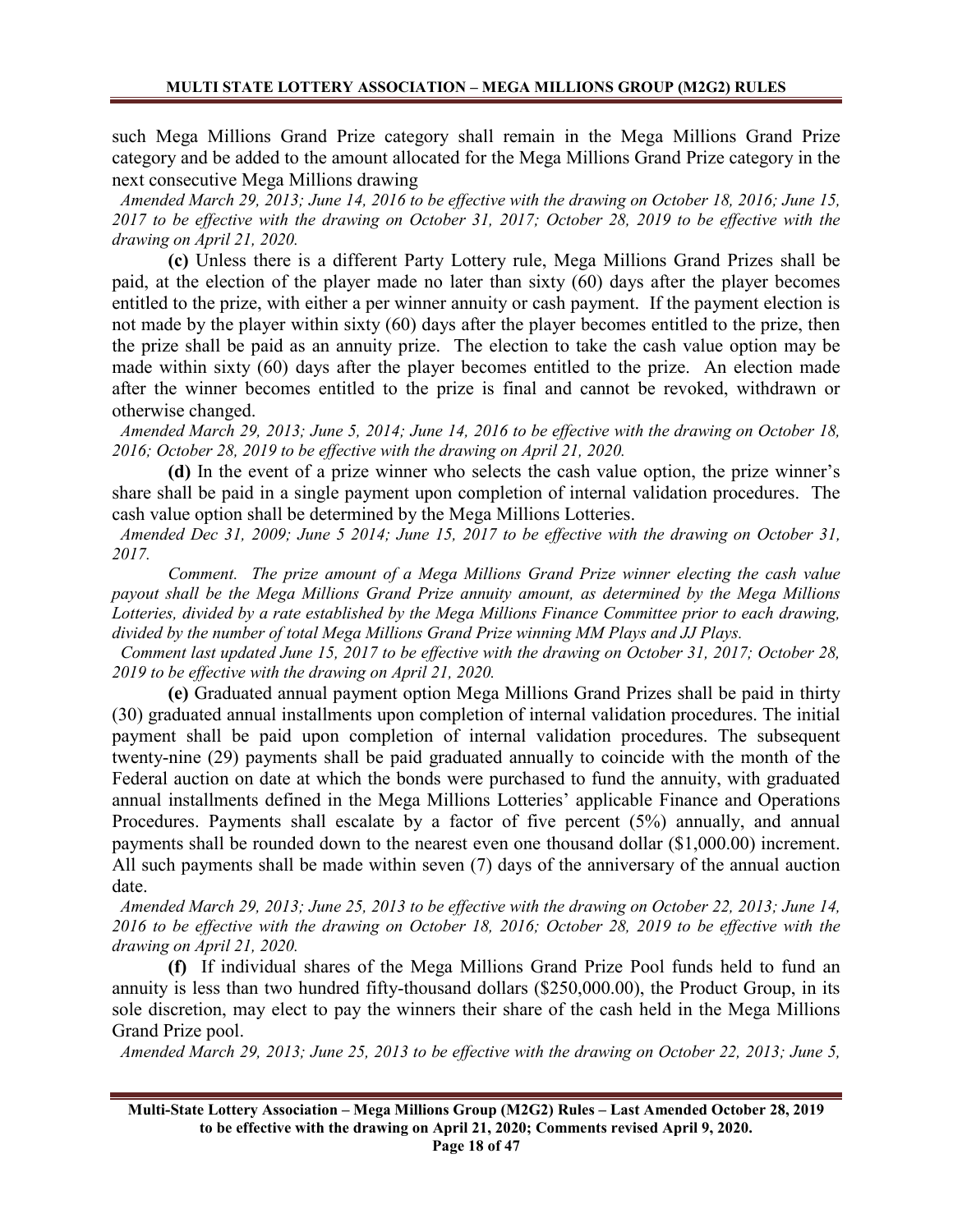such Mega Millions Grand Prize category shall remain in the Mega Millions Grand Prize category and be added to the amount allocated for the Mega Millions Grand Prize category in the next consecutive Mega Millions drawing

*Amended March 29, 2013; June 14, 2016 to be effective with the drawing on October 18, 2016; June 15, 2017 to be effective with the drawing on October 31, 2017; October 28, 2019 to be effective with the drawing on April 21, 2020.*

**(c)** Unless there is a different Party Lottery rule, Mega Millions Grand Prizes shall be paid, at the election of the player made no later than sixty (60) days after the player becomes entitled to the prize, with either a per winner annuity or cash payment. If the payment election is not made by the player within sixty (60) days after the player becomes entitled to the prize, then the prize shall be paid as an annuity prize. The election to take the cash value option may be made within sixty (60) days after the player becomes entitled to the prize. An election made after the winner becomes entitled to the prize is final and cannot be revoked, withdrawn or otherwise changed.

*Amended March 29, 2013; June 5, 2014; June 14, 2016 to be effective with the drawing on October 18, 2016; October 28, 2019 to be effective with the drawing on April 21, 2020.*

**(d)** In the event of a prize winner who selects the cash value option, the prize winner's share shall be paid in a single payment upon completion of internal validation procedures. The cash value option shall be determined by the Mega Millions Lotteries.

*Amended Dec 31, 2009; June 5 2014; June 15, 2017 to be effective with the drawing on October 31, 2017.*

*Comment. The prize amount of a Mega Millions Grand Prize winner electing the cash value payout shall be the Mega Millions Grand Prize annuity amount, as determined by the Mega Millions Lotteries, divided by a rate established by the Mega Millions Finance Committee prior to each drawing, divided by the number of total Mega Millions Grand Prize winning MM Plays and JJ Plays.*

*Comment last updated June 15, 2017 to be effective with the drawing on October 31, 2017; October 28, 2019 to be effective with the drawing on April 21, 2020.*

**(e)** Graduated annual payment option Mega Millions Grand Prizes shall be paid in thirty (30) graduated annual installments upon completion of internal validation procedures. The initial payment shall be paid upon completion of internal validation procedures. The subsequent twenty-nine (29) payments shall be paid graduated annually to coincide with the month of the Federal auction on date at which the bonds were purchased to fund the annuity, with graduated annual installments defined in the Mega Millions Lotteries' applicable Finance and Operations Procedures. Payments shall escalate by a factor of five percent (5%) annually, and annual payments shall be rounded down to the nearest even one thousand dollar ($1,000.00) increment. All such payments shall be made within seven (7) days of the anniversary of the annual auction date.

*Amended March 29, 2013; June 25, 2013 to be effective with the drawing on October 22, 2013; June 14, 2016 to be effective with the drawing on October 18, 2016; October 28, 2019 to be effective with the drawing on April 21, 2020.*

**(f)** If individual shares of the Mega Millions Grand Prize Pool funds held to fund an annuity is less than two hundred fifty-thousand dollars ($250,000.00), the Product Group, in its sole discretion, may elect to pay the winners their share of the cash held in the Mega Millions Grand Prize pool.

*Amended March 29, 2013; June 25, 2013 to be effective with the drawing on October 22, 2013; June 5,*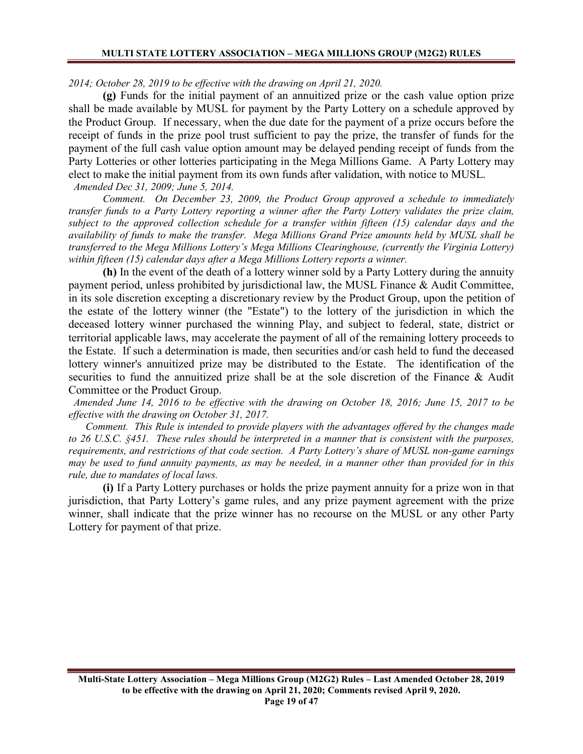*2014; October 28, 2019 to be effective with the drawing on April 21, 2020.*

**(g)** Funds for the initial payment of an annuitized prize or the cash value option prize shall be made available by MUSL for payment by the Party Lottery on a schedule approved by the Product Group. If necessary, when the due date for the payment of a prize occurs before the receipt of funds in the prize pool trust sufficient to pay the prize, the transfer of funds for the payment of the full cash value option amount may be delayed pending receipt of funds from the Party Lotteries or other lotteries participating in the Mega Millions Game. A Party Lottery may elect to make the initial payment from its own funds after validation, with notice to MUSL.

*Amended Dec 31, 2009; June 5, 2014.*

*Comment. On December 23, 2009, the Product Group approved a schedule to immediately transfer funds to a Party Lottery reporting a winner after the Party Lottery validates the prize claim, subject to the approved collection schedule for a transfer within fifteen (15) calendar days and the availability of funds to make the transfer. Mega Millions Grand Prize amounts held by MUSL shall be transferred to the Mega Millions Lottery's Mega Millions Clearinghouse, (currently the Virginia Lottery) within fifteen (15) calendar days after a Mega Millions Lottery reports a winner.*

**(h)** In the event of the death of a lottery winner sold by a Party Lottery during the annuity payment period, unless prohibited by jurisdictional law, the MUSL Finance & Audit Committee, in its sole discretion excepting a discretionary review by the Product Group, upon the petition of the estate of the lottery winner (the "Estate") to the lottery of the jurisdiction in which the deceased lottery winner purchased the winning Play, and subject to federal, state, district or territorial applicable laws, may accelerate the payment of all of the remaining lottery proceeds to the Estate. If such a determination is made, then securities and/or cash held to fund the deceased lottery winner's annuitized prize may be distributed to the Estate. The identification of the securities to fund the annuitized prize shall be at the sole discretion of the Finance & Audit Committee or the Product Group.

*Amended June 14, 2016 to be effective with the drawing on October 18, 2016; June 15, 2017 to be effective with the drawing on October 31, 2017.*

*Comment. This Rule is intended to provide players with the advantages offered by the changes made to 26 U.S.C. §451. These rules should be interpreted in a manner that is consistent with the purposes, requirements, and restrictions of that code section. A Party Lottery's share of MUSL non-game earnings may be used to fund annuity payments, as may be needed, in a manner other than provided for in this rule, due to mandates of local laws.*

**(i)** If a Party Lottery purchases or holds the prize payment annuity for a prize won in that jurisdiction, that Party Lottery's game rules, and any prize payment agreement with the prize winner, shall indicate that the prize winner has no recourse on the MUSL or any other Party Lottery for payment of that prize.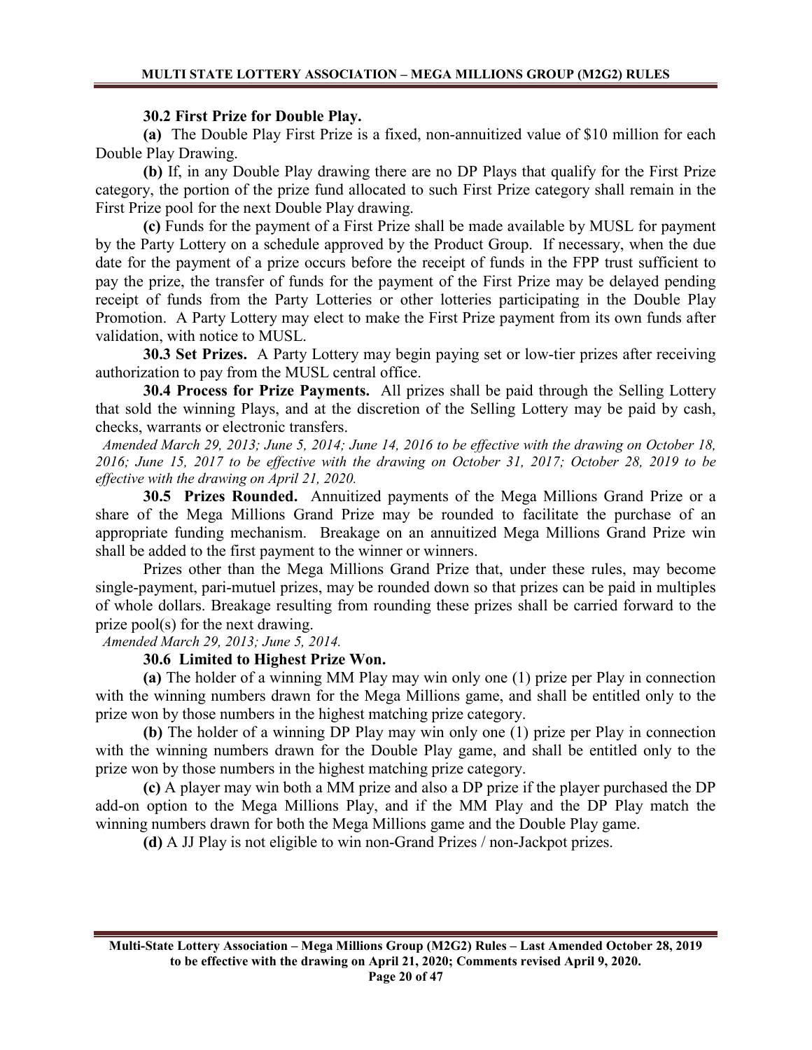**30.2 First Prize for Double Play.**

**(a)** The Double Play First Prize is a fixed, non-annuitized value of $10 million for each Double Play Drawing.

**(b)** If, in any Double Play drawing there are no DP Plays that qualify for the First Prize category, the portion of the prize fund allocated to such First Prize category shall remain in the First Prize pool for the next Double Play drawing.

**(c)** Funds for the payment of a First Prize shall be made available by MUSL for payment by the Party Lottery on a schedule approved by the Product Group. If necessary, when the due date for the payment of a prize occurs before the receipt of funds in the FPP trust sufficient to pay the prize, the transfer of funds for the payment of the First Prize may be delayed pending receipt of funds from the Party Lotteries or other lotteries participating in the Double Play Promotion. A Party Lottery may elect to make the First Prize payment from its own funds after validation, with notice to MUSL.

**30.3 Set Prizes.** A Party Lottery may begin paying set or low-tier prizes after receiving authorization to pay from the MUSL central office.

**30.4 Process for Prize Payments.** All prizes shall be paid through the Selling Lottery that sold the winning Plays, and at the discretion of the Selling Lottery may be paid by cash, checks, warrants or electronic transfers.

*Amended March 29, 2013; June 5, 2014; June 14, 2016 to be effective with the drawing on October 18, 2016; June 15, 2017 to be effective with the drawing on October 31, 2017; October 28, 2019 to be effective with the drawing on April 21, 2020.*

**30.5 Prizes Rounded.** Annuitized payments of the Mega Millions Grand Prize or a share of the Mega Millions Grand Prize may be rounded to facilitate the purchase of an appropriate funding mechanism. Breakage on an annuitized Mega Millions Grand Prize win shall be added to the first payment to the winner or winners.

Prizes other than the Mega Millions Grand Prize that, under these rules, may become single-payment, pari-mutuel prizes, may be rounded down so that prizes can be paid in multiples of whole dollars. Breakage resulting from rounding these prizes shall be carried forward to the prize pool(s) for the next drawing.

*Amended March 29, 2013; June 5, 2014.*

**30.6 Limited to Highest Prize Won.**

**(a)** The holder of a winning MM Play may win only one (1) prize per Play in connection with the winning numbers drawn for the Mega Millions game, and shall be entitled only to the prize won by those numbers in the highest matching prize category.

**(b)** The holder of a winning DP Play may win only one (1) prize per Play in connection with the winning numbers drawn for the Double Play game, and shall be entitled only to the prize won by those numbers in the highest matching prize category.

**(c)** A player may win both a MM prize and also a DP prize if the player purchased the DP add-on option to the Mega Millions Play, and if the MM Play and the DP Play match the winning numbers drawn for both the Mega Millions game and the Double Play game.

**(d)** A JJ Play is not eligible to win non-Grand Prizes / non-Jackpot prizes.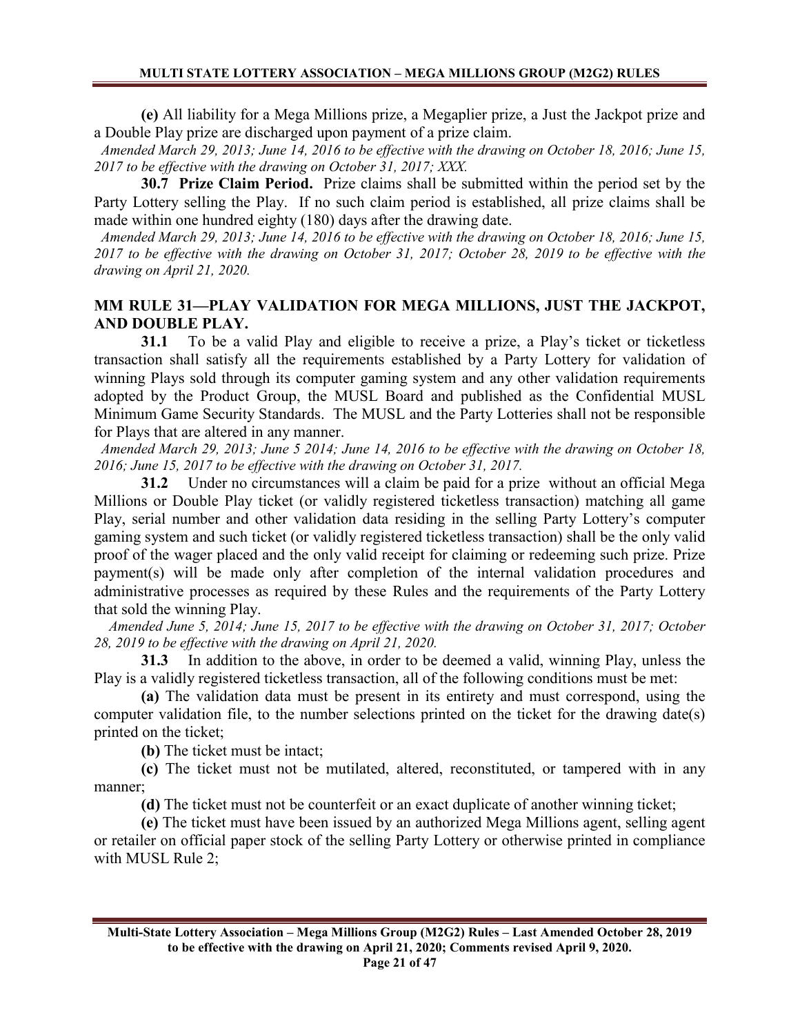**(e)** All liability for a Mega Millions prize, a Megaplier prize, a Just the Jackpot prize and a Double Play prize are discharged upon payment of a prize claim.

*Amended March 29, 2013; June 14, 2016 to be effective with the drawing on October 18, 2016; June 15, 2017 to be effective with the drawing on October 31, 2017; XXX.*

**30.7 Prize Claim Period.** Prize claims shall be submitted within the period set by the Party Lottery selling the Play. If no such claim period is established, all prize claims shall be made within one hundred eighty (180) days after the drawing date.

*Amended March 29, 2013; June 14, 2016 to be effective with the drawing on October 18, 2016; June 15, 2017 to be effective with the drawing on October 31, 2017; October 28, 2019 to be effective with the drawing on April 21, 2020.*

## MM RULE 31—PLAY VALIDATION FOR MEGA MILLIONS, JUST THE JACKPOT, AND DOUBLE PLAY.

**31.1** To be a valid Play and eligible to receive a prize, a Play's ticket or ticketless transaction shall satisfy all the requirements established by a Party Lottery for validation of winning Plays sold through its computer gaming system and any other validation requirements adopted by the Product Group, the MUSL Board and published as the Confidential MUSL Minimum Game Security Standards. The MUSL and the Party Lotteries shall not be responsible for Plays that are altered in any manner.

*Amended March 29, 2013; June 5 2014; June 14, 2016 to be effective with the drawing on October 18, 2016; June 15, 2017 to be effective with the drawing on October 31, 2017.*

**31.2** Under no circumstances will a claim be paid for a prize without an official Mega Millions or Double Play ticket (or validly registered ticketless transaction) matching all game Play, serial number and other validation data residing in the selling Party Lottery's computer gaming system and such ticket (or validly registered ticketless transaction) shall be the only valid proof of the wager placed and the only valid receipt for claiming or redeeming such prize. Prize payment(s) will be made only after completion of the internal validation procedures and administrative processes as required by these Rules and the requirements of the Party Lottery that sold the winning Play.

*Amended June 5, 2014; June 15, 2017 to be effective with the drawing on October 31, 2017; October 28, 2019 to be effective with the drawing on April 21, 2020.*

**31.3** In addition to the above, in order to be deemed a valid, winning Play, unless the Play is a validly registered ticketless transaction, all of the following conditions must be met:

**(a)** The validation data must be present in its entirety and must correspond, using the computer validation file, to the number selections printed on the ticket for the drawing date(s) printed on the ticket;

**(b)** The ticket must be intact;

**(c)** The ticket must not be mutilated, altered, reconstituted, or tampered with in any manner;

**(d)** The ticket must not be counterfeit or an exact duplicate of another winning ticket;

**(e)** The ticket must have been issued by an authorized Mega Millions agent, selling agent or retailer on official paper stock of the selling Party Lottery or otherwise printed in compliance with MUSL Rule 2;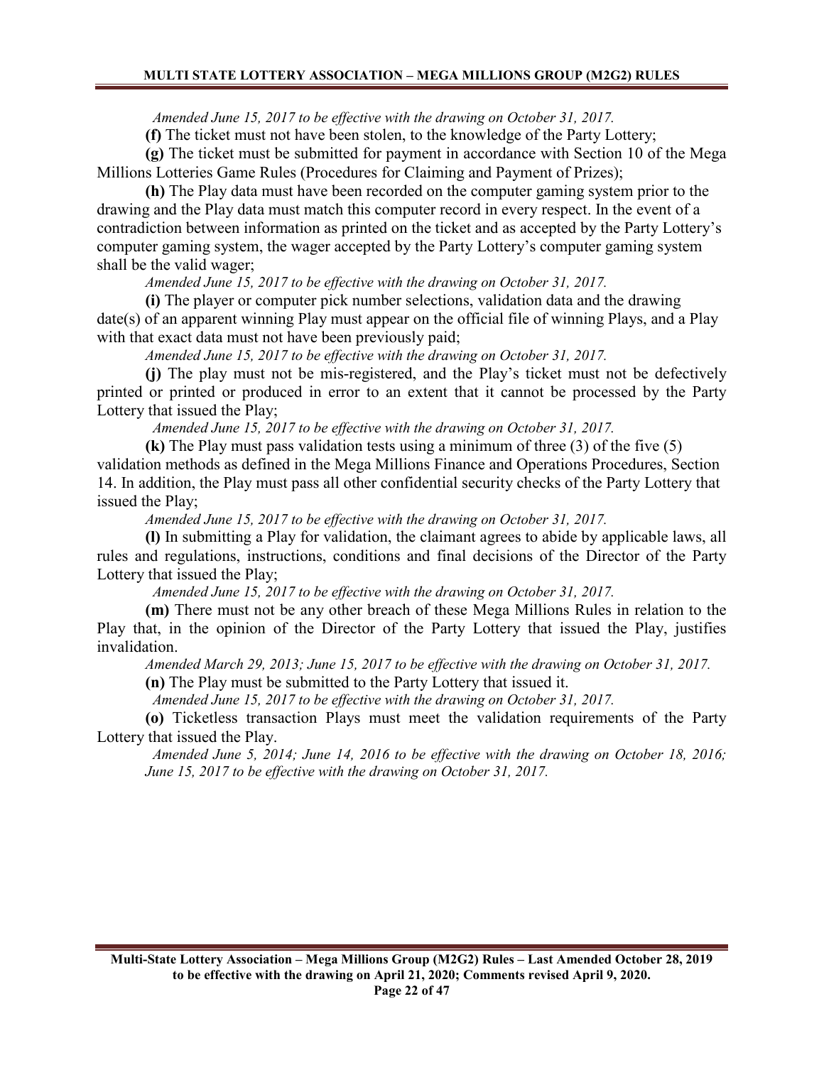*Amended June 15, 2017 to be effective with the drawing on October 31, 2017.*

**(f)** The ticket must not have been stolen, to the knowledge of the Party Lottery;

**(g)** The ticket must be submitted for payment in accordance with Section 10 of the Mega Millions Lotteries Game Rules (Procedures for Claiming and Payment of Prizes);

**(h)** The Play data must have been recorded on the computer gaming system prior to the drawing and the Play data must match this computer record in every respect. In the event of a contradiction between information as printed on the ticket and as accepted by the Party Lottery's computer gaming system, the wager accepted by the Party Lottery's computer gaming system shall be the valid wager;

*Amended June 15, 2017 to be effective with the drawing on October 31, 2017.*

**(i)** The player or computer pick number selections, validation data and the drawing date(s) of an apparent winning Play must appear on the official file of winning Plays, and a Play with that exact data must not have been previously paid;

*Amended June 15, 2017 to be effective with the drawing on October 31, 2017.*

**(j)** The play must not be mis-registered, and the Play's ticket must not be defectively printed or printed or produced in error to an extent that it cannot be processed by the Party Lottery that issued the Play;

*Amended June 15, 2017 to be effective with the drawing on October 31, 2017.*

**(k)** The Play must pass validation tests using a minimum of three (3) of the five (5) validation methods as defined in the Mega Millions Finance and Operations Procedures, Section 14. In addition, the Play must pass all other confidential security checks of the Party Lottery that issued the Play;

*Amended June 15, 2017 to be effective with the drawing on October 31, 2017.*

**(l)** In submitting a Play for validation, the claimant agrees to abide by applicable laws, all rules and regulations, instructions, conditions and final decisions of the Director of the Party Lottery that issued the Play;

*Amended June 15, 2017 to be effective with the drawing on October 31, 2017.*

**(m)** There must not be any other breach of these Mega Millions Rules in relation to the Play that, in the opinion of the Director of the Party Lottery that issued the Play, justifies invalidation.

*Amended March 29, 2013; June 15, 2017 to be effective with the drawing on October 31, 2017.*

**(n)** The Play must be submitted to the Party Lottery that issued it.

*Amended June 15, 2017 to be effective with the drawing on October 31, 2017.*

**(o)** Ticketless transaction Plays must meet the validation requirements of the Party Lottery that issued the Play.

*Amended June 5, 2014; June 14, 2016 to be effective with the drawing on October 18, 2016; June 15, 2017 to be effective with the drawing on October 31, 2017.*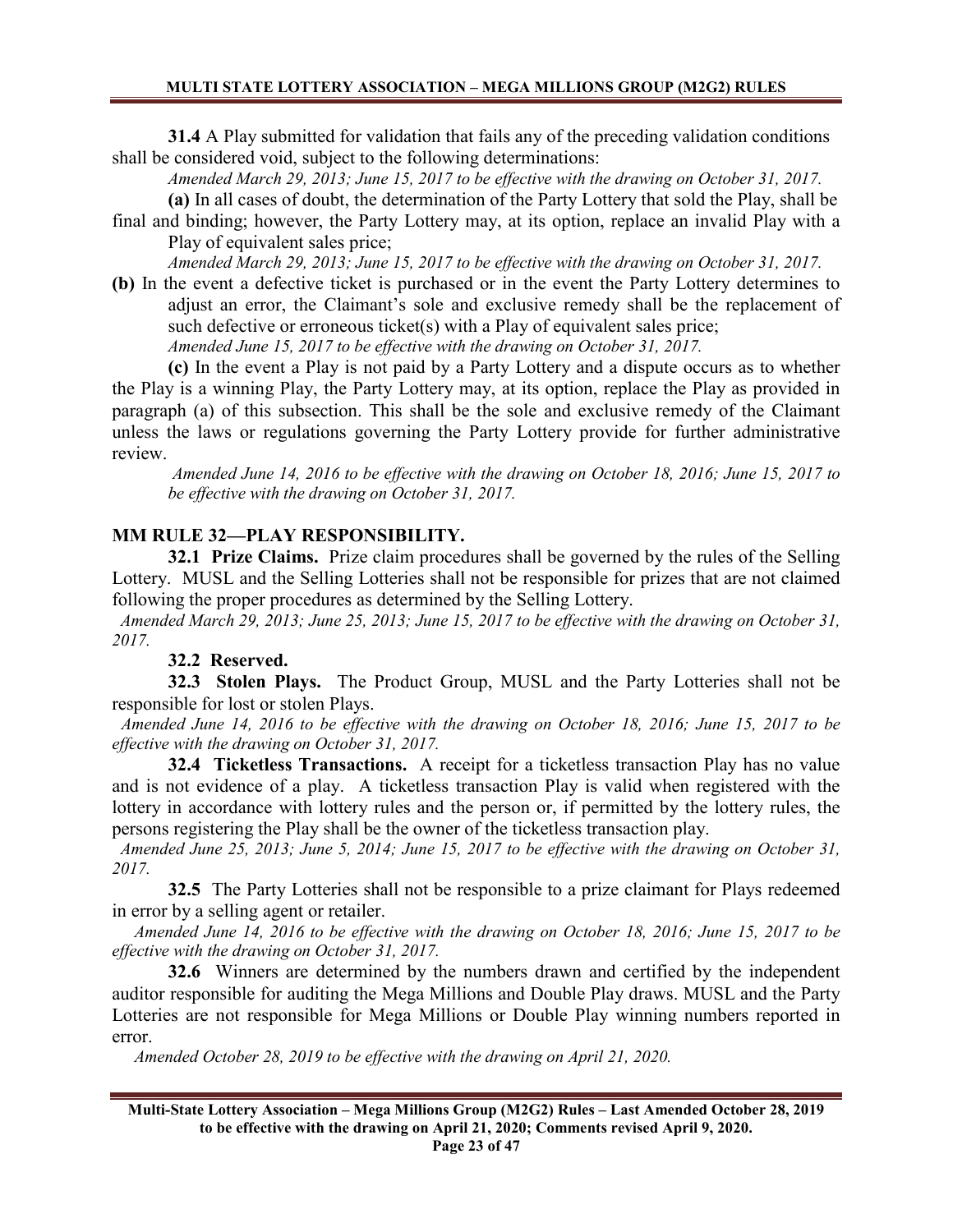**31.4** A Play submitted for validation that fails any of the preceding validation conditions shall be considered void, subject to the following determinations:

*Amended March 29, 2013; June 15, 2017 to be effective with the drawing on October 31, 2017.*

**(a)** In all cases of doubt, the determination of the Party Lottery that sold the Play, shall be final and binding; however, the Party Lottery may, at its option, replace an invalid Play with a Play of equivalent sales price;

*Amended March 29, 2013; June 15, 2017 to be effective with the drawing on October 31, 2017.*

**(b)** In the event a defective ticket is purchased or in the event the Party Lottery determines to adjust an error, the Claimant's sole and exclusive remedy shall be the replacement of such defective or erroneous ticket(s) with a Play of equivalent sales price;

*Amended June 15, 2017 to be effective with the drawing on October 31, 2017.*

**(c)** In the event a Play is not paid by a Party Lottery and a dispute occurs as to whether the Play is a winning Play, the Party Lottery may, at its option, replace the Play as provided in paragraph (a) of this subsection. This shall be the sole and exclusive remedy of the Claimant unless the laws or regulations governing the Party Lottery provide for further administrative review.

*Amended June 14, 2016 to be effective with the drawing on October 18, 2016; June 15, 2017 to be effective with the drawing on October 31, 2017.*

## MM RULE 32—PLAY RESPONSIBILITY.

**32.1 Prize Claims.** Prize claim procedures shall be governed by the rules of the Selling Lottery. MUSL and the Selling Lotteries shall not be responsible for prizes that are not claimed following the proper procedures as determined by the Selling Lottery.

*Amended March 29, 2013; June 25, 2013; June 15, 2017 to be effective with the drawing on October 31, 2017.*

**32.2 Reserved.**

**32.3 Stolen Plays.** The Product Group, MUSL and the Party Lotteries shall not be responsible for lost or stolen Plays.

*Amended June 14, 2016 to be effective with the drawing on October 18, 2016; June 15, 2017 to be effective with the drawing on October 31, 2017.*

**32.4 Ticketless Transactions.** A receipt for a ticketless transaction Play has no value and is not evidence of a play. A ticketless transaction Play is valid when registered with the lottery in accordance with lottery rules and the person or, if permitted by the lottery rules, the persons registering the Play shall be the owner of the ticketless transaction play.

*Amended June 25, 2013; June 5, 2014; June 15, 2017 to be effective with the drawing on October 31, 2017.*

**32.5** The Party Lotteries shall not be responsible to a prize claimant for Plays redeemed in error by a selling agent or retailer.

*Amended June 14, 2016 to be effective with the drawing on October 18, 2016; June 15, 2017 to be effective with the drawing on October 31, 2017.*

**32.6** Winners are determined by the numbers drawn and certified by the independent auditor responsible for auditing the Mega Millions and Double Play draws. MUSL and the Party Lotteries are not responsible for Mega Millions or Double Play winning numbers reported in error.

*Amended October 28, 2019 to be effective with the drawing on April 21, 2020.*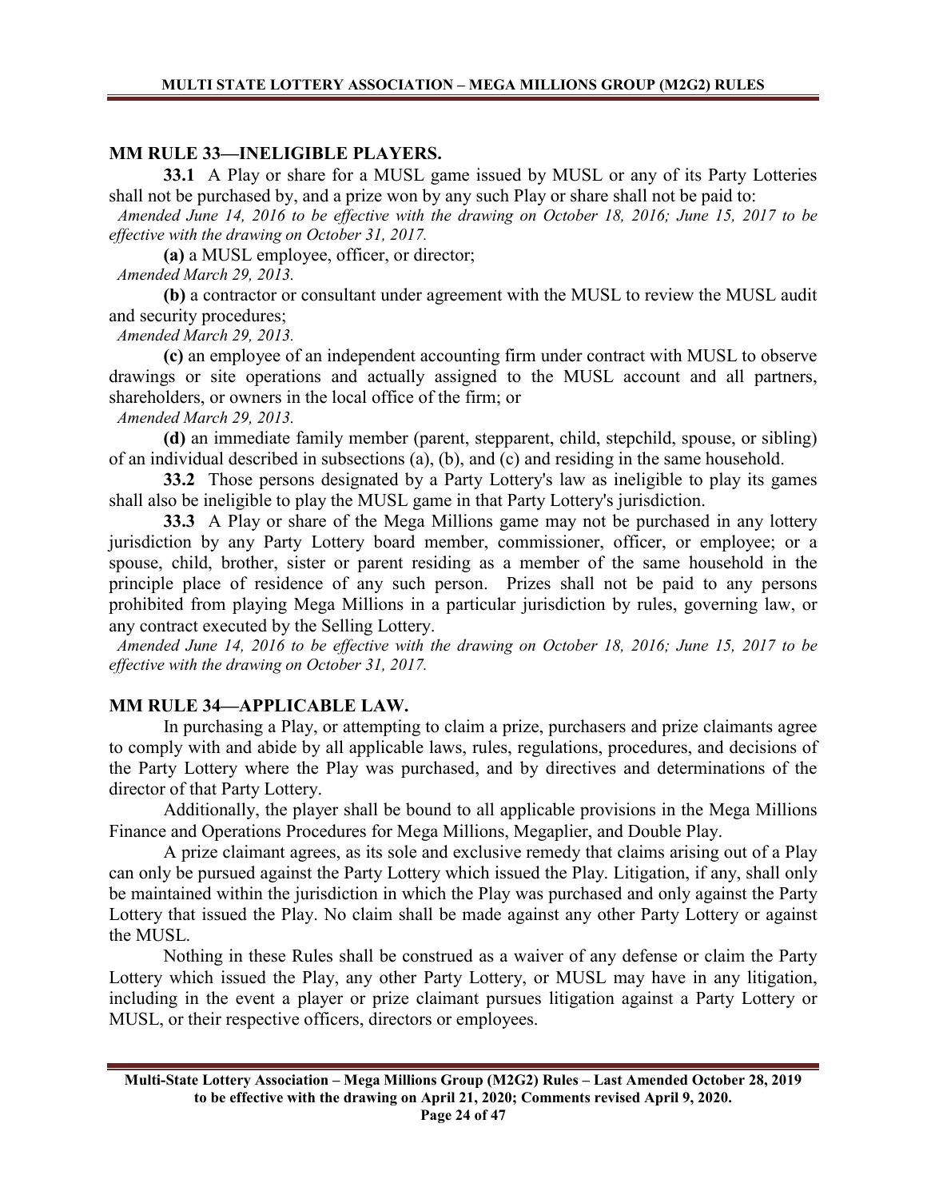## MM RULE 33—INELIGIBLE PLAYERS.

**33.1** A Play or share for a MUSL game issued by MUSL or any of its Party Lotteries shall not be purchased by, and a prize won by any such Play or share shall not be paid to:

*Amended June 14, 2016 to be effective with the drawing on October 18, 2016; June 15, 2017 to be effective with the drawing on October 31, 2017.*

**(a)** a MUSL employee, officer, or director;

*Amended March 29, 2013.*

**(b)** a contractor or consultant under agreement with the MUSL to review the MUSL audit and security procedures;

*Amended March 29, 2013.*

**(c)** an employee of an independent accounting firm under contract with MUSL to observe drawings or site operations and actually assigned to the MUSL account and all partners, shareholders, or owners in the local office of the firm; or

*Amended March 29, 2013.*

**(d)** an immediate family member (parent, stepparent, child, stepchild, spouse, or sibling) of an individual described in subsections (a), (b), and (c) and residing in the same household.

**33.2** Those persons designated by a Party Lottery's law as ineligible to play its games shall also be ineligible to play the MUSL game in that Party Lottery's jurisdiction.

**33.3** A Play or share of the Mega Millions game may not be purchased in any lottery jurisdiction by any Party Lottery board member, commissioner, officer, or employee; or a spouse, child, brother, sister or parent residing as a member of the same household in the principle place of residence of any such person. Prizes shall not be paid to any persons prohibited from playing Mega Millions in a particular jurisdiction by rules, governing law, or any contract executed by the Selling Lottery.

*Amended June 14, 2016 to be effective with the drawing on October 18, 2016; June 15, 2017 to be effective with the drawing on October 31, 2017.*

## MM RULE 34—APPLICABLE LAW.

In purchasing a Play, or attempting to claim a prize, purchasers and prize claimants agree to comply with and abide by all applicable laws, rules, regulations, procedures, and decisions of the Party Lottery where the Play was purchased, and by directives and determinations of the director of that Party Lottery.

Additionally, the player shall be bound to all applicable provisions in the Mega Millions Finance and Operations Procedures for Mega Millions, Megaplier, and Double Play.

A prize claimant agrees, as its sole and exclusive remedy that claims arising out of a Play can only be pursued against the Party Lottery which issued the Play. Litigation, if any, shall only be maintained within the jurisdiction in which the Play was purchased and only against the Party Lottery that issued the Play. No claim shall be made against any other Party Lottery or against the MUSL.

Nothing in these Rules shall be construed as a waiver of any defense or claim the Party Lottery which issued the Play, any other Party Lottery, or MUSL may have in any litigation, including in the event a player or prize claimant pursues litigation against a Party Lottery or MUSL, or their respective officers, directors or employees.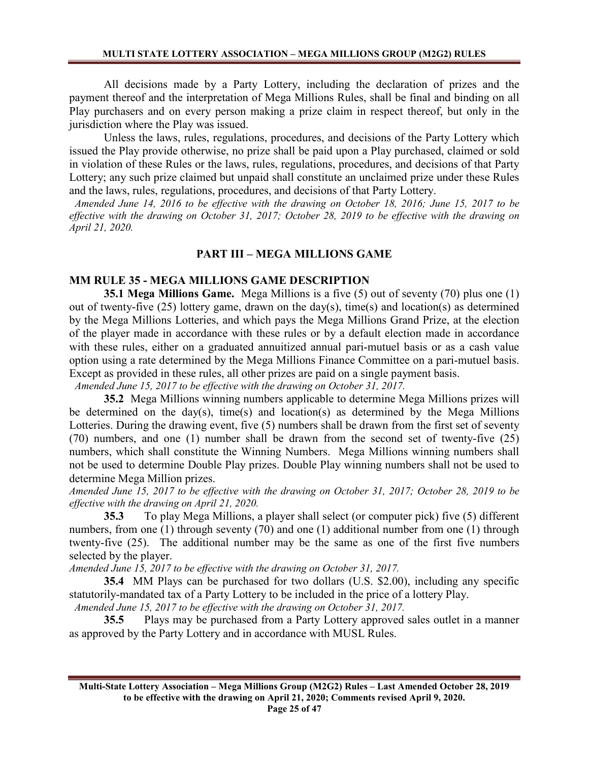All decisions made by a Party Lottery, including the declaration of prizes and the payment thereof and the interpretation of Mega Millions Rules, shall be final and binding on all Play purchasers and on every person making a prize claim in respect thereof, but only in the jurisdiction where the Play was issued.

Unless the laws, rules, regulations, procedures, and decisions of the Party Lottery which issued the Play provide otherwise, no prize shall be paid upon a Play purchased, claimed or sold in violation of these Rules or the laws, rules, regulations, procedures, and decisions of that Party Lottery; any such prize claimed but unpaid shall constitute an unclaimed prize under these Rules and the laws, rules, regulations, procedures, and decisions of that Party Lottery.

*Amended June 14, 2016 to be effective with the drawing on October 18, 2016; June 15, 2017 to be effective with the drawing on October 31, 2017; October 28, 2019 to be effective with the drawing on April 21, 2020.*

## PART III – MEGA MILLIONS GAME

### MM RULE 35 - MEGA MILLIONS GAME DESCRIPTION

**35.1 Mega Millions Game.** Mega Millions is a five (5) out of seventy (70) plus one (1) out of twenty-five (25) lottery game, drawn on the day(s), time(s) and location(s) as determined by the Mega Millions Lotteries, and which pays the Mega Millions Grand Prize, at the election of the player made in accordance with these rules or by a default election made in accordance with these rules, either on a graduated annuitized annual pari-mutuel basis or as a cash value option using a rate determined by the Mega Millions Finance Committee on a pari-mutuel basis. Except as provided in these rules, all other prizes are paid on a single payment basis.

*Amended June 15, 2017 to be effective with the drawing on October 31, 2017.*

**35.2** Mega Millions winning numbers applicable to determine Mega Millions prizes will be determined on the day(s), time(s) and location(s) as determined by the Mega Millions Lotteries. During the drawing event, five (5) numbers shall be drawn from the first set of seventy (70) numbers, and one (1) number shall be drawn from the second set of twenty-five (25) numbers, which shall constitute the Winning Numbers. Mega Millions winning numbers shall not be used to determine Double Play prizes. Double Play winning numbers shall not be used to determine Mega Million prizes.

*Amended June 15, 2017 to be effective with the drawing on October 31, 2017; October 28, 2019 to be effective with the drawing on April 21, 2020.*

**35.3** To play Mega Millions, a player shall select (or computer pick) five (5) different numbers, from one (1) through seventy (70) and one (1) additional number from one (1) through twenty-five (25). The additional number may be the same as one of the first five numbers selected by the player.

*Amended June 15, 2017 to be effective with the drawing on October 31, 2017.*

**35.4** MM Plays can be purchased for two dollars (U.S. $2.00), including any specific statutorily-mandated tax of a Party Lottery to be included in the price of a lottery Play.

*Amended June 15, 2017 to be effective with the drawing on October 31, 2017.*

**35.5** Plays may be purchased from a Party Lottery approved sales outlet in a manner as approved by the Party Lottery and in accordance with MUSL Rules.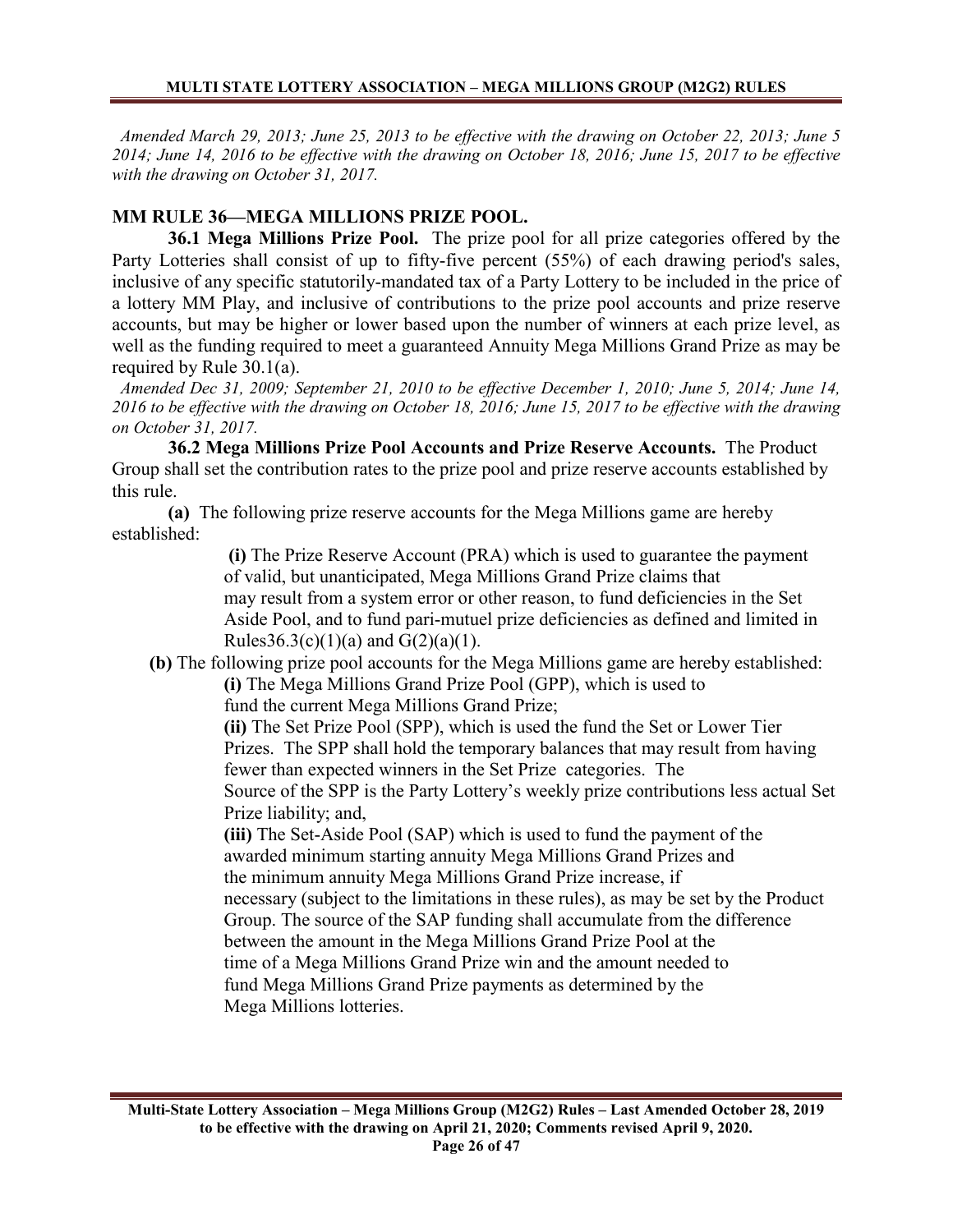*Amended March 29, 2013; June 25, 2013 to be effective with the drawing on October 22, 2013; June 5 2014; June 14, 2016 to be effective with the drawing on October 18, 2016; June 15, 2017 to be effective with the drawing on October 31, 2017.*

## MM RULE 36—MEGA MILLIONS PRIZE POOL.

**36.1 Mega Millions Prize Pool.** The prize pool for all prize categories offered by the Party Lotteries shall consist of up to fifty-five percent (55%) of each drawing period's sales, inclusive of any specific statutorily-mandated tax of a Party Lottery to be included in the price of a lottery MM Play, and inclusive of contributions to the prize pool accounts and prize reserve accounts, but may be higher or lower based upon the number of winners at each prize level, as well as the funding required to meet a guaranteed Annuity Mega Millions Grand Prize as may be required by Rule 30.1(a).

*Amended Dec 31, 2009; September 21, 2010 to be effective December 1, 2010; June 5, 2014; June 14, 2016 to be effective with the drawing on October 18, 2016; June 15, 2017 to be effective with the drawing on October 31, 2017.*

**36.2 Mega Millions Prize Pool Accounts and Prize Reserve Accounts.** The Product Group shall set the contribution rates to the prize pool and prize reserve accounts established by this rule.

**(a)** The following prize reserve accounts for the Mega Millions game are hereby established:

**(i)** The Prize Reserve Account (PRA) which is used to guarantee the payment of valid, but unanticipated, Mega Millions Grand Prize claims that may result from a system error or other reason, to fund deficiencies in the Set Aside Pool, and to fund pari-mutuel prize deficiencies as defined and limited in Rules36.3(c)(1)(a) and G(2)(a)(1).

**(b)** The following prize pool accounts for the Mega Millions game are hereby established:

**(i)** The Mega Millions Grand Prize Pool (GPP), which is used to fund the current Mega Millions Grand Prize;

**(ii)** The Set Prize Pool (SPP), which is used the fund the Set or Lower Tier Prizes. The SPP shall hold the temporary balances that may result from having fewer than expected winners in the Set Prize categories. The Source of the SPP is the Party Lottery's weekly prize contributions less actual Set Prize liability; and,

**(iii)** The Set-Aside Pool (SAP) which is used to fund the payment of the awarded minimum starting annuity Mega Millions Grand Prizes and the minimum annuity Mega Millions Grand Prize increase, if necessary (subject to the limitations in these rules), as may be set by the Product Group. The source of the SAP funding shall accumulate from the difference between the amount in the Mega Millions Grand Prize Pool at the time of a Mega Millions Grand Prize win and the amount needed to fund Mega Millions Grand Prize payments as determined by the Mega Millions lotteries.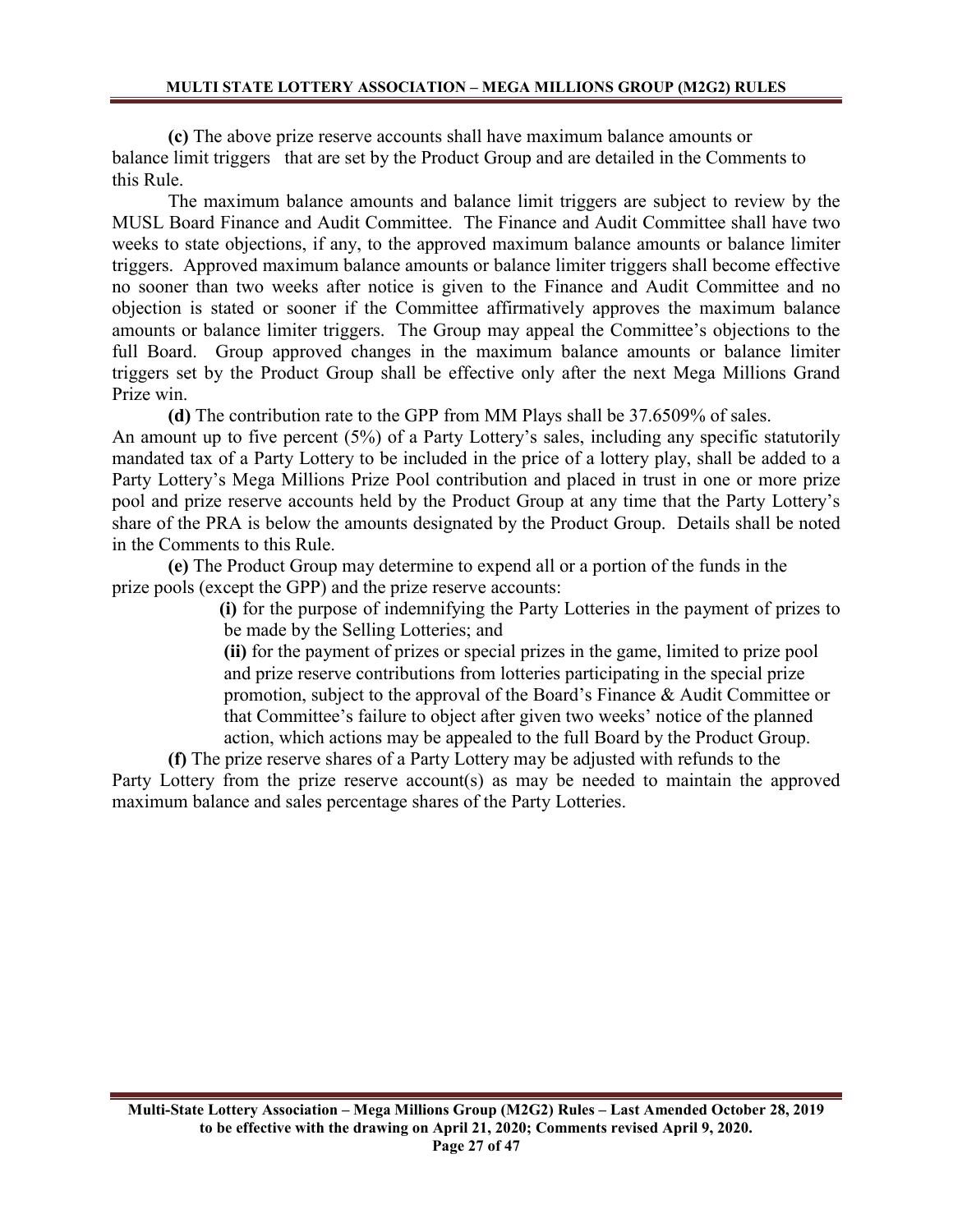**(c)** The above prize reserve accounts shall have maximum balance amounts or balance limit triggers that are set by the Product Group and are detailed in the Comments to this Rule.

The maximum balance amounts and balance limit triggers are subject to review by the MUSL Board Finance and Audit Committee. The Finance and Audit Committee shall have two weeks to state objections, if any, to the approved maximum balance amounts or balance limiter triggers. Approved maximum balance amounts or balance limiter triggers shall become effective no sooner than two weeks after notice is given to the Finance and Audit Committee and no objection is stated or sooner if the Committee affirmatively approves the maximum balance amounts or balance limiter triggers. The Group may appeal the Committee's objections to the full Board. Group approved changes in the maximum balance amounts or balance limiter triggers set by the Product Group shall be effective only after the next Mega Millions Grand Prize win.

**(d)** The contribution rate to the GPP from MM Plays shall be 37.6509% of sales. An amount up to five percent (5%) of a Party Lottery's sales, including any specific statutorily mandated tax of a Party Lottery to be included in the price of a lottery play, shall be added to a Party Lottery's Mega Millions Prize Pool contribution and placed in trust in one or more prize pool and prize reserve accounts held by the Product Group at any time that the Party Lottery's share of the PRA is below the amounts designated by the Product Group. Details shall be noted in the Comments to this Rule.

**(e)** The Product Group may determine to expend all or a portion of the funds in the prize pools (except the GPP) and the prize reserve accounts:

**(i)** for the purpose of indemnifying the Party Lotteries in the payment of prizes to be made by the Selling Lotteries; and

**(ii)** for the payment of prizes or special prizes in the game, limited to prize pool and prize reserve contributions from lotteries participating in the special prize promotion, subject to the approval of the Board's Finance & Audit Committee or that Committee's failure to object after given two weeks' notice of the planned action, which actions may be appealed to the full Board by the Product Group.

**(f)** The prize reserve shares of a Party Lottery may be adjusted with refunds to the Party Lottery from the prize reserve account(s) as may be needed to maintain the approved maximum balance and sales percentage shares of the Party Lotteries.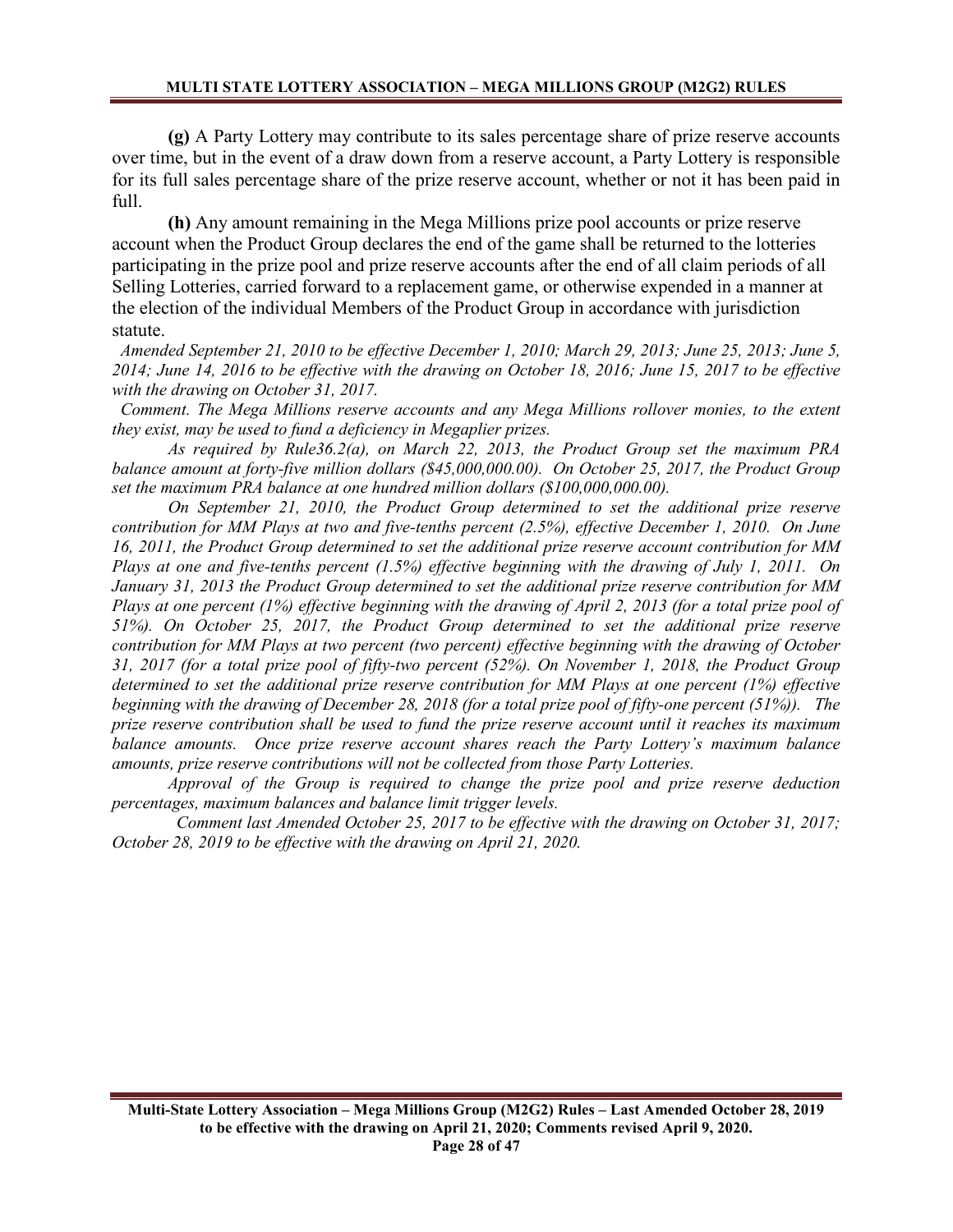**(g)** A Party Lottery may contribute to its sales percentage share of prize reserve accounts over time, but in the event of a draw down from a reserve account, a Party Lottery is responsible for its full sales percentage share of the prize reserve account, whether or not it has been paid in full.

**(h)** Any amount remaining in the Mega Millions prize pool accounts or prize reserve account when the Product Group declares the end of the game shall be returned to the lotteries participating in the prize pool and prize reserve accounts after the end of all claim periods of all Selling Lotteries, carried forward to a replacement game, or otherwise expended in a manner at the election of the individual Members of the Product Group in accordance with jurisdiction statute.

*Amended September 21, 2010 to be effective December 1, 2010; March 29, 2013; June 25, 2013; June 5, 2014; June 14, 2016 to be effective with the drawing on October 18, 2016; June 15, 2017 to be effective with the drawing on October 31, 2017.*

*Comment. The Mega Millions reserve accounts and any Mega Millions rollover monies, to the extent they exist, may be used to fund a deficiency in Megaplier prizes.*

*As required by Rule36.2(a), on March 22, 2013, the Product Group set the maximum PRA balance amount at forty-five million dollars ($45,000,000.00). On October 25, 2017, the Product Group set the maximum PRA balance at one hundred million dollars ($100,000,000.00).*

*On September 21, 2010, the Product Group determined to set the additional prize reserve contribution for MM Plays at two and five-tenths percent (2.5%), effective December 1, 2010. On June 16, 2011, the Product Group determined to set the additional prize reserve account contribution for MM Plays at one and five-tenths percent (1.5%) effective beginning with the drawing of July 1, 2011. On January 31, 2013 the Product Group determined to set the additional prize reserve contribution for MM Plays at one percent (1%) effective beginning with the drawing of April 2, 2013 (for a total prize pool of 51%). On October 25, 2017, the Product Group determined to set the additional prize reserve contribution for MM Plays at two percent (two percent) effective beginning with the drawing of October 31, 2017 (for a total prize pool of fifty-two percent (52%). On November 1, 2018, the Product Group determined to set the additional prize reserve contribution for MM Plays at one percent (1%) effective beginning with the drawing of December 28, 2018 (for a total prize pool of fifty-one percent (51%)). The prize reserve contribution shall be used to fund the prize reserve account until it reaches its maximum balance amounts. Once prize reserve account shares reach the Party Lottery's maximum balance amounts, prize reserve contributions will not be collected from those Party Lotteries.*

*Approval of the Group is required to change the prize pool and prize reserve deduction percentages, maximum balances and balance limit trigger levels.*

*Comment last Amended October 25, 2017 to be effective with the drawing on October 31, 2017; October 28, 2019 to be effective with the drawing on April 21, 2020.*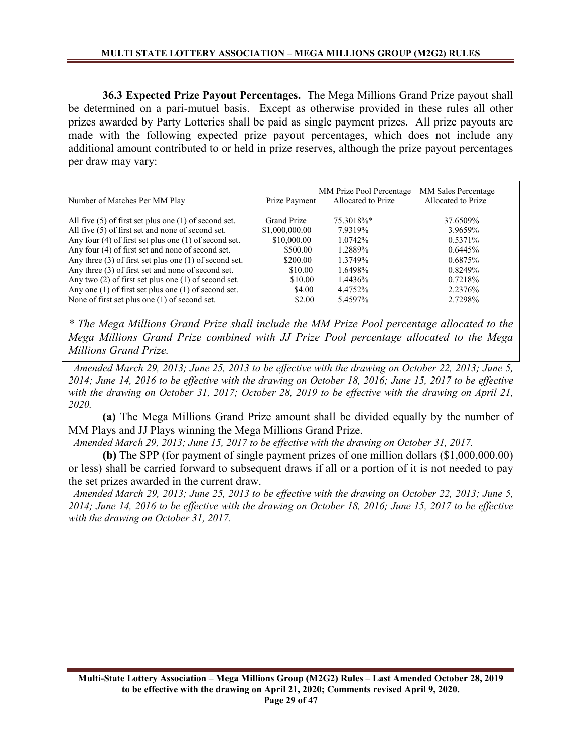**36.3 Expected Prize Payout Percentages.** The Mega Millions Grand Prize payout shall be determined on a pari-mutuel basis. Except as otherwise provided in these rules all other prizes awarded by Party Lotteries shall be paid as single payment prizes. All prize payouts are made with the following expected prize payout percentages, which does not include any additional amount contributed to or held in prize reserves, although the prize payout percentages per draw may vary:

| Number of Matches Per MM Play | Prize Payment | MM Prize Pool Percentage Allocated to Prize | MM Sales Percentage Allocated to Prize |
|---|---|---|---|
| All five (5) of first set plus one (1) of second set. | Grand Prize | 75.3018%* | 37.6509% |
| All five (5) of first set and none of second set. | $1,000,000.00 | 7.9319% | 3.9659% |
| Any four (4) of first set plus one (1) of second set. | $10,000.00 | 1.0742% | 0.5371% |
| Any four (4) of first set and none of second set. | $500.00 | 1.2889% | 0.6445% |
| Any three (3) of first set plus one (1) of second set. | $200.00 | 1.3749% | 0.6875% |
| Any three (3) of first set and none of second set. | $10.00 | 1.6498% | 0.8249% |
| Any two (2) of first set plus one (1) of second set. | $10.00 | 1.4436% | 0.7218% |
| Any one (1) of first set plus one (1) of second set. | $4.00 | 4.4752% | 2.2376% |
| None of first set plus one (1) of second set. | $2.00 | 5.4597% | 2.7298% |

*\* The Mega Millions Grand Prize shall include the MM Prize Pool percentage allocated to the Mega Millions Grand Prize combined with JJ Prize Pool percentage allocated to the Mega Millions Grand Prize.*

*Amended March 29, 2013; June 25, 2013 to be effective with the drawing on October 22, 2013; June 5, 2014; June 14, 2016 to be effective with the drawing on October 18, 2016; June 15, 2017 to be effective with the drawing on October 31, 2017; October 28, 2019 to be effective with the drawing on April 21, 2020.*

**(a)** The Mega Millions Grand Prize amount shall be divided equally by the number of MM Plays and JJ Plays winning the Mega Millions Grand Prize.

*Amended March 29, 2013; June 15, 2017 to be effective with the drawing on October 31, 2017.*

**(b)** The SPP (for payment of single payment prizes of one million dollars ($1,000,000.00) or less) shall be carried forward to subsequent draws if all or a portion of it is not needed to pay the set prizes awarded in the current draw.

*Amended March 29, 2013; June 25, 2013 to be effective with the drawing on October 22, 2013; June 5, 2014; June 14, 2016 to be effective with the drawing on October 18, 2016; June 15, 2017 to be effective with the drawing on October 31, 2017.*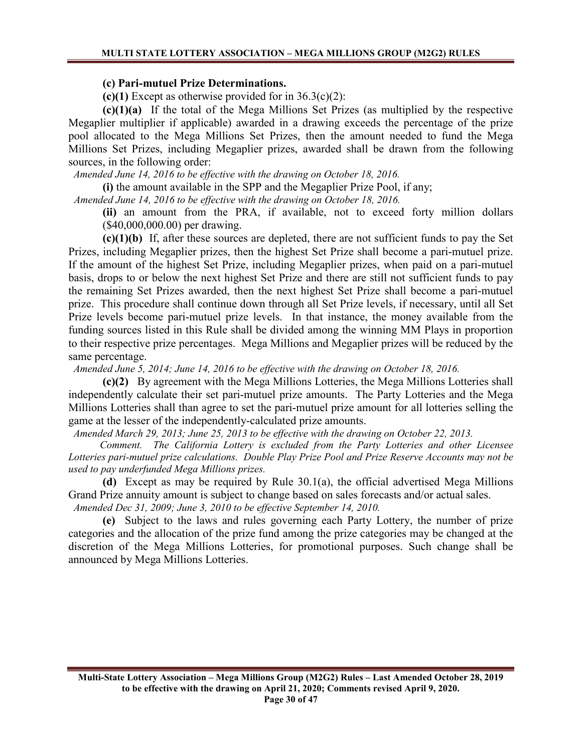**(c) Pari-mutuel Prize Determinations.**

**(c)(1)** Except as otherwise provided for in 36.3(c)(2):

**(c)(1)(a)** If the total of the Mega Millions Set Prizes (as multiplied by the respective Megaplier multiplier if applicable) awarded in a drawing exceeds the percentage of the prize pool allocated to the Mega Millions Set Prizes, then the amount needed to fund the Mega Millions Set Prizes, including Megaplier prizes, awarded shall be drawn from the following sources, in the following order:

*Amended June 14, 2016 to be effective with the drawing on October 18, 2016.*

**(i)** the amount available in the SPP and the Megaplier Prize Pool, if any;

*Amended June 14, 2016 to be effective with the drawing on October 18, 2016.*

**(ii)** an amount from the PRA, if available, not to exceed forty million dollars ($40,000,000.00) per drawing.

**(c)(1)(b)** If, after these sources are depleted, there are not sufficient funds to pay the Set Prizes, including Megaplier prizes, then the highest Set Prize shall become a pari-mutuel prize. If the amount of the highest Set Prize, including Megaplier prizes, when paid on a pari-mutuel basis, drops to or below the next highest Set Prize and there are still not sufficient funds to pay the remaining Set Prizes awarded, then the next highest Set Prize shall become a pari-mutuel prize. This procedure shall continue down through all Set Prize levels, if necessary, until all Set Prize levels become pari-mutuel prize levels. In that instance, the money available from the funding sources listed in this Rule shall be divided among the winning MM Plays in proportion to their respective prize percentages. Mega Millions and Megaplier prizes will be reduced by the same percentage.

*Amended June 5, 2014; June 14, 2016 to be effective with the drawing on October 18, 2016.*

**(c)(2)** By agreement with the Mega Millions Lotteries, the Mega Millions Lotteries shall independently calculate their set pari-mutuel prize amounts. The Party Lotteries and the Mega Millions Lotteries shall than agree to set the pari-mutuel prize amount for all lotteries selling the game at the lesser of the independently-calculated prize amounts.

*Amended March 29, 2013; June 25, 2013 to be effective with the drawing on October 22, 2013.*

*Comment. The California Lottery is excluded from the Party Lotteries and other Licensee Lotteries pari-mutuel prize calculations. Double Play Prize Pool and Prize Reserve Accounts may not be used to pay underfunded Mega Millions prizes.*

**(d)** Except as may be required by Rule 30.1(a), the official advertised Mega Millions Grand Prize annuity amount is subject to change based on sales forecasts and/or actual sales.

*Amended Dec 31, 2009; June 3, 2010 to be effective September 14, 2010.*

**(e)** Subject to the laws and rules governing each Party Lottery, the number of prize categories and the allocation of the prize fund among the prize categories may be changed at the discretion of the Mega Millions Lotteries, for promotional purposes. Such change shall be announced by Mega Millions Lotteries.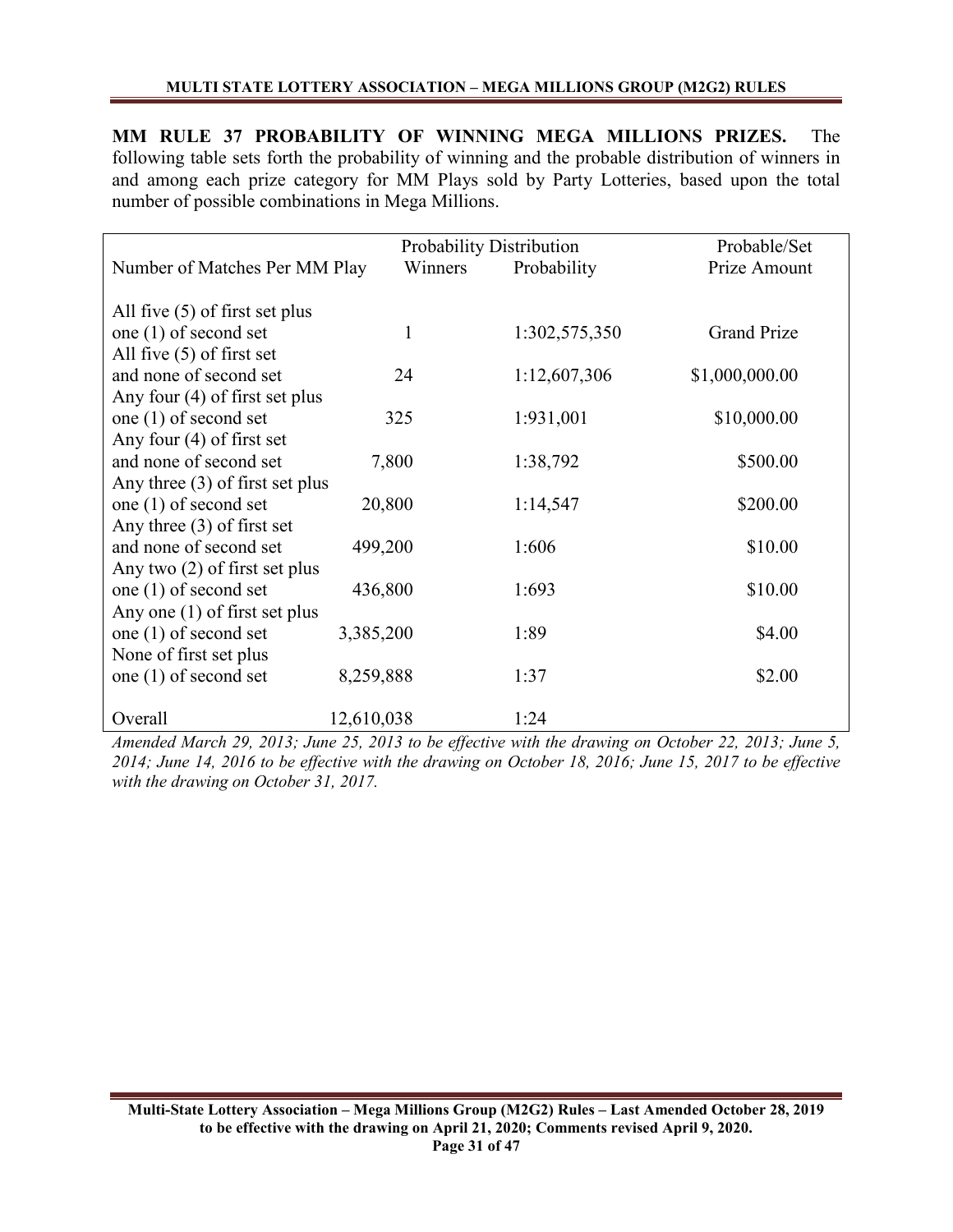**MM RULE 37 PROBABILITY OF WINNING MEGA MILLIONS PRIZES.** The following table sets forth the probability of winning and the probable distribution of winners in and among each prize category for MM Plays sold by Party Lotteries, based upon the total number of possible combinations in Mega Millions.

| Number of Matches Per MM Play | Probability Distribution Winners | Probability | Probable/Set Prize Amount |
|---|---|---|---|
| All five (5) of first set plus one (1) of second set | 1 | 1:302,575,350 | Grand Prize |
| All five (5) of first set and none of second set | 24 | 1:12,607,306 | $1,000,000.00 |
| Any four (4) of first set plus one (1) of second set | 325 | 1:931,001 | $10,000.00 |
| Any four (4) of first set and none of second set | 7,800 | 1:38,792 | $500.00 |
| Any three (3) of first set plus one (1) of second set | 20,800 | 1:14,547 | $200.00 |
| Any three (3) of first set and none of second set | 499,200 | 1:606 | $10.00 |
| Any two (2) of first set plus one (1) of second set | 436,800 | 1:693 | $10.00 |
| Any one (1) of first set plus one (1) of second set | 3,385,200 | 1:89 | $4.00 |
| None of first set plus one (1) of second set | 8,259,888 | 1:37 | $2.00 |
| Overall | 12,610,038 | 1:24 | |

*Amended March 29, 2013; June 25, 2013 to be effective with the drawing on October 22, 2013; June 5, 2014; June 14, 2016 to be effective with the drawing on October 18, 2016; June 15, 2017 to be effective with the drawing on October 31, 2017.*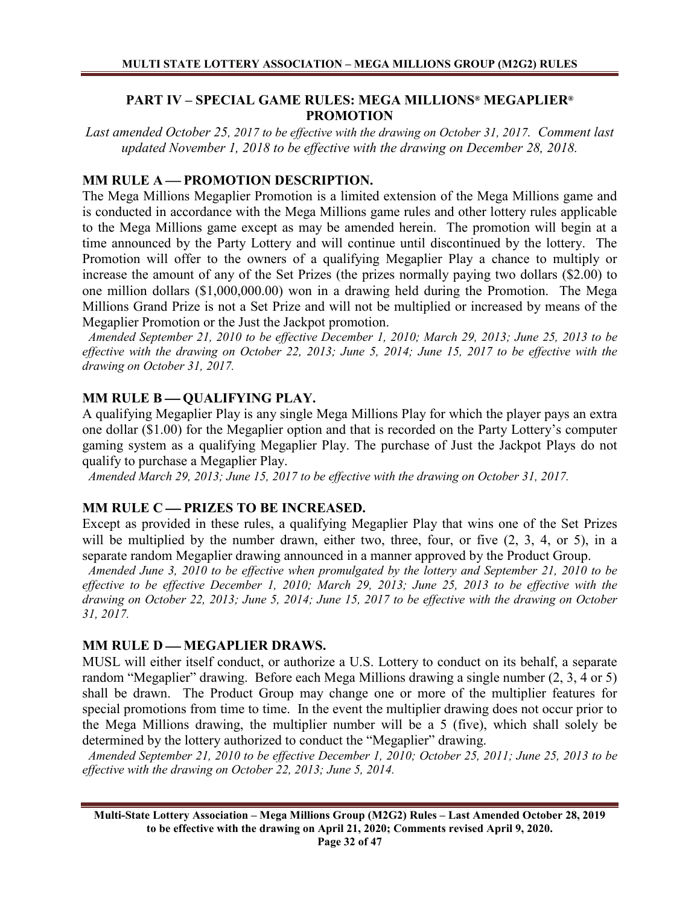## PART IV – SPECIAL GAME RULES: MEGA MILLIONS® MEGAPLIER® PROMOTION

*Last amended October 25, 2017 to be effective with the drawing on October 31, 2017. Comment last updated November 1, 2018 to be effective with the drawing on December 28, 2018.*

### MM RULE A — PROMOTION DESCRIPTION.

The Mega Millions Megaplier Promotion is a limited extension of the Mega Millions game and is conducted in accordance with the Mega Millions game rules and other lottery rules applicable to the Mega Millions game except as may be amended herein. The promotion will begin at a time announced by the Party Lottery and will continue until discontinued by the lottery. The Promotion will offer to the owners of a qualifying Megaplier Play a chance to multiply or increase the amount of any of the Set Prizes (the prizes normally paying two dollars ($2.00) to one million dollars ($1,000,000.00) won in a drawing held during the Promotion. The Mega Millions Grand Prize is not a Set Prize and will not be multiplied or increased by means of the Megaplier Promotion or the Just the Jackpot promotion.

*Amended September 21, 2010 to be effective December 1, 2010; March 29, 2013; June 25, 2013 to be effective with the drawing on October 22, 2013; June 5, 2014; June 15, 2017 to be effective with the drawing on October 31, 2017.*

### MM RULE B — QUALIFYING PLAY.

A qualifying Megaplier Play is any single Mega Millions Play for which the player pays an extra one dollar ($1.00) for the Megaplier option and that is recorded on the Party Lottery's computer gaming system as a qualifying Megaplier Play. The purchase of Just the Jackpot Plays do not qualify to purchase a Megaplier Play.

*Amended March 29, 2013; June 15, 2017 to be effective with the drawing on October 31, 2017.*

### MM RULE C — PRIZES TO BE INCREASED.

Except as provided in these rules, a qualifying Megaplier Play that wins one of the Set Prizes will be multiplied by the number drawn, either two, three, four, or five (2, 3, 4, or 5), in a separate random Megaplier drawing announced in a manner approved by the Product Group.

*Amended June 3, 2010 to be effective when promulgated by the lottery and September 21, 2010 to be effective to be effective December 1, 2010; March 29, 2013; June 25, 2013 to be effective with the drawing on October 22, 2013; June 5, 2014; June 15, 2017 to be effective with the drawing on October 31, 2017.*

### MM RULE D — MEGAPLIER DRAWS.

MUSL will either itself conduct, or authorize a U.S. Lottery to conduct on its behalf, a separate random "Megaplier" drawing. Before each Mega Millions drawing a single number (2, 3, 4 or 5) shall be drawn. The Product Group may change one or more of the multiplier features for special promotions from time to time. In the event the multiplier drawing does not occur prior to the Mega Millions drawing, the multiplier number will be a 5 (five), which shall solely be determined by the lottery authorized to conduct the "Megaplier" drawing.

*Amended September 21, 2010 to be effective December 1, 2010; October 25, 2011; June 25, 2013 to be effective with the drawing on October 22, 2013; June 5, 2014.*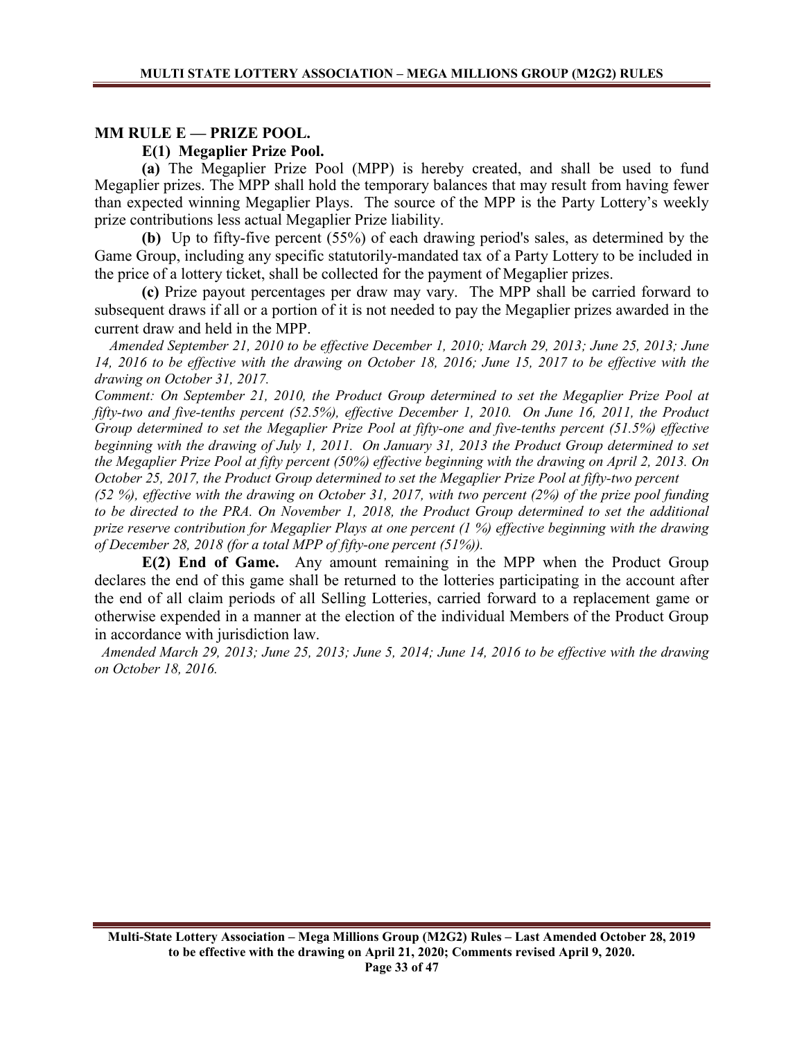## MM RULE E — PRIZE POOL.

### E(1) Megaplier Prize Pool.

**(a)** The Megaplier Prize Pool (MPP) is hereby created, and shall be used to fund Megaplier prizes. The MPP shall hold the temporary balances that may result from having fewer than expected winning Megaplier Plays. The source of the MPP is the Party Lottery's weekly prize contributions less actual Megaplier Prize liability.

**(b)** Up to fifty-five percent (55%) of each drawing period's sales, as determined by the Game Group, including any specific statutorily-mandated tax of a Party Lottery to be included in the price of a lottery ticket, shall be collected for the payment of Megaplier prizes.

**(c)** Prize payout percentages per draw may vary. The MPP shall be carried forward to subsequent draws if all or a portion of it is not needed to pay the Megaplier prizes awarded in the current draw and held in the MPP.

*Amended September 21, 2010 to be effective December 1, 2010; March 29, 2013; June 25, 2013; June 14, 2016 to be effective with the drawing on October 18, 2016; June 15, 2017 to be effective with the drawing on October 31, 2017.*

*Comment: On September 21, 2010, the Product Group determined to set the Megaplier Prize Pool at fifty-two and five-tenths percent (52.5%), effective December 1, 2010. On June 16, 2011, the Product Group determined to set the Megaplier Prize Pool at fifty-one and five-tenths percent (51.5%) effective beginning with the drawing of July 1, 2011. On January 31, 2013 the Product Group determined to set the Megaplier Prize Pool at fifty percent (50%) effective beginning with the drawing on April 2, 2013. On October 25, 2017, the Product Group determined to set the Megaplier Prize Pool at fifty-two percent (52 %), effective with the drawing on October 31, 2017, with two percent (2%) of the prize pool funding to be directed to the PRA. On November 1, 2018, the Product Group determined to set the additional prize reserve contribution for Megaplier Plays at one percent (1 %) effective beginning with the drawing of December 28, 2018 (for a total MPP of fifty-one percent (51%)).*

**E(2) End of Game.** Any amount remaining in the MPP when the Product Group declares the end of this game shall be returned to the lotteries participating in the account after the end of all claim periods of all Selling Lotteries, carried forward to a replacement game or otherwise expended in a manner at the election of the individual Members of the Product Group in accordance with jurisdiction law.

*Amended March 29, 2013; June 25, 2013; June 5, 2014; June 14, 2016 to be effective with the drawing on October 18, 2016.*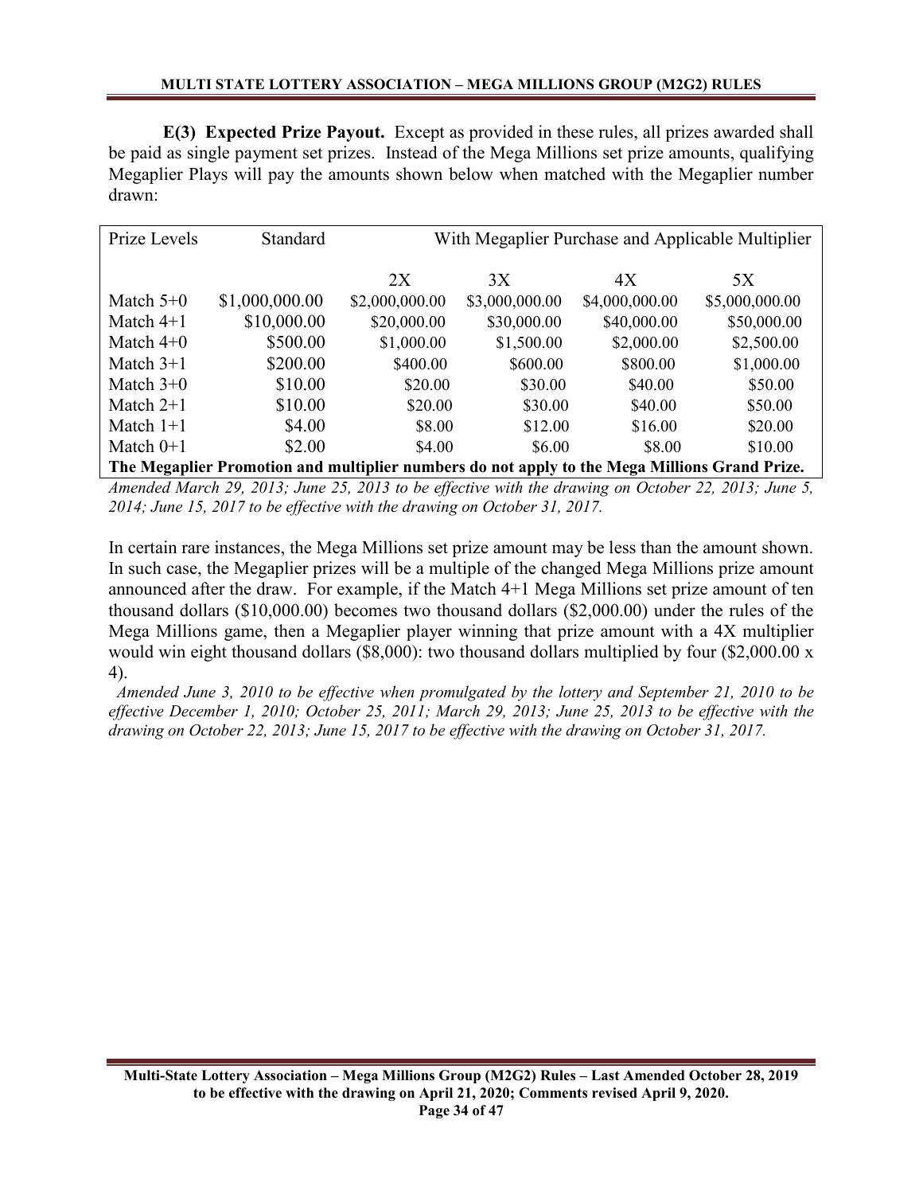**E(3) Expected Prize Payout.** Except as provided in these rules, all prizes awarded shall be paid as single payment set prizes. Instead of the Mega Millions set prize amounts, qualifying Megaplier Plays will pay the amounts shown below when matched with the Megaplier number drawn:

| Prize Levels | Standard | With Megaplier Purchase and Applicable Multiplier | | | |
|---|---|---|---|---|---|
| | | 2X | 3X | 4X | 5X |
| Match 5+0 | $1,000,000.00 | $2,000,000.00 | $3,000,000.00 | $4,000,000.00 | $5,000,000.00 |
| Match 4+1 | $10,000.00 | $20,000.00 | $30,000.00 | $40,000.00 | $50,000.00 |
| Match 4+0 | $500.00 | $1,000.00 | $1,500.00 | $2,000.00 | $2,500.00 |
| Match 3+1 | $200.00 | $400.00 | $600.00 | $800.00 | $1,000.00 |
| Match 3+0 | $10.00 | $20.00 | $30.00 | $40.00 | $50.00 |
| Match 2+1 | $10.00 | $20.00 | $30.00 | $40.00 | $50.00 |
| Match 1+1 | $4.00 | $8.00 | $12.00 | $16.00 | $20.00 |
| Match 0+1 | $2.00 | $4.00 | $6.00 | $8.00 | $10.00 |
| **The Megaplier Promotion and multiplier numbers do not apply to the Mega Millions Grand Prize.** | | | | | |

*Amended March 29, 2013; June 25, 2013 to be effective with the drawing on October 22, 2013; June 5, 2014; June 15, 2017 to be effective with the drawing on October 31, 2017.*

In certain rare instances, the Mega Millions set prize amount may be less than the amount shown. In such case, the Megaplier prizes will be a multiple of the changed Mega Millions prize amount announced after the draw. For example, if the Match 4+1 Mega Millions set prize amount of ten thousand dollars ($10,000.00) becomes two thousand dollars ($2,000.00) under the rules of the Mega Millions game, then a Megaplier player winning that prize amount with a 4X multiplier would win eight thousand dollars ($8,000): two thousand dollars multiplied by four ($2,000.00 x 4).

*Amended June 3, 2010 to be effective when promulgated by the lottery and September 21, 2010 to be effective December 1, 2010; October 25, 2011; March 29, 2013; June 25, 2013 to be effective with the drawing on October 22, 2013; June 15, 2017 to be effective with the drawing on October 31, 2017.*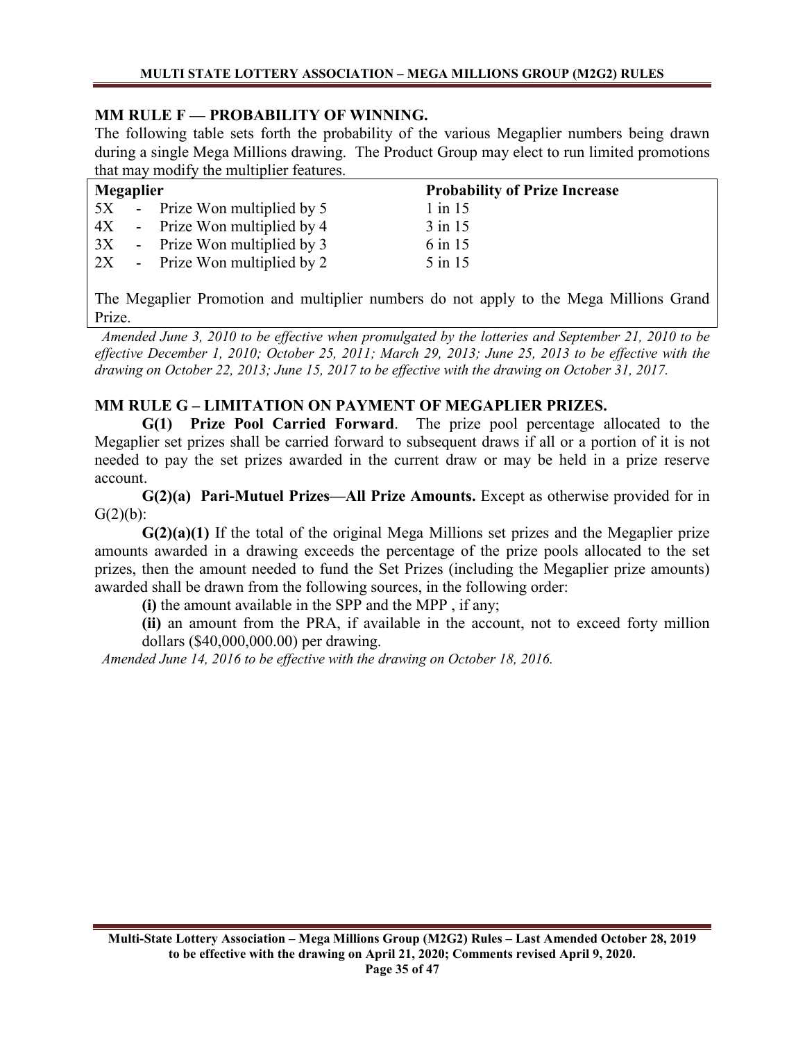## MM RULE F — PROBABILITY OF WINNING.

The following table sets forth the probability of the various Megaplier numbers being drawn during a single Mega Millions drawing. The Product Group may elect to run limited promotions that may modify the multiplier features.

| Megaplier | Probability of Prize Increase |
| --- | --- |
| 5X - Prize Won multiplied by 5 | 1 in 15 |
| 4X - Prize Won multiplied by 4 | 3 in 15 |
| 3X - Prize Won multiplied by 3 | 6 in 15 |
| 2X - Prize Won multiplied by 2 | 5 in 15 |

The Megaplier Promotion and multiplier numbers do not apply to the Mega Millions Grand Prize.

*Amended June 3, 2010 to be effective when promulgated by the lotteries and September 21, 2010 to be effective December 1, 2010; October 25, 2011; March 29, 2013; June 25, 2013 to be effective with the drawing on October 22, 2013; June 15, 2017 to be effective with the drawing on October 31, 2017.*

## MM RULE G – LIMITATION ON PAYMENT OF MEGAPLIER PRIZES.

**G(1) Prize Pool Carried Forward**. The prize pool percentage allocated to the Megaplier set prizes shall be carried forward to subsequent draws if all or a portion of it is not needed to pay the set prizes awarded in the current draw or may be held in a prize reserve account.

**G(2)(a) Pari-Mutuel Prizes—All Prize Amounts.** Except as otherwise provided for in G(2)(b):

**G(2)(a)(1)** If the total of the original Mega Millions set prizes and the Megaplier prize amounts awarded in a drawing exceeds the percentage of the prize pools allocated to the set prizes, then the amount needed to fund the Set Prizes (including the Megaplier prize amounts) awarded shall be drawn from the following sources, in the following order:

**(i)** the amount available in the SPP and the MPP , if any;

**(ii)** an amount from the PRA, if available in the account, not to exceed forty million dollars ($40,000,000.00) per drawing.

*Amended June 14, 2016 to be effective with the drawing on October 18, 2016.*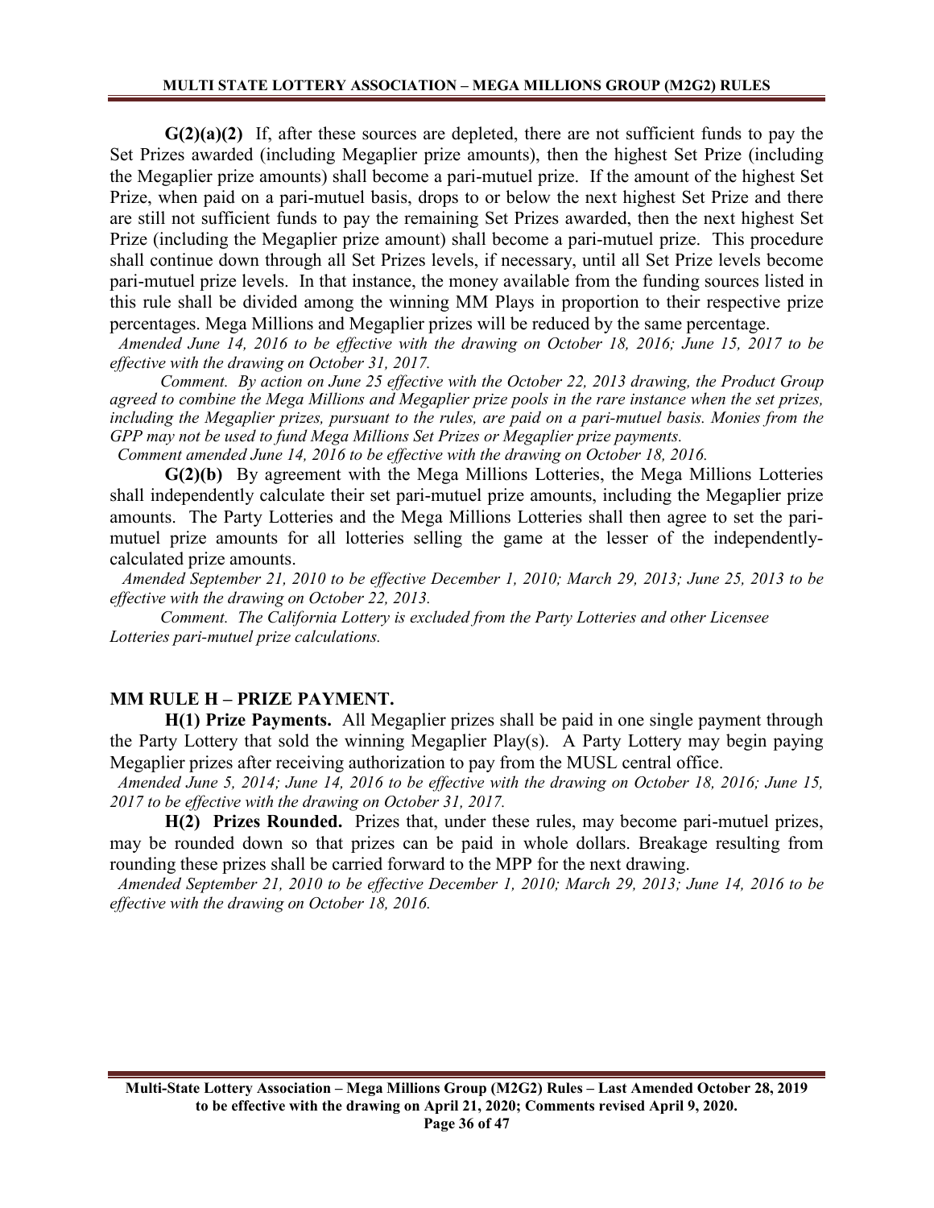**G(2)(a)(2)** If, after these sources are depleted, there are not sufficient funds to pay the Set Prizes awarded (including Megaplier prize amounts), then the highest Set Prize (including the Megaplier prize amounts) shall become a pari-mutuel prize. If the amount of the highest Set Prize, when paid on a pari-mutuel basis, drops to or below the next highest Set Prize and there are still not sufficient funds to pay the remaining Set Prizes awarded, then the next highest Set Prize (including the Megaplier prize amount) shall become a pari-mutuel prize. This procedure shall continue down through all Set Prizes levels, if necessary, until all Set Prize levels become pari-mutuel prize levels. In that instance, the money available from the funding sources listed in this rule shall be divided among the winning MM Plays in proportion to their respective prize percentages. Mega Millions and Megaplier prizes will be reduced by the same percentage.

*Amended June 14, 2016 to be effective with the drawing on October 18, 2016; June 15, 2017 to be effective with the drawing on October 31, 2017.*

*Comment. By action on June 25 effective with the October 22, 2013 drawing, the Product Group agreed to combine the Mega Millions and Megaplier prize pools in the rare instance when the set prizes, including the Megaplier prizes, pursuant to the rules, are paid on a pari-mutuel basis. Monies from the GPP may not be used to fund Mega Millions Set Prizes or Megaplier prize payments.*

*Comment amended June 14, 2016 to be effective with the drawing on October 18, 2016.*

**G(2)(b)** By agreement with the Mega Millions Lotteries, the Mega Millions Lotteries shall independently calculate their set pari-mutuel prize amounts, including the Megaplier prize amounts. The Party Lotteries and the Mega Millions Lotteries shall then agree to set the pari-mutuel prize amounts for all lotteries selling the game at the lesser of the independently-calculated prize amounts.

*Amended September 21, 2010 to be effective December 1, 2010; March 29, 2013; June 25, 2013 to be effective with the drawing on October 22, 2013.*

*Comment. The California Lottery is excluded from the Party Lotteries and other Licensee Lotteries pari-mutuel prize calculations.*

## MM RULE H – PRIZE PAYMENT.

**H(1) Prize Payments.** All Megaplier prizes shall be paid in one single payment through the Party Lottery that sold the winning Megaplier Play(s). A Party Lottery may begin paying Megaplier prizes after receiving authorization to pay from the MUSL central office.

*Amended June 5, 2014; June 14, 2016 to be effective with the drawing on October 18, 2016; June 15, 2017 to be effective with the drawing on October 31, 2017.*

**H(2) Prizes Rounded.** Prizes that, under these rules, may become pari-mutuel prizes, may be rounded down so that prizes can be paid in whole dollars. Breakage resulting from rounding these prizes shall be carried forward to the MPP for the next drawing.

*Amended September 21, 2010 to be effective December 1, 2010; March 29, 2013; June 14, 2016 to be effective with the drawing on October 18, 2016.*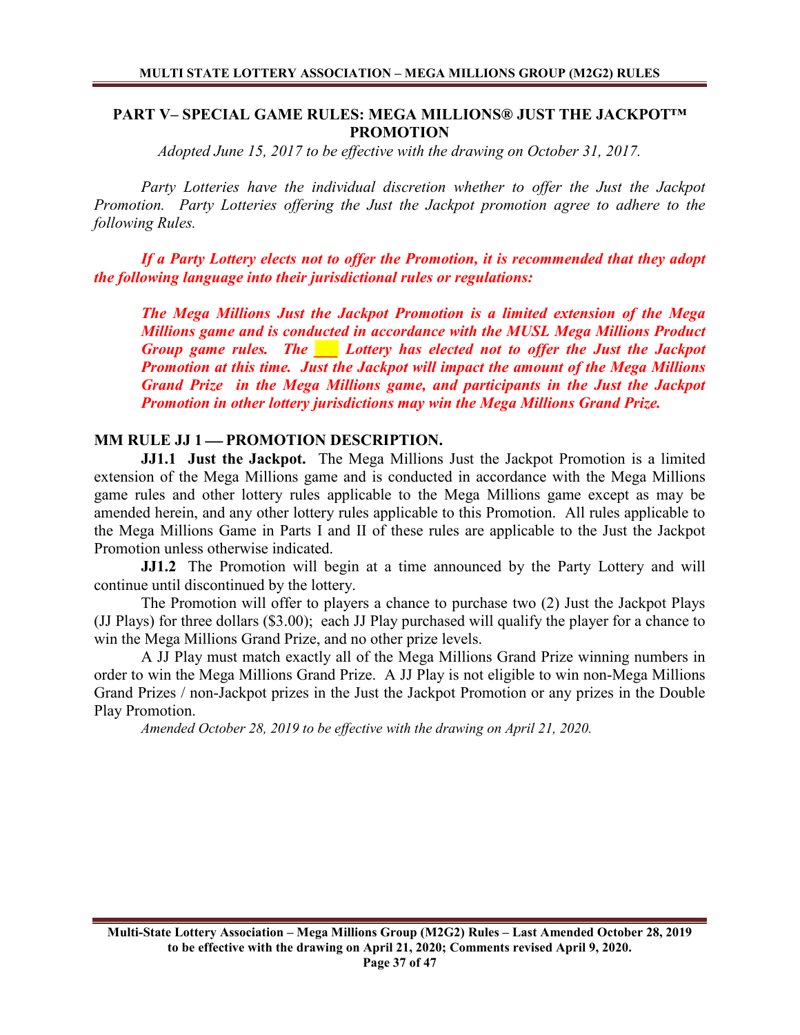## PART V– SPECIAL GAME RULES: MEGA MILLIONS® JUST THE JACKPOT™ PROMOTION

*Adopted June 15, 2017 to be effective with the drawing on October 31, 2017.*

*Party Lotteries have the individual discretion whether to offer the Just the Jackpot Promotion. Party Lotteries offering the Just the Jackpot promotion agree to adhere to the following Rules.*

***If a Party Lottery elects not to offer the Promotion, it is recommended that they adopt the following language into their jurisdictional rules or regulations:***

> ***The Mega Millions Just the Jackpot Promotion is a limited extension of the Mega Millions game and is conducted in accordance with the MUSL Mega Millions Product Group game rules. The ___ Lottery has elected not to offer the Just the Jackpot Promotion at this time. Just the Jackpot will impact the amount of the Mega Millions Grand Prize in the Mega Millions game, and participants in the Just the Jackpot Promotion in other lottery jurisdictions may win the Mega Millions Grand Prize.***

### MM RULE JJ 1 — PROMOTION DESCRIPTION.

**JJ1.1 Just the Jackpot.** The Mega Millions Just the Jackpot Promotion is a limited extension of the Mega Millions game and is conducted in accordance with the Mega Millions game rules and other lottery rules applicable to the Mega Millions game except as may be amended herein, and any other lottery rules applicable to this Promotion. All rules applicable to the Mega Millions Game in Parts I and II of these rules are applicable to the Just the Jackpot Promotion unless otherwise indicated.

**JJ1.2** The Promotion will begin at a time announced by the Party Lottery and will continue until discontinued by the lottery.

The Promotion will offer to players a chance to purchase two (2) Just the Jackpot Plays (JJ Plays) for three dollars ($3.00); each JJ Play purchased will qualify the player for a chance to win the Mega Millions Grand Prize, and no other prize levels.

A JJ Play must match exactly all of the Mega Millions Grand Prize winning numbers in order to win the Mega Millions Grand Prize. A JJ Play is not eligible to win non-Mega Millions Grand Prizes / non-Jackpot prizes in the Just the Jackpot Promotion or any prizes in the Double Play Promotion.

*Amended October 28, 2019 to be effective with the drawing on April 21, 2020.*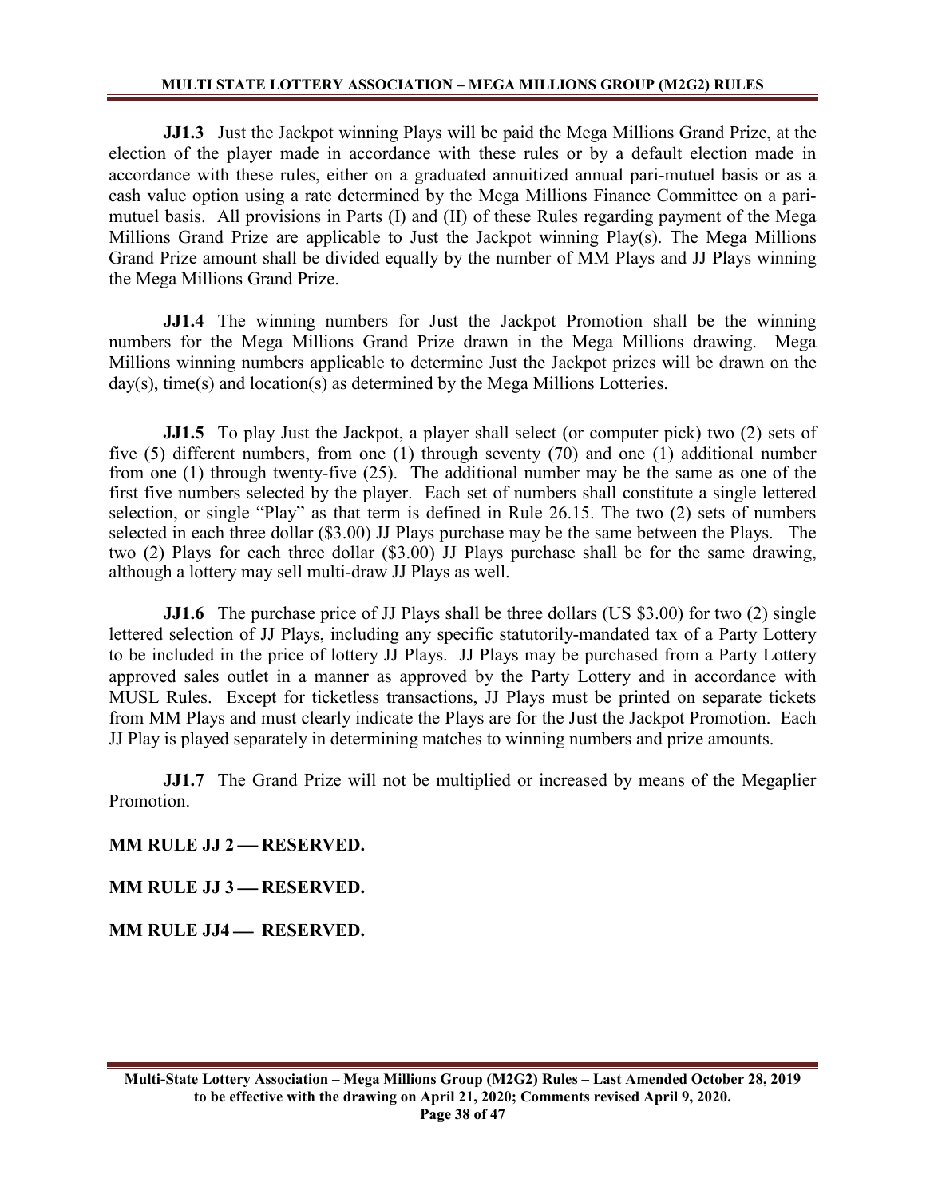**JJ1.3** Just the Jackpot winning Plays will be paid the Mega Millions Grand Prize, at the election of the player made in accordance with these rules or by a default election made in accordance with these rules, either on a graduated annuitized annual pari-mutuel basis or as a cash value option using a rate determined by the Mega Millions Finance Committee on a pari-mutuel basis. All provisions in Parts (I) and (II) of these Rules regarding payment of the Mega Millions Grand Prize are applicable to Just the Jackpot winning Play(s). The Mega Millions Grand Prize amount shall be divided equally by the number of MM Plays and JJ Plays winning the Mega Millions Grand Prize.

**JJ1.4** The winning numbers for Just the Jackpot Promotion shall be the winning numbers for the Mega Millions Grand Prize drawn in the Mega Millions drawing. Mega Millions winning numbers applicable to determine Just the Jackpot prizes will be drawn on the day(s), time(s) and location(s) as determined by the Mega Millions Lotteries.

**JJ1.5** To play Just the Jackpot, a player shall select (or computer pick) two (2) sets of five (5) different numbers, from one (1) through seventy (70) and one (1) additional number from one (1) through twenty-five (25). The additional number may be the same as one of the first five numbers selected by the player. Each set of numbers shall constitute a single lettered selection, or single "Play" as that term is defined in Rule 26.15. The two (2) sets of numbers selected in each three dollar ($3.00) JJ Plays purchase may be the same between the Plays. The two (2) Plays for each three dollar ($3.00) JJ Plays purchase shall be for the same drawing, although a lottery may sell multi-draw JJ Plays as well.

**JJ1.6** The purchase price of JJ Plays shall be three dollars (US $3.00) for two (2) single lettered selection of JJ Plays, including any specific statutorily-mandated tax of a Party Lottery to be included in the price of lottery JJ Plays. JJ Plays may be purchased from a Party Lottery approved sales outlet in a manner as approved by the Party Lottery and in accordance with MUSL Rules. Except for ticketless transactions, JJ Plays must be printed on separate tickets from MM Plays and must clearly indicate the Plays are for the Just the Jackpot Promotion. Each JJ Play is played separately in determining matches to winning numbers and prize amounts.

**JJ1.7** The Grand Prize will not be multiplied or increased by means of the Megaplier Promotion.

**MM RULE JJ 2 — RESERVED.**

**MM RULE JJ 3 — RESERVED.**

**MM RULE JJ4 — RESERVED.**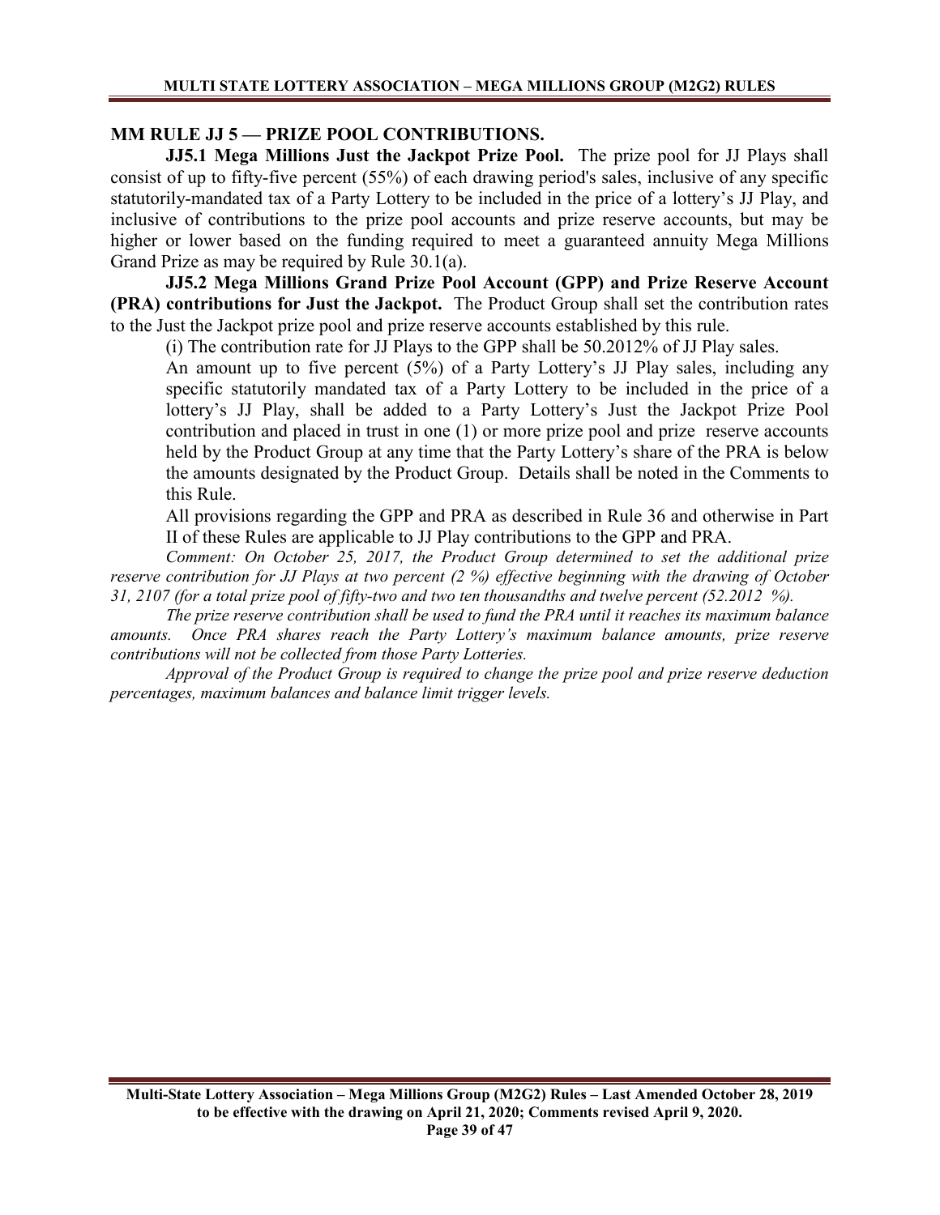## MM RULE JJ 5 — PRIZE POOL CONTRIBUTIONS.

**JJ5.1 Mega Millions Just the Jackpot Prize Pool.** The prize pool for JJ Plays shall consist of up to fifty-five percent (55%) of each drawing period's sales, inclusive of any specific statutorily-mandated tax of a Party Lottery to be included in the price of a lottery's JJ Play, and inclusive of contributions to the prize pool accounts and prize reserve accounts, but may be higher or lower based on the funding required to meet a guaranteed annuity Mega Millions Grand Prize as may be required by Rule 30.1(a).

**JJ5.2 Mega Millions Grand Prize Pool Account (GPP) and Prize Reserve Account (PRA) contributions for Just the Jackpot.** The Product Group shall set the contribution rates to the Just the Jackpot prize pool and prize reserve accounts established by this rule.

(i) The contribution rate for JJ Plays to the GPP shall be 50.2012% of JJ Play sales.

An amount up to five percent (5%) of a Party Lottery's JJ Play sales, including any specific statutorily mandated tax of a Party Lottery to be included in the price of a lottery's JJ Play, shall be added to a Party Lottery's Just the Jackpot Prize Pool contribution and placed in trust in one (1) or more prize pool and prize reserve accounts held by the Product Group at any time that the Party Lottery's share of the PRA is below the amounts designated by the Product Group. Details shall be noted in the Comments to this Rule.

All provisions regarding the GPP and PRA as described in Rule 36 and otherwise in Part II of these Rules are applicable to JJ Play contributions to the GPP and PRA.

*Comment: On October 25, 2017, the Product Group determined to set the additional prize reserve contribution for JJ Plays at two percent (2 %) effective beginning with the drawing of October 31, 2107 (for a total prize pool of fifty-two and two ten thousandths and twelve percent (52.2012 %).*

*The prize reserve contribution shall be used to fund the PRA until it reaches its maximum balance amounts. Once PRA shares reach the Party Lottery's maximum balance amounts, prize reserve contributions will not be collected from those Party Lotteries.*

*Approval of the Product Group is required to change the prize pool and prize reserve deduction percentages, maximum balances and balance limit trigger levels.*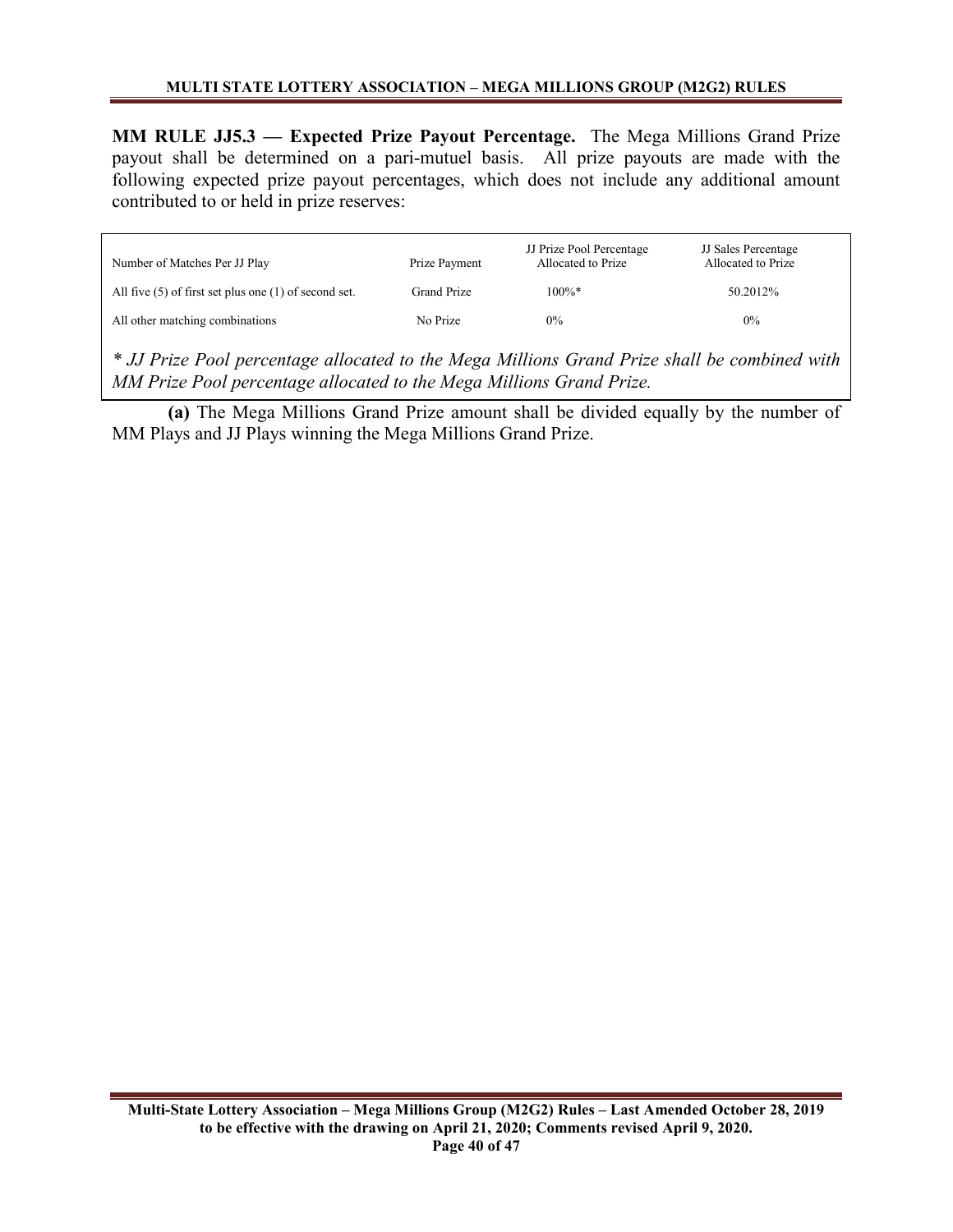**MM RULE JJ5.3 — Expected Prize Payout Percentage.** The Mega Millions Grand Prize payout shall be determined on a pari-mutuel basis. All prize payouts are made with the following expected prize payout percentages, which does not include any additional amount contributed to or held in prize reserves:

| Number of Matches Per JJ Play | Prize Payment | JJ Prize Pool Percentage Allocated to Prize | JJ Sales Percentage Allocated to Prize |
|---|---|---|---|
| All five (5) of first set plus one (1) of second set. | Grand Prize | 100%* | 50.2012% |
| All other matching combinations | No Prize | 0% | 0% |

*\* JJ Prize Pool percentage allocated to the Mega Millions Grand Prize shall be combined with MM Prize Pool percentage allocated to the Mega Millions Grand Prize.*

**(a)** The Mega Millions Grand Prize amount shall be divided equally by the number of MM Plays and JJ Plays winning the Mega Millions Grand Prize.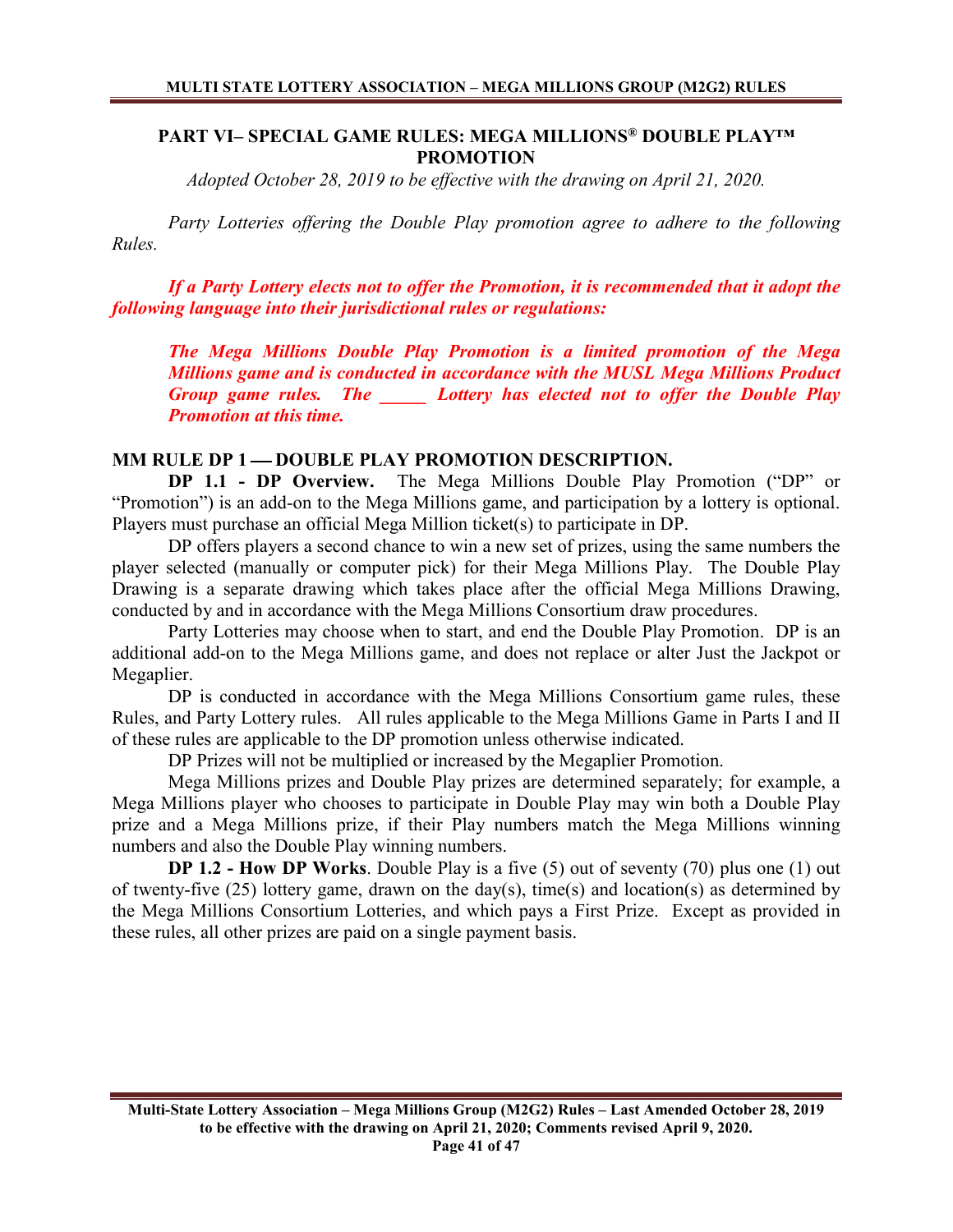## PART VI– SPECIAL GAME RULES: MEGA MILLIONS® DOUBLE PLAY™ PROMOTION

*Adopted October 28, 2019 to be effective with the drawing on April 21, 2020.*

*Party Lotteries offering the Double Play promotion agree to adhere to the following Rules.*

***If a Party Lottery elects not to offer the Promotion, it is recommended that it adopt the following language into their jurisdictional rules or regulations:***

> ***The Mega Millions Double Play Promotion is a limited promotion of the Mega Millions game and is conducted in accordance with the MUSL Mega Millions Product Group game rules. The _____ Lottery has elected not to offer the Double Play Promotion at this time.***

### MM RULE DP 1 — DOUBLE PLAY PROMOTION DESCRIPTION.

**DP 1.1 - DP Overview.** The Mega Millions Double Play Promotion ("DP" or "Promotion") is an add-on to the Mega Millions game, and participation by a lottery is optional. Players must purchase an official Mega Million ticket(s) to participate in DP.

DP offers players a second chance to win a new set of prizes, using the same numbers the player selected (manually or computer pick) for their Mega Millions Play. The Double Play Drawing is a separate drawing which takes place after the official Mega Millions Drawing, conducted by and in accordance with the Mega Millions Consortium draw procedures.

Party Lotteries may choose when to start, and end the Double Play Promotion. DP is an additional add-on to the Mega Millions game, and does not replace or alter Just the Jackpot or Megaplier.

DP is conducted in accordance with the Mega Millions Consortium game rules, these Rules, and Party Lottery rules. All rules applicable to the Mega Millions Game in Parts I and II of these rules are applicable to the DP promotion unless otherwise indicated.

DP Prizes will not be multiplied or increased by the Megaplier Promotion.

Mega Millions prizes and Double Play prizes are determined separately; for example, a Mega Millions player who chooses to participate in Double Play may win both a Double Play prize and a Mega Millions prize, if their Play numbers match the Mega Millions winning numbers and also the Double Play winning numbers.

**DP 1.2 - How DP Works**. Double Play is a five (5) out of seventy (70) plus one (1) out of twenty-five (25) lottery game, drawn on the day(s), time(s) and location(s) as determined by the Mega Millions Consortium Lotteries, and which pays a First Prize. Except as provided in these rules, all other prizes are paid on a single payment basis.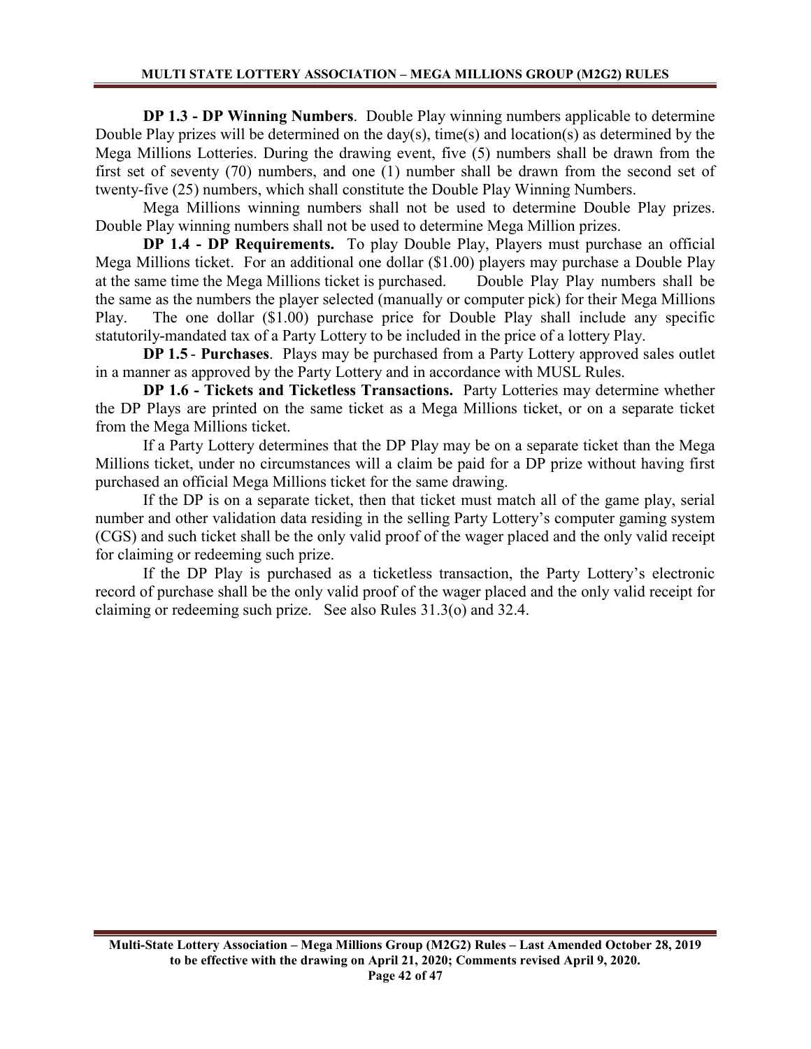**DP 1.3 - DP Winning Numbers**. Double Play winning numbers applicable to determine Double Play prizes will be determined on the day(s), time(s) and location(s) as determined by the Mega Millions Lotteries. During the drawing event, five (5) numbers shall be drawn from the first set of seventy (70) numbers, and one (1) number shall be drawn from the second set of twenty-five (25) numbers, which shall constitute the Double Play Winning Numbers.

Mega Millions winning numbers shall not be used to determine Double Play prizes. Double Play winning numbers shall not be used to determine Mega Million prizes.

**DP 1.4 - DP Requirements.** To play Double Play, Players must purchase an official Mega Millions ticket. For an additional one dollar ($1.00) players may purchase a Double Play at the same time the Mega Millions ticket is purchased. Double Play Play numbers shall be the same as the numbers the player selected (manually or computer pick) for their Mega Millions Play. The one dollar ($1.00) purchase price for Double Play shall include any specific statutorily-mandated tax of a Party Lottery to be included in the price of a lottery Play.

**DP 1.5** - **Purchases**. Plays may be purchased from a Party Lottery approved sales outlet in a manner as approved by the Party Lottery and in accordance with MUSL Rules.

**DP 1.6 - Tickets and Ticketless Transactions.** Party Lotteries may determine whether the DP Plays are printed on the same ticket as a Mega Millions ticket, or on a separate ticket from the Mega Millions ticket.

If a Party Lottery determines that the DP Play may be on a separate ticket than the Mega Millions ticket, under no circumstances will a claim be paid for a DP prize without having first purchased an official Mega Millions ticket for the same drawing.

If the DP is on a separate ticket, then that ticket must match all of the game play, serial number and other validation data residing in the selling Party Lottery's computer gaming system (CGS) and such ticket shall be the only valid proof of the wager placed and the only valid receipt for claiming or redeeming such prize.

If the DP Play is purchased as a ticketless transaction, the Party Lottery's electronic record of purchase shall be the only valid proof of the wager placed and the only valid receipt for claiming or redeeming such prize. See also Rules 31.3(o) and 32.4.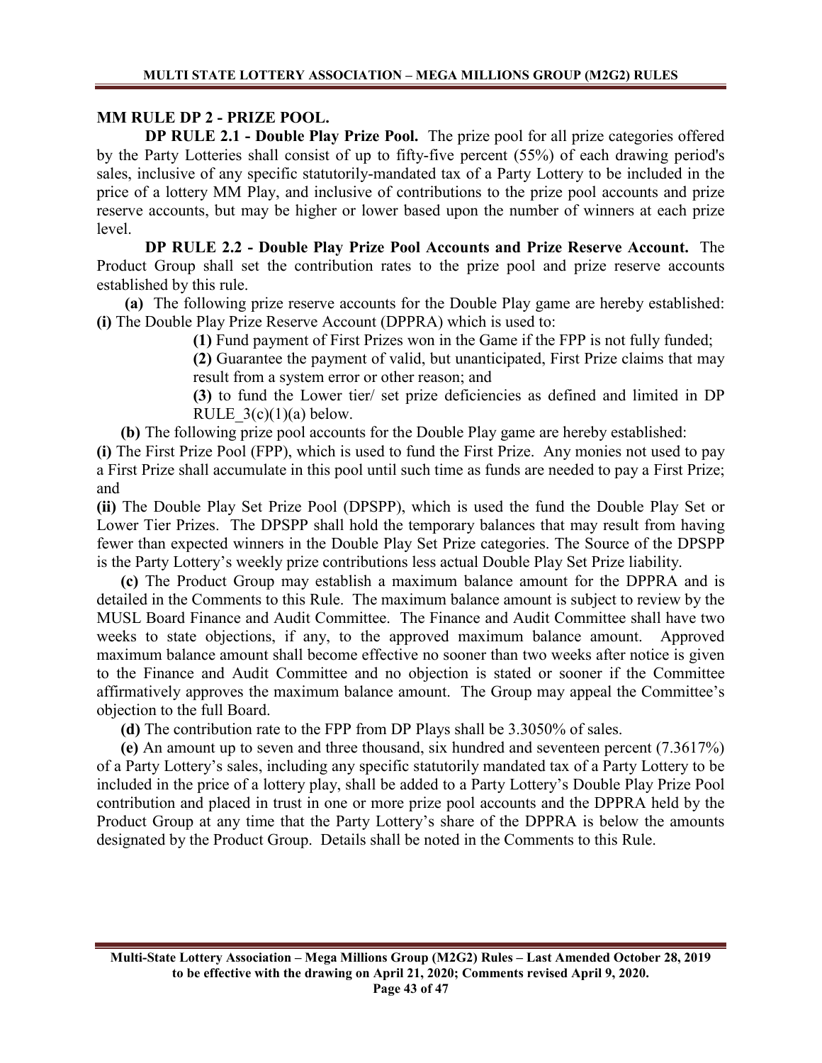## MM RULE DP 2 - PRIZE POOL.

**DP RULE 2.1 - Double Play Prize Pool.** The prize pool for all prize categories offered by the Party Lotteries shall consist of up to fifty-five percent (55%) of each drawing period's sales, inclusive of any specific statutorily-mandated tax of a Party Lottery to be included in the price of a lottery MM Play, and inclusive of contributions to the prize pool accounts and prize reserve accounts, but may be higher or lower based upon the number of winners at each prize level.

**DP RULE 2.2 - Double Play Prize Pool Accounts and Prize Reserve Account.** The Product Group shall set the contribution rates to the prize pool and prize reserve accounts established by this rule.

**(a)** The following prize reserve accounts for the Double Play game are hereby established: **(i)** The Double Play Prize Reserve Account (DPPRA) which is used to:

> **(1)** Fund payment of First Prizes won in the Game if the FPP is not fully funded;
>
> **(2)** Guarantee the payment of valid, but unanticipated, First Prize claims that may result from a system error or other reason; and
>
> **(3)** to fund the Lower tier/ set prize deficiencies as defined and limited in DP RULE_3(c)(1)(a) below.

**(b)** The following prize pool accounts for the Double Play game are hereby established:

**(i)** The First Prize Pool (FPP), which is used to fund the First Prize. Any monies not used to pay a First Prize shall accumulate in this pool until such time as funds are needed to pay a First Prize; and

**(ii)** The Double Play Set Prize Pool (DPSPP), which is used the fund the Double Play Set or Lower Tier Prizes. The DPSPP shall hold the temporary balances that may result from having fewer than expected winners in the Double Play Set Prize categories. The Source of the DPSPP is the Party Lottery's weekly prize contributions less actual Double Play Set Prize liability.

**(c)** The Product Group may establish a maximum balance amount for the DPPRA and is detailed in the Comments to this Rule. The maximum balance amount is subject to review by the MUSL Board Finance and Audit Committee. The Finance and Audit Committee shall have two weeks to state objections, if any, to the approved maximum balance amount. Approved maximum balance amount shall become effective no sooner than two weeks after notice is given to the Finance and Audit Committee and no objection is stated or sooner if the Committee affirmatively approves the maximum balance amount. The Group may appeal the Committee's objection to the full Board.

**(d)** The contribution rate to the FPP from DP Plays shall be 3.3050% of sales.

**(e)** An amount up to seven and three thousand, six hundred and seventeen percent (7.3617%) of a Party Lottery's sales, including any specific statutorily mandated tax of a Party Lottery to be included in the price of a lottery play, shall be added to a Party Lottery's Double Play Prize Pool contribution and placed in trust in one or more prize pool accounts and the DPPRA held by the Product Group at any time that the Party Lottery's share of the DPPRA is below the amounts designated by the Product Group. Details shall be noted in the Comments to this Rule.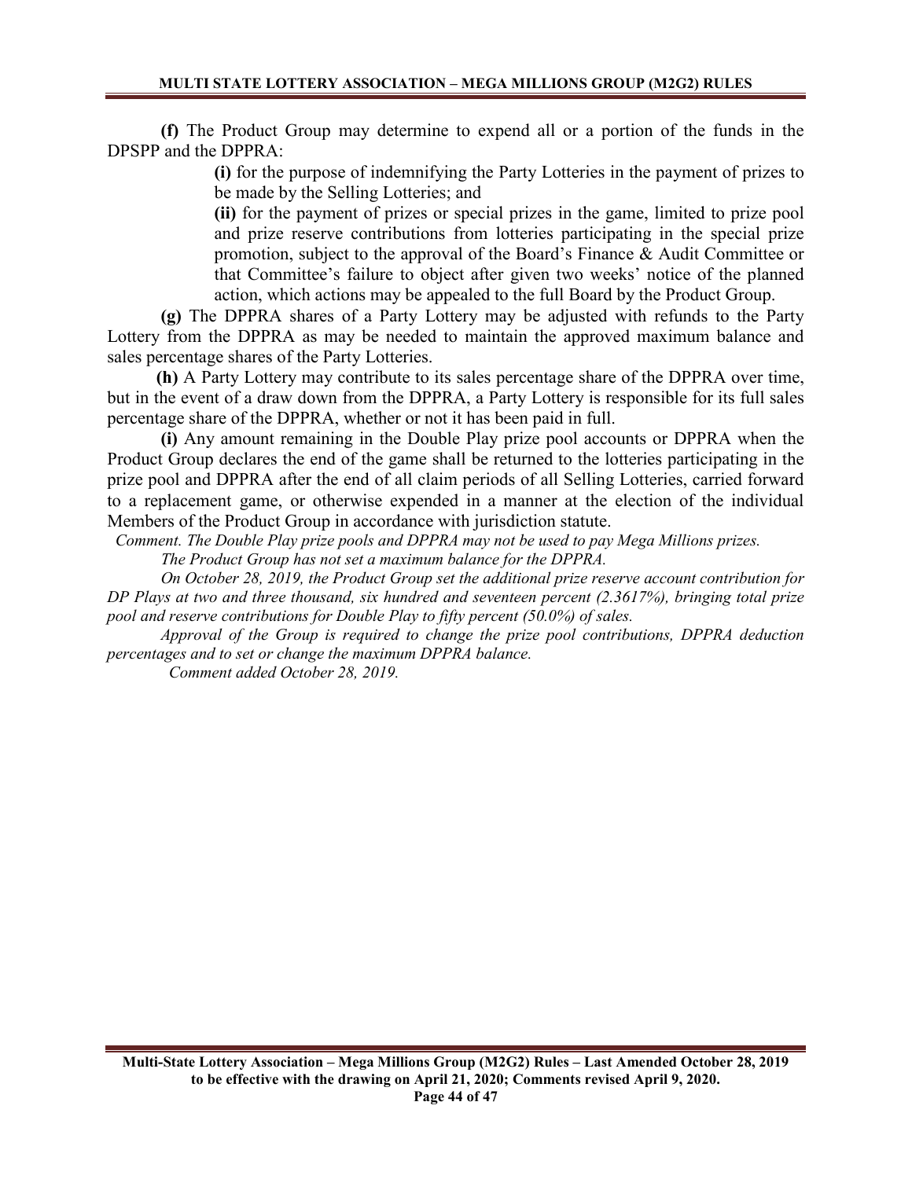**(f)** The Product Group may determine to expend all or a portion of the funds in the DPSPP and the DPPRA:

> **(i)** for the purpose of indemnifying the Party Lotteries in the payment of prizes to be made by the Selling Lotteries; and
>
> **(ii)** for the payment of prizes or special prizes in the game, limited to prize pool and prize reserve contributions from lotteries participating in the special prize promotion, subject to the approval of the Board's Finance & Audit Committee or that Committee's failure to object after given two weeks' notice of the planned action, which actions may be appealed to the full Board by the Product Group.

**(g)** The DPPRA shares of a Party Lottery may be adjusted with refunds to the Party Lottery from the DPPRA as may be needed to maintain the approved maximum balance and sales percentage shares of the Party Lotteries.

**(h)** A Party Lottery may contribute to its sales percentage share of the DPPRA over time, but in the event of a draw down from the DPPRA, a Party Lottery is responsible for its full sales percentage share of the DPPRA, whether or not it has been paid in full.

**(i)** Any amount remaining in the Double Play prize pool accounts or DPPRA when the Product Group declares the end of the game shall be returned to the lotteries participating in the prize pool and DPPRA after the end of all claim periods of all Selling Lotteries, carried forward to a replacement game, or otherwise expended in a manner at the election of the individual Members of the Product Group in accordance with jurisdiction statute.

*Comment. The Double Play prize pools and DPPRA may not be used to pay Mega Millions prizes.*

*The Product Group has not set a maximum balance for the DPPRA.*

*On October 28, 2019, the Product Group set the additional prize reserve account contribution for DP Plays at two and three thousand, six hundred and seventeen percent (2.3617%), bringing total prize pool and reserve contributions for Double Play to fifty percent (50.0%) of sales.*

*Approval of the Group is required to change the prize pool contributions, DPPRA deduction percentages and to set or change the maximum DPPRA balance.*

*Comment added October 28, 2019.*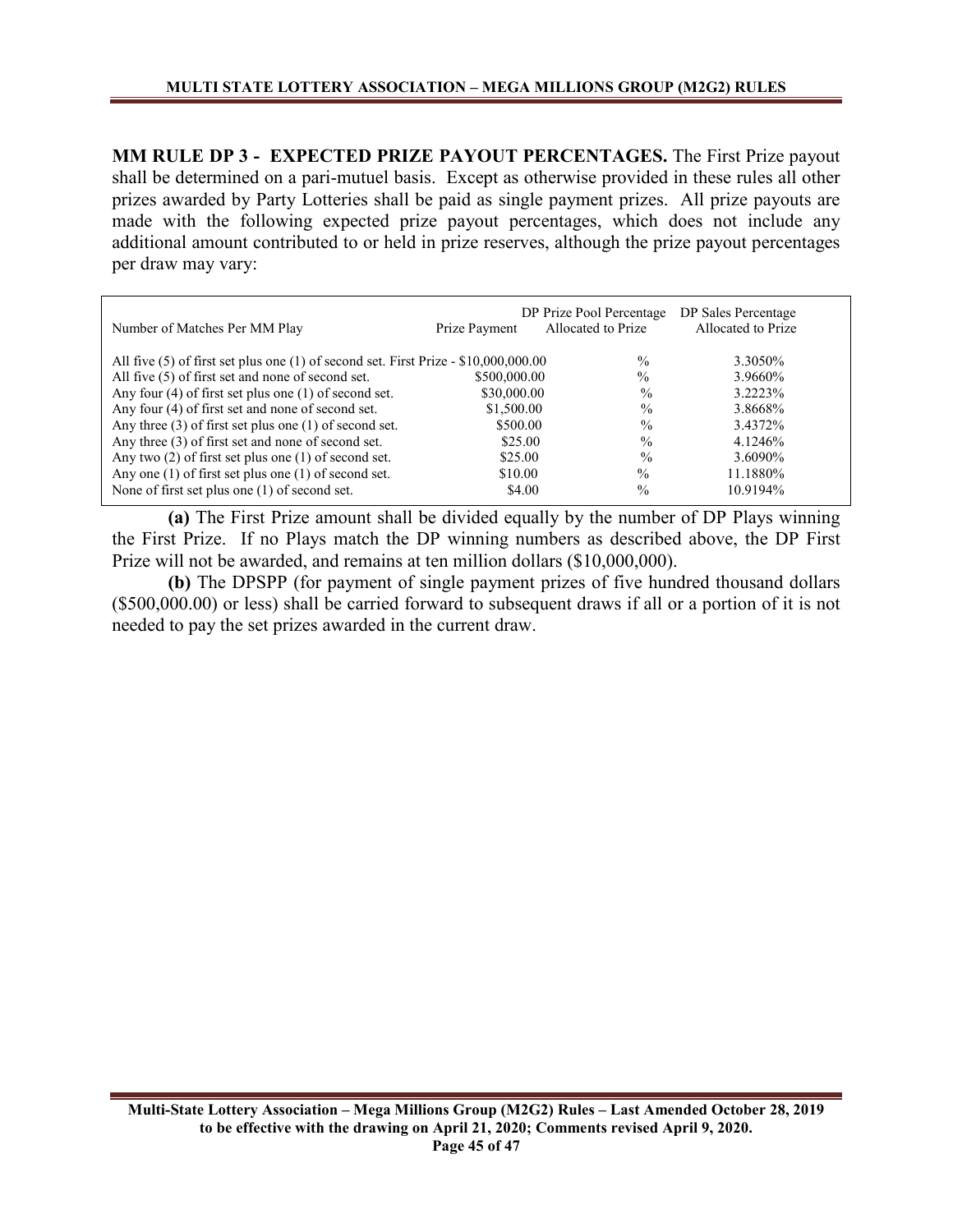**MM RULE DP 3 - EXPECTED PRIZE PAYOUT PERCENTAGES.** The First Prize payout shall be determined on a pari-mutuel basis. Except as otherwise provided in these rules all other prizes awarded by Party Lotteries shall be paid as single payment prizes. All prize payouts are made with the following expected prize payout percentages, which does not include any additional amount contributed to or held in prize reserves, although the prize payout percentages per draw may vary:

| Number of Matches Per MM Play | Prize Payment | DP Prize Pool Percentage Allocated to Prize | DP Sales Percentage Allocated to Prize |
|---|---|---|---|
| All five (5) of first set plus one (1) of second set. | First Prize - $10,000,000.00 | % | 3.3050% |
| All five (5) of first set and none of second set. | $500,000.00 | % | 3.9660% |
| Any four (4) of first set plus one (1) of second set. | $30,000.00 | % | 3.2223% |
| Any four (4) of first set and none of second set. | $1,500.00 | % | 3.8668% |
| Any three (3) of first set plus one (1) of second set. | $500.00 | % | 3.4372% |
| Any three (3) of first set and none of second set. | $25.00 | % | 4.1246% |
| Any two (2) of first set plus one (1) of second set. | $25.00 | % | 3.6090% |
| Any one (1) of first set plus one (1) of second set. | $10.00 | % | 11.1880% |
| None of first set plus one (1) of second set. | $4.00 | % | 10.9194% |

**(a)** The First Prize amount shall be divided equally by the number of DP Plays winning the First Prize. If no Plays match the DP winning numbers as described above, the DP First Prize will not be awarded, and remains at ten million dollars ($10,000,000).

**(b)** The DPSPP (for payment of single payment prizes of five hundred thousand dollars ($500,000.00) or less) shall be carried forward to subsequent draws if all or a portion of it is not needed to pay the set prizes awarded in the current draw.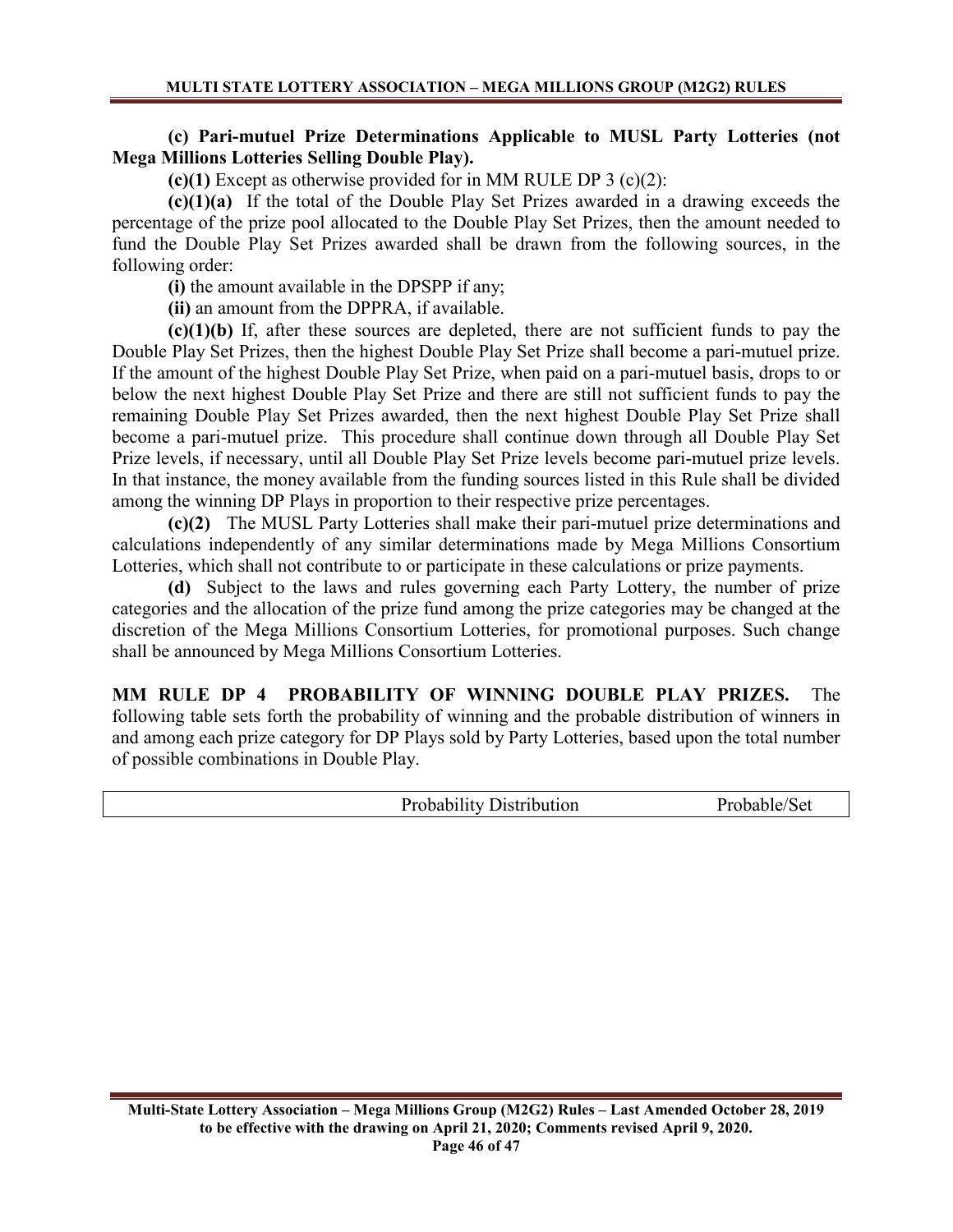**(c) Pari-mutuel Prize Determinations Applicable to MUSL Party Lotteries (not Mega Millions Lotteries Selling Double Play).**

**(c)(1)** Except as otherwise provided for in MM RULE DP 3 (c)(2):

**(c)(1)(a)** If the total of the Double Play Set Prizes awarded in a drawing exceeds the percentage of the prize pool allocated to the Double Play Set Prizes, then the amount needed to fund the Double Play Set Prizes awarded shall be drawn from the following sources, in the following order:

**(i)** the amount available in the DPSPP if any;

**(ii)** an amount from the DPPRA, if available.

**(c)(1)(b)** If, after these sources are depleted, there are not sufficient funds to pay the Double Play Set Prizes, then the highest Double Play Set Prize shall become a pari-mutuel prize. If the amount of the highest Double Play Set Prize, when paid on a pari-mutuel basis, drops to or below the next highest Double Play Set Prize and there are still not sufficient funds to pay the remaining Double Play Set Prizes awarded, then the next highest Double Play Set Prize shall become a pari-mutuel prize. This procedure shall continue down through all Double Play Set Prize levels, if necessary, until all Double Play Set Prize levels become pari-mutuel prize levels. In that instance, the money available from the funding sources listed in this Rule shall be divided among the winning DP Plays in proportion to their respective prize percentages.

**(c)(2)** The MUSL Party Lotteries shall make their pari-mutuel prize determinations and calculations independently of any similar determinations made by Mega Millions Consortium Lotteries, which shall not contribute to or participate in these calculations or prize payments.

**(d)** Subject to the laws and rules governing each Party Lottery, the number of prize categories and the allocation of the prize fund among the prize categories may be changed at the discretion of the Mega Millions Consortium Lotteries, for promotional purposes. Such change shall be announced by Mega Millions Consortium Lotteries.

**MM RULE DP 4 PROBABILITY OF WINNING DOUBLE PLAY PRIZES.** The following table sets forth the probability of winning and the probable distribution of winners in and among each prize category for DP Plays sold by Party Lotteries, based upon the total number of possible combinations in Double Play.

| | Probability Distribution | Probable/Set |
|---|---|---|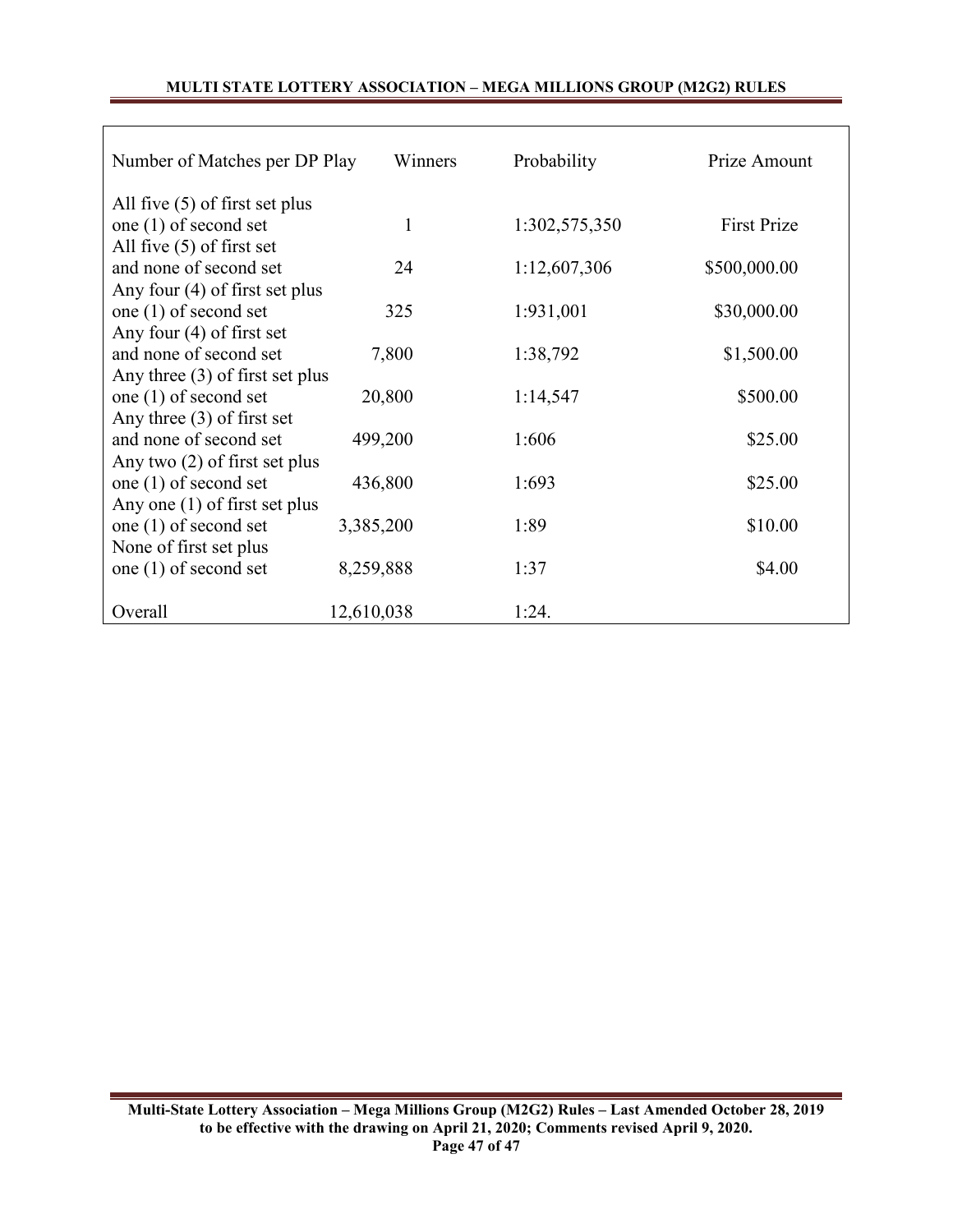| Number of Matches per DP Play | Winners | Probability | Prize Amount |
| --- | --- | --- | --- |
| All five (5) of first set plus one (1) of second set | 1 | 1:302,575,350 | First Prize |
| All five (5) of first set and none of second set | 24 | 1:12,607,306 | $500,000.00 |
| Any four (4) of first set plus one (1) of second set | 325 | 1:931,001 | $30,000.00 |
| Any four (4) of first set and none of second set | 7,800 | 1:38,792 | $1,500.00 |
| Any three (3) of first set plus one (1) of second set | 20,800 | 1:14,547 | $500.00 |
| Any three (3) of first set and none of second set | 499,200 | 1:606 | $25.00 |
| Any two (2) of first set plus one (1) of second set | 436,800 | 1:693 | $25.00 |
| Any one (1) of first set plus one (1) of second set | 3,385,200 | 1:89 | $10.00 |
| None of first set plus one (1) of second set | 8,259,888 | 1:37 | $4.00 |
| Overall | 12,610,038 | 1:24. | |